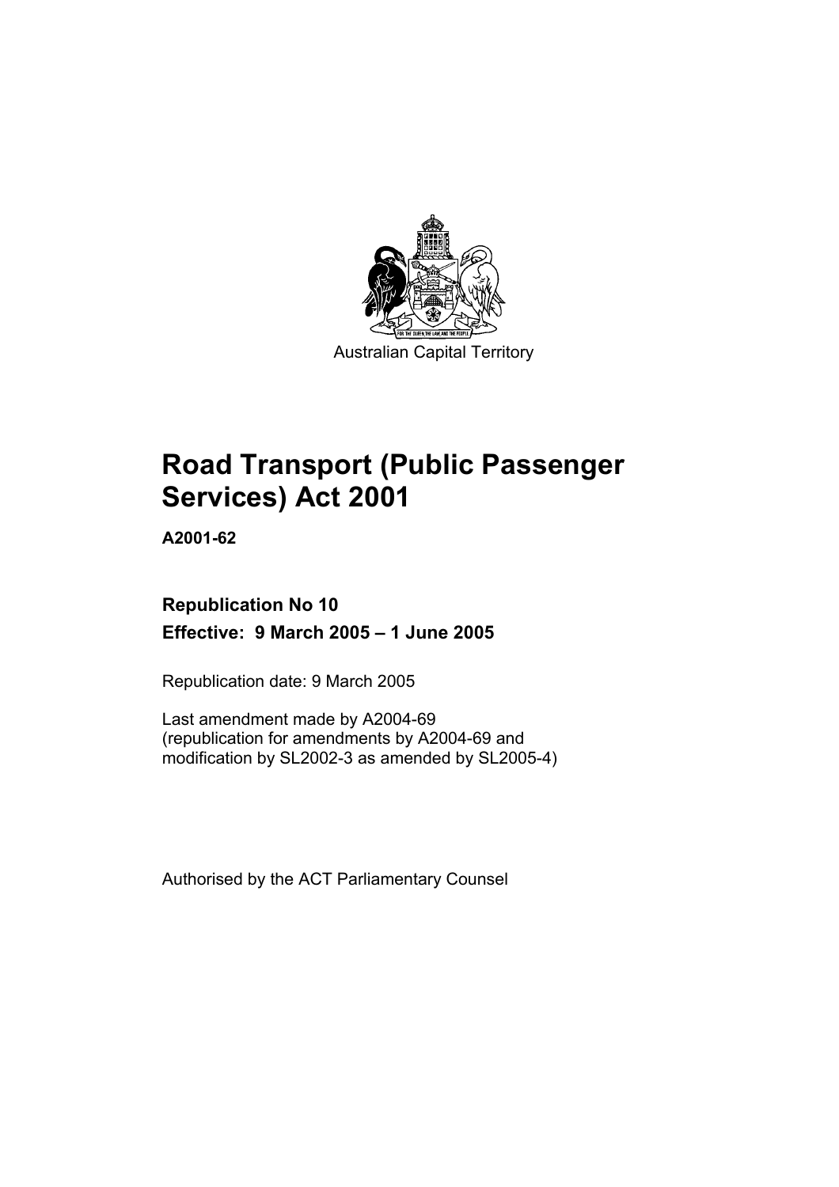Australian Capital Territory

# Road Transport (Public Passenger Services) Act 2001

**A2001-62**

**Republication No 10**

**Effective: 9 March 2005 – 1 June 2005**

Republication date: 9 March 2005

Last amendment made by A2004-69
(republication for amendments by A2004-69 and modification by SL2002-3 as amended by SL2005-4)

Authorised by the ACT Parliamentary Counsel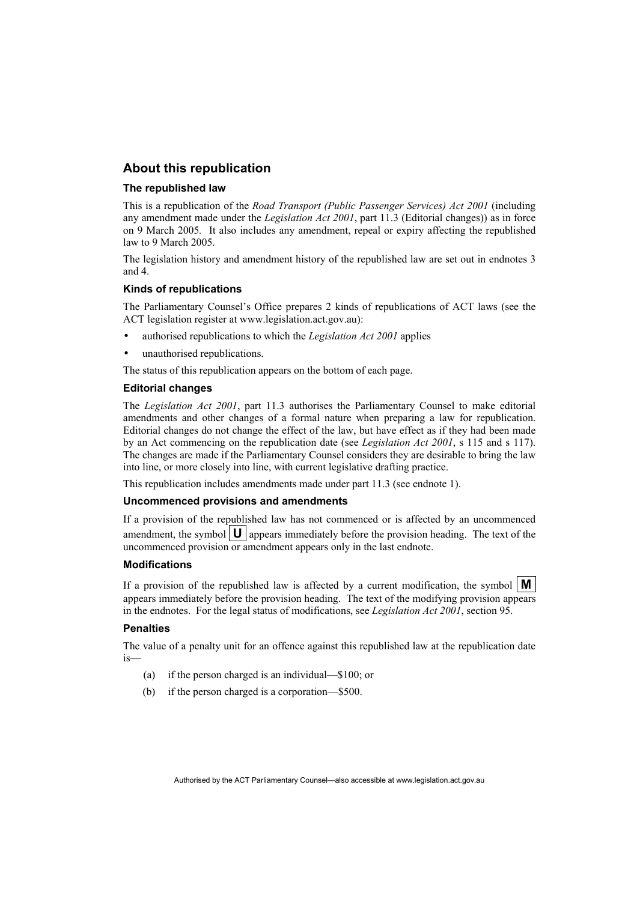## About this republication

### The republished law

This is a republication of the *Road Transport (Public Passenger Services) Act 2001* (including any amendment made under the *Legislation Act 2001*, part 11.3 (Editorial changes)) as in force on 9 March 2005. It also includes any amendment, repeal or expiry affecting the republished law to 9 March 2005.

The legislation history and amendment history of the republished law are set out in endnotes 3 and 4.

### Kinds of republications

The Parliamentary Counsel's Office prepares 2 kinds of republications of ACT laws (see the ACT legislation register at www.legislation.act.gov.au):

- authorised republications to which the *Legislation Act 2001* applies
- unauthorised republications.

The status of this republication appears on the bottom of each page.

### Editorial changes

The *Legislation Act 2001*, part 11.3 authorises the Parliamentary Counsel to make editorial amendments and other changes of a formal nature when preparing a law for republication. Editorial changes do not change the effect of the law, but have effect as if they had been made by an Act commencing on the republication date (see *Legislation Act 2001*, s 115 and s 117). The changes are made if the Parliamentary Counsel considers they are desirable to bring the law into line, or more closely into line, with current legislative drafting practice.

This republication includes amendments made under part 11.3 (see endnote 1).

### Uncommenced provisions and amendments

If a provision of the republished law has not commenced or is affected by an uncommenced amendment, the symbol **U** appears immediately before the provision heading. The text of the uncommenced provision or amendment appears only in the last endnote.

### Modifications

If a provision of the republished law is affected by a current modification, the symbol **M** appears immediately before the provision heading. The text of the modifying provision appears in the endnotes. For the legal status of modifications, see *Legislation Act 2001*, section 95.

### Penalties

The value of a penalty unit for an offence against this republished law at the republication date is—

(a) if the person charged is an individual—$100; or

(b) if the person charged is a corporation—$500.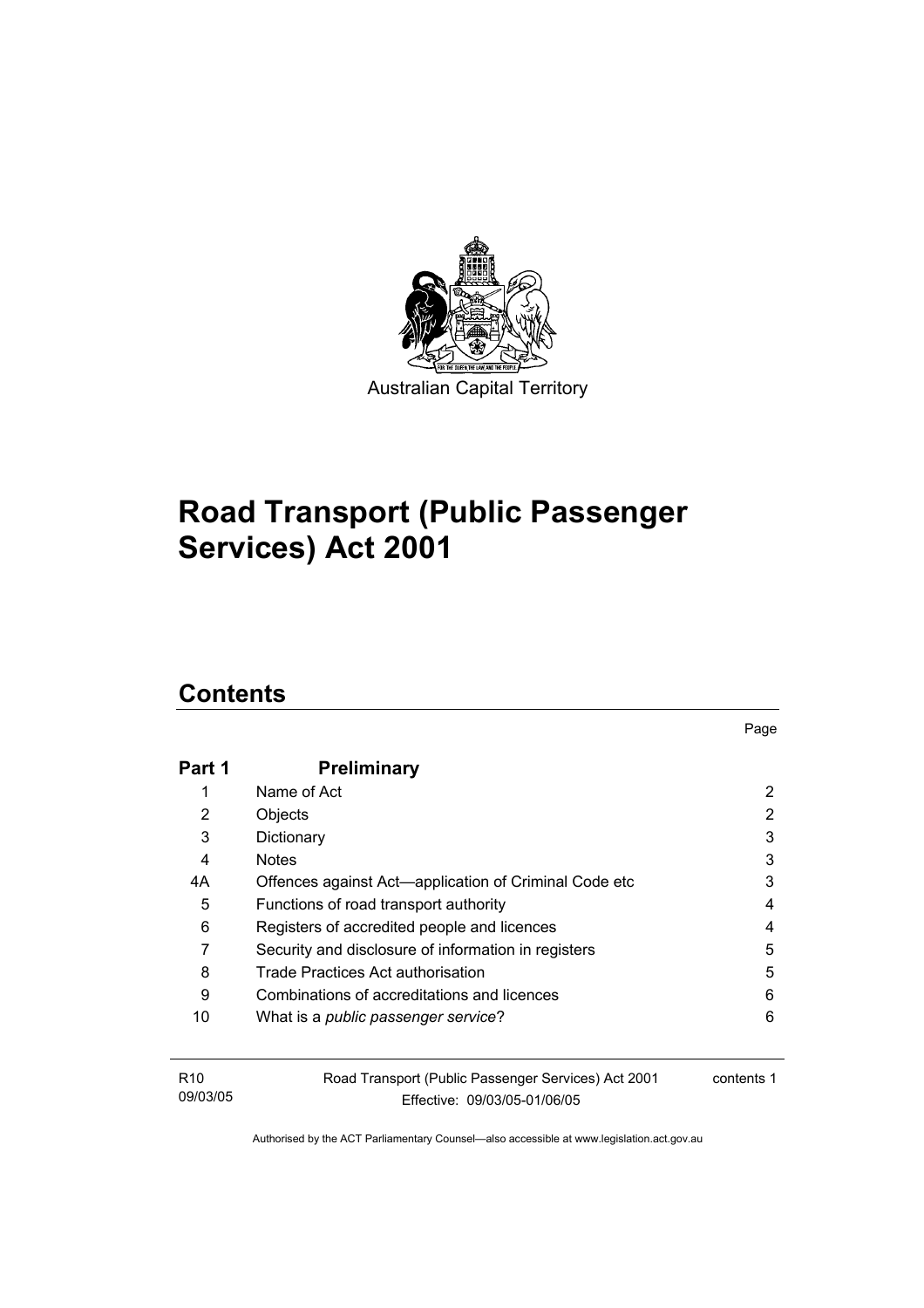Australian Capital Territory

# Road Transport (Public Passenger Services) Act 2001

## Contents

| | | Page |
|---|---|---|
| **Part 1** | **Preliminary** | |
| 1 | Name of Act | 2 |
| 2 | Objects | 2 |
| 3 | Dictionary | 3 |
| 4 | Notes | 3 |
| 4A | Offences against Act—application of Criminal Code etc | 3 |
| 5 | Functions of road transport authority | 4 |
| 6 | Registers of accredited people and licences | 4 |
| 7 | Security and disclosure of information in registers | 5 |
| 8 | Trade Practices Act authorisation | 5 |
| 9 | Combinations of accreditations and licences | 6 |
| 10 | What is a *public passenger service*? | 6 |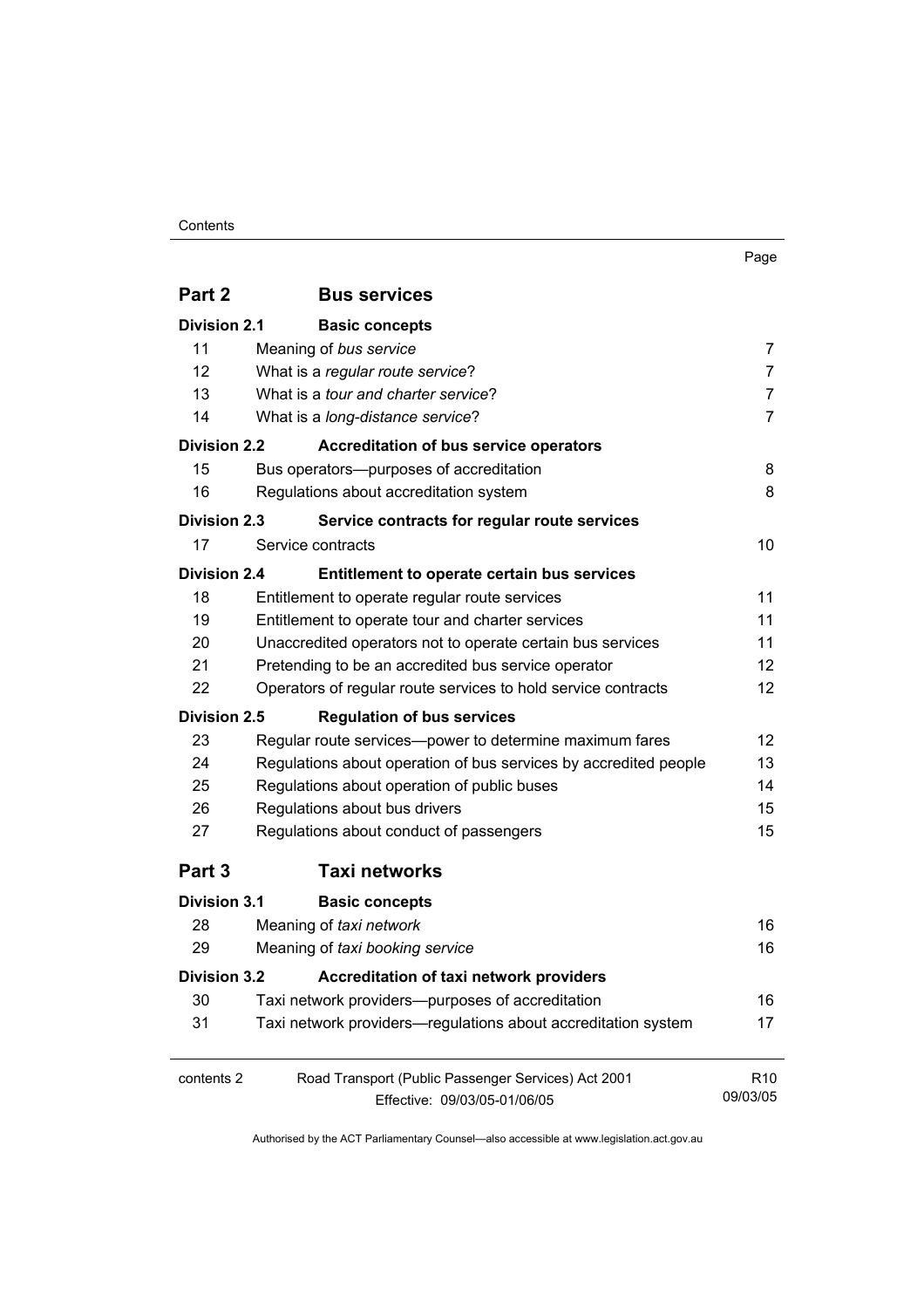| | | Page |
|---|---|---|
| **Part 2** | **Bus services** | |
| **Division 2.1** | **Basic concepts** | |
| 11 | Meaning of *bus service* | 7 |
| 12 | What is a *regular route service*? | 7 |
| 13 | What is a *tour and charter service*? | 7 |
| 14 | What is a *long-distance service*? | 7 |
| **Division 2.2** | **Accreditation of bus service operators** | |
| 15 | Bus operators—purposes of accreditation | 8 |
| 16 | Regulations about accreditation system | 8 |
| **Division 2.3** | **Service contracts for regular route services** | |
| 17 | Service contracts | 10 |
| **Division 2.4** | **Entitlement to operate certain bus services** | |
| 18 | Entitlement to operate regular route services | 11 |
| 19 | Entitlement to operate tour and charter services | 11 |
| 20 | Unaccredited operators not to operate certain bus services | 11 |
| 21 | Pretending to be an accredited bus service operator | 12 |
| 22 | Operators of regular route services to hold service contracts | 12 |
| **Division 2.5** | **Regulation of bus services** | |
| 23 | Regular route services—power to determine maximum fares | 12 |
| 24 | Regulations about operation of bus services by accredited people | 13 |
| 25 | Regulations about operation of public buses | 14 |
| 26 | Regulations about bus drivers | 15 |
| 27 | Regulations about conduct of passengers | 15 |
| **Part 3** | **Taxi networks** | |
| **Division 3.1** | **Basic concepts** | |
| 28 | Meaning of *taxi network* | 16 |
| 29 | Meaning of *taxi booking service* | 16 |
| **Division 3.2** | **Accreditation of taxi network providers** | |
| 30 | Taxi network providers—purposes of accreditation | 16 |
| 31 | Taxi network providers—regulations about accreditation system | 17 |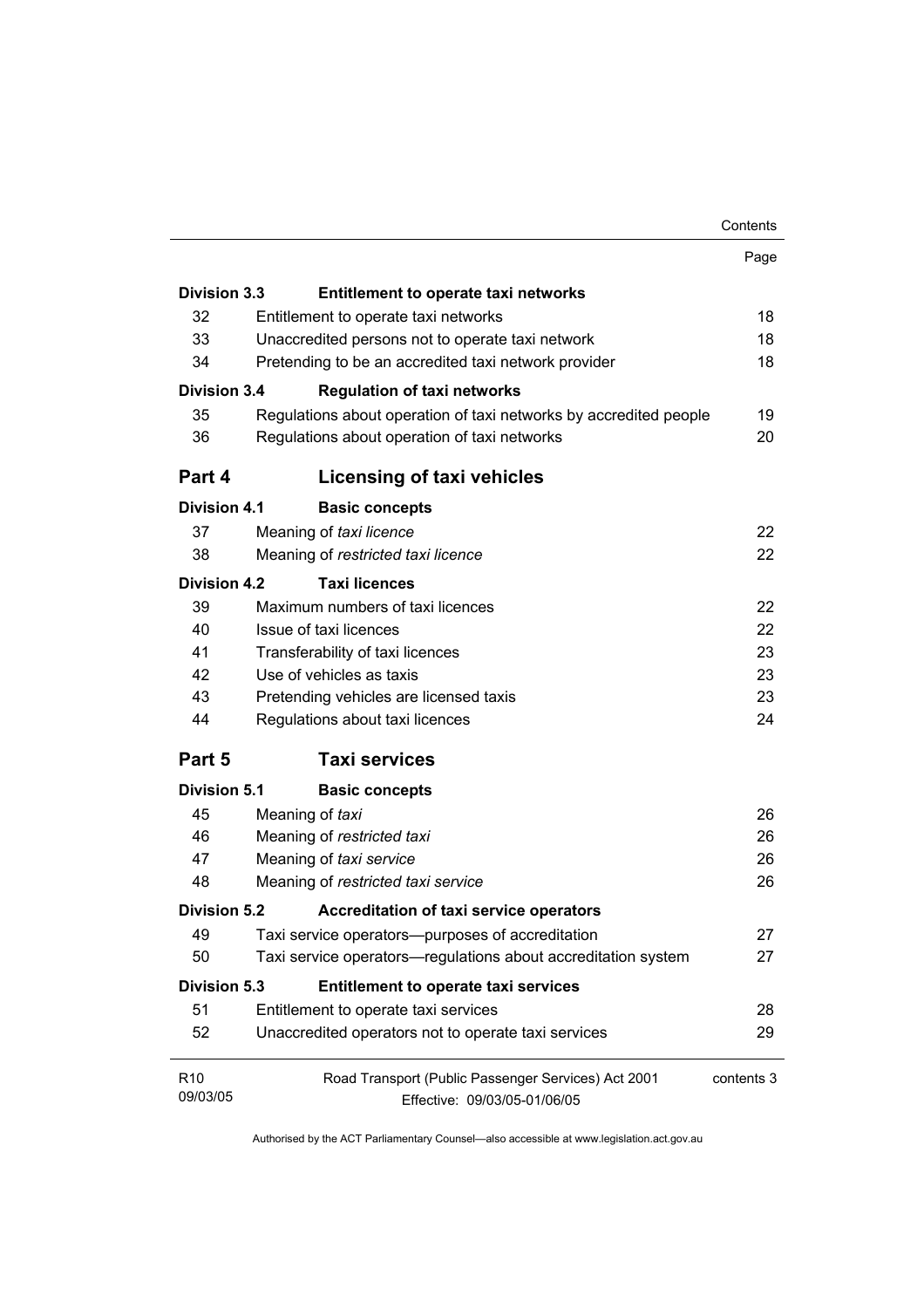| | | Page |
|---|---|---|
| **Division 3.3** | **Entitlement to operate taxi networks** | |
| 32 | Entitlement to operate taxi networks | 18 |
| 33 | Unaccredited persons not to operate taxi network | 18 |
| 34 | Pretending to be an accredited taxi network provider | 18 |
| **Division 3.4** | **Regulation of taxi networks** | |
| 35 | Regulations about operation of taxi networks by accredited people | 19 |
| 36 | Regulations about operation of taxi networks | 20 |
| **Part 4** | **Licensing of taxi vehicles** | |
| **Division 4.1** | **Basic concepts** | |
| 37 | Meaning of *taxi licence* | 22 |
| 38 | Meaning of *restricted taxi licence* | 22 |
| **Division 4.2** | **Taxi licences** | |
| 39 | Maximum numbers of taxi licences | 22 |
| 40 | Issue of taxi licences | 22 |
| 41 | Transferability of taxi licences | 23 |
| 42 | Use of vehicles as taxis | 23 |
| 43 | Pretending vehicles are licensed taxis | 23 |
| 44 | Regulations about taxi licences | 24 |
| **Part 5** | **Taxi services** | |
| **Division 5.1** | **Basic concepts** | |
| 45 | Meaning of *taxi* | 26 |
| 46 | Meaning of *restricted taxi* | 26 |
| 47 | Meaning of *taxi service* | 26 |
| 48 | Meaning of *restricted taxi service* | 26 |
| **Division 5.2** | **Accreditation of taxi service operators** | |
| 49 | Taxi service operators—purposes of accreditation | 27 |
| 50 | Taxi service operators—regulations about accreditation system | 27 |
| **Division 5.3** | **Entitlement to operate taxi services** | |
| 51 | Entitlement to operate taxi services | 28 |
| 52 | Unaccredited operators not to operate taxi services | 29 |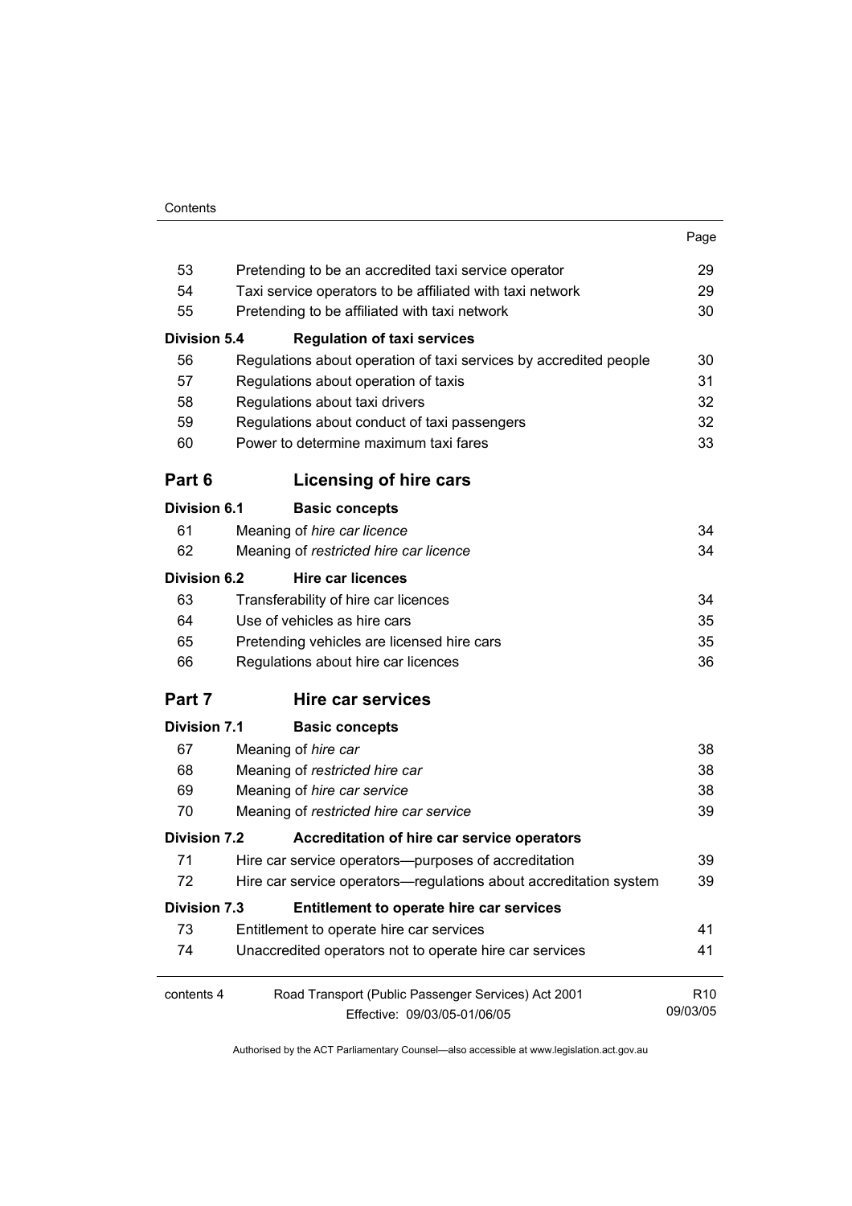| | | Page |
|---|---|---|
| 53 | Pretending to be an accredited taxi service operator | 29 |
| 54 | Taxi service operators to be affiliated with taxi network | 29 |
| 55 | Pretending to be affiliated with taxi network | 30 |
| **Division 5.4** | **Regulation of taxi services** | |
| 56 | Regulations about operation of taxi services by accredited people | 30 |
| 57 | Regulations about operation of taxis | 31 |
| 58 | Regulations about taxi drivers | 32 |
| 59 | Regulations about conduct of taxi passengers | 32 |
| 60 | Power to determine maximum taxi fares | 33 |
| **Part 6** | **Licensing of hire cars** | |
| **Division 6.1** | **Basic concepts** | |
| 61 | Meaning of *hire car licence* | 34 |
| 62 | Meaning of *restricted hire car licence* | 34 |
| **Division 6.2** | **Hire car licences** | |
| 63 | Transferability of hire car licences | 34 |
| 64 | Use of vehicles as hire cars | 35 |
| 65 | Pretending vehicles are licensed hire cars | 35 |
| 66 | Regulations about hire car licences | 36 |
| **Part 7** | **Hire car services** | |
| **Division 7.1** | **Basic concepts** | |
| 67 | Meaning of *hire car* | 38 |
| 68 | Meaning of *restricted hire car* | 38 |
| 69 | Meaning of *hire car service* | 38 |
| 70 | Meaning of *restricted hire car service* | 39 |
| **Division 7.2** | **Accreditation of hire car service operators** | |
| 71 | Hire car service operators—purposes of accreditation | 39 |
| 72 | Hire car service operators—regulations about accreditation system | 39 |
| **Division 7.3** | **Entitlement to operate hire car services** | |
| 73 | Entitlement to operate hire car services | 41 |
| 74 | Unaccredited operators not to operate hire car services | 41 |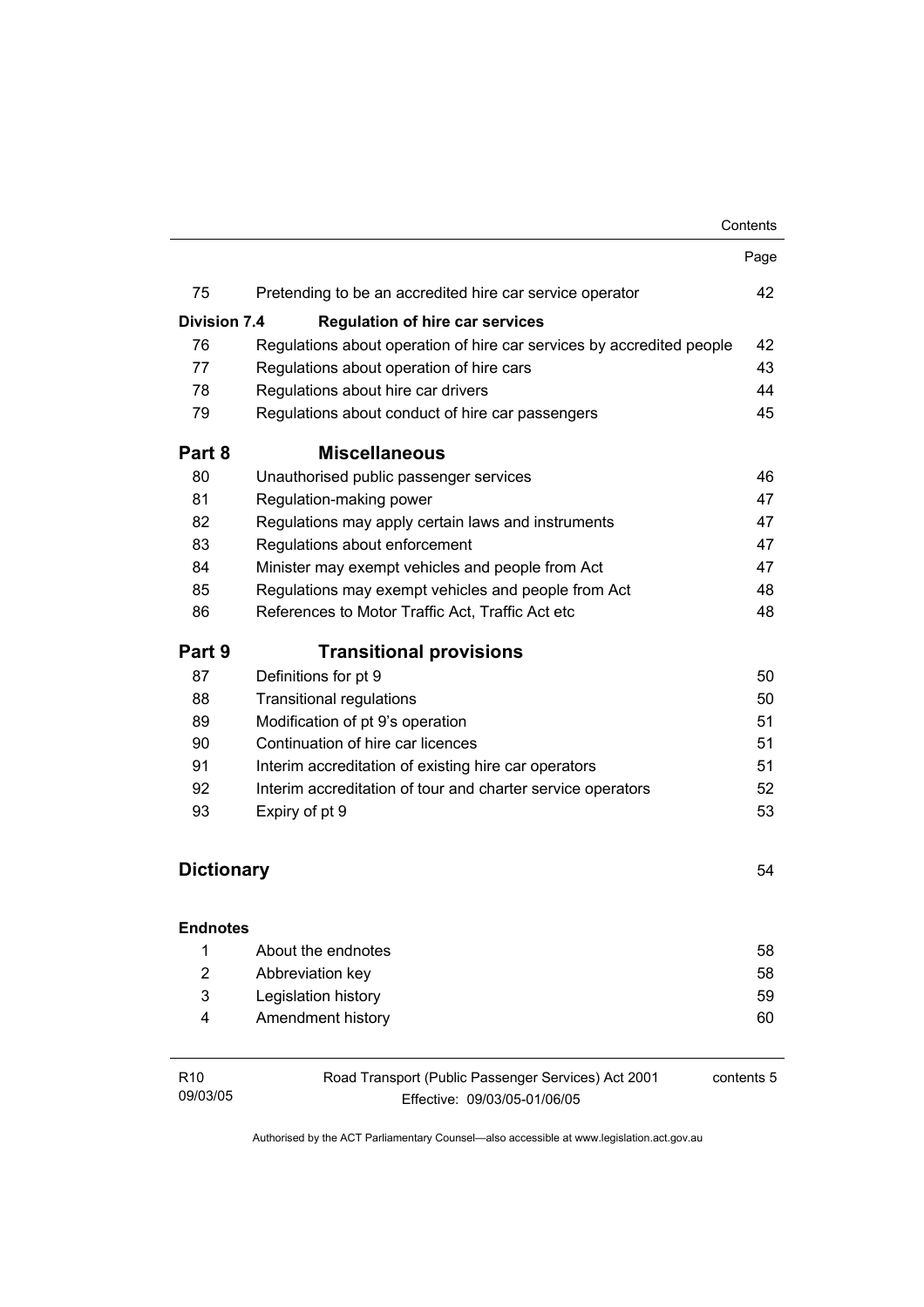| | | Page |
|---|---|---|
| 75 | Pretending to be an accredited hire car service operator | 42 |
| **Division 7.4** | **Regulation of hire car services** | |
| 76 | Regulations about operation of hire car services by accredited people | 42 |
| 77 | Regulations about operation of hire cars | 43 |
| 78 | Regulations about hire car drivers | 44 |
| 79 | Regulations about conduct of hire car passengers | 45 |
| **Part 8** | **Miscellaneous** | |
| 80 | Unauthorised public passenger services | 46 |
| 81 | Regulation-making power | 47 |
| 82 | Regulations may apply certain laws and instruments | 47 |
| 83 | Regulations about enforcement | 47 |
| 84 | Minister may exempt vehicles and people from Act | 47 |
| 85 | Regulations may exempt vehicles and people from Act | 48 |
| 86 | References to Motor Traffic Act, Traffic Act etc | 48 |
| **Part 9** | **Transitional provisions** | |
| 87 | Definitions for pt 9 | 50 |
| 88 | Transitional regulations | 50 |
| 89 | Modification of pt 9's operation | 51 |
| 90 | Continuation of hire car licences | 51 |
| 91 | Interim accreditation of existing hire car operators | 51 |
| 92 | Interim accreditation of tour and charter service operators | 52 |
| 93 | Expiry of pt 9 | 53 |
| **Dictionary** | | 54 |
| **Endnotes** | | |
| 1 | About the endnotes | 58 |
| 2 | Abbreviation key | 58 |
| 3 | Legislation history | 59 |
| 4 | Amendment history | 60 |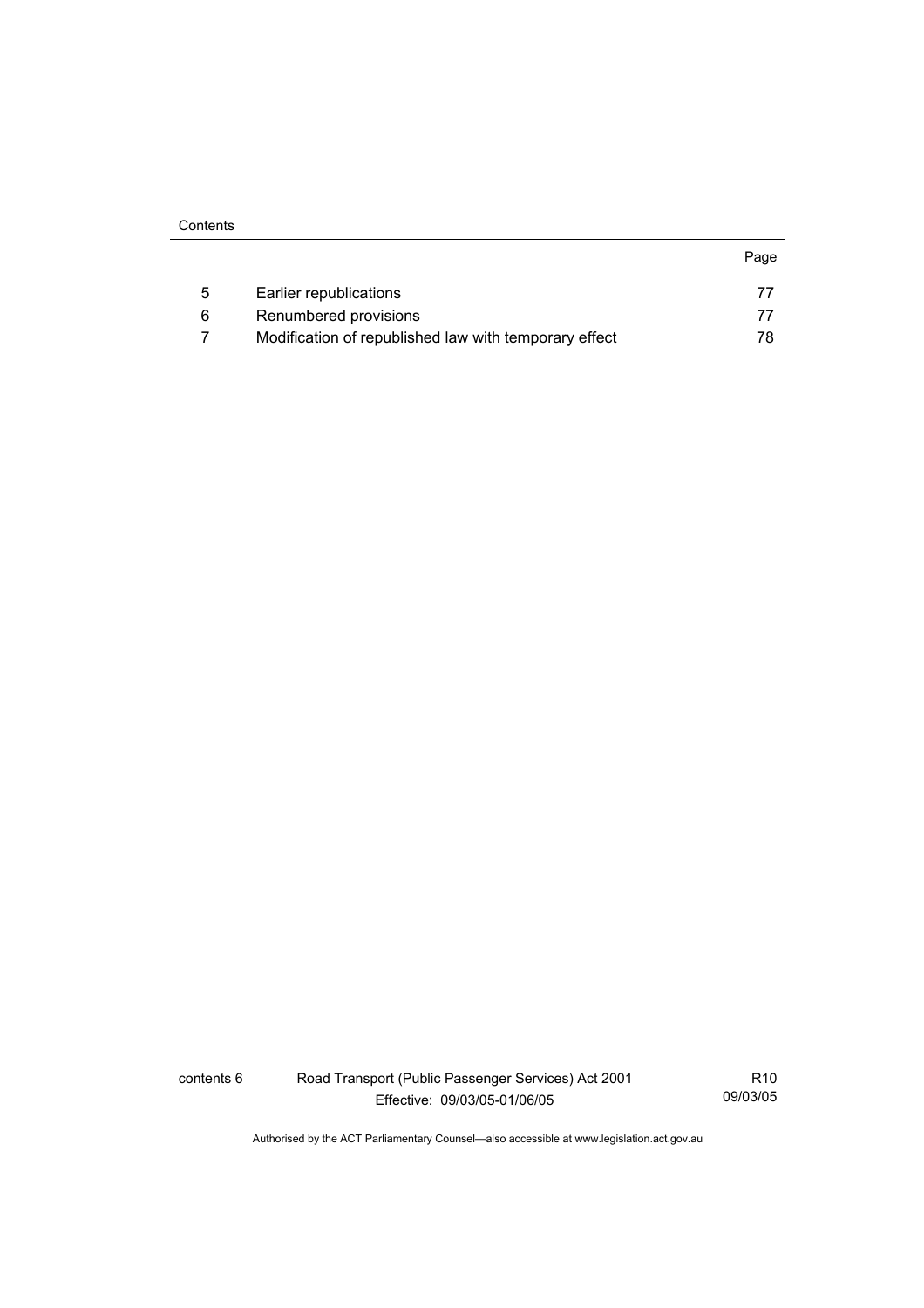| | | Page |
|---|---|---|
| 5 | Earlier republications | 77 |
| 6 | Renumbered provisions | 77 |
| 7 | Modification of republished law with temporary effect | 78 |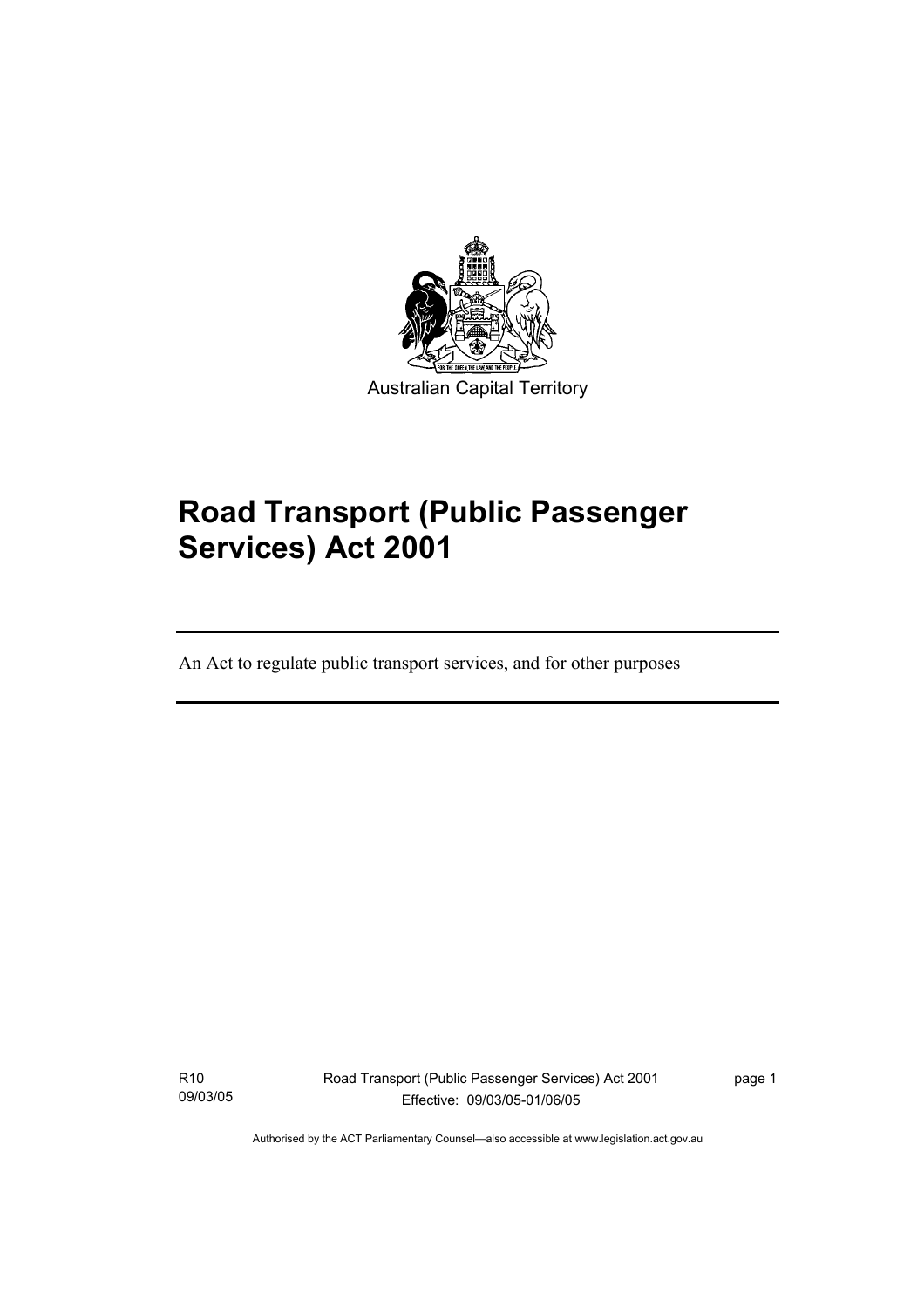Australian Capital Territory

# Road Transport (Public Passenger Services) Act 2001

An Act to regulate public transport services, and for other purposes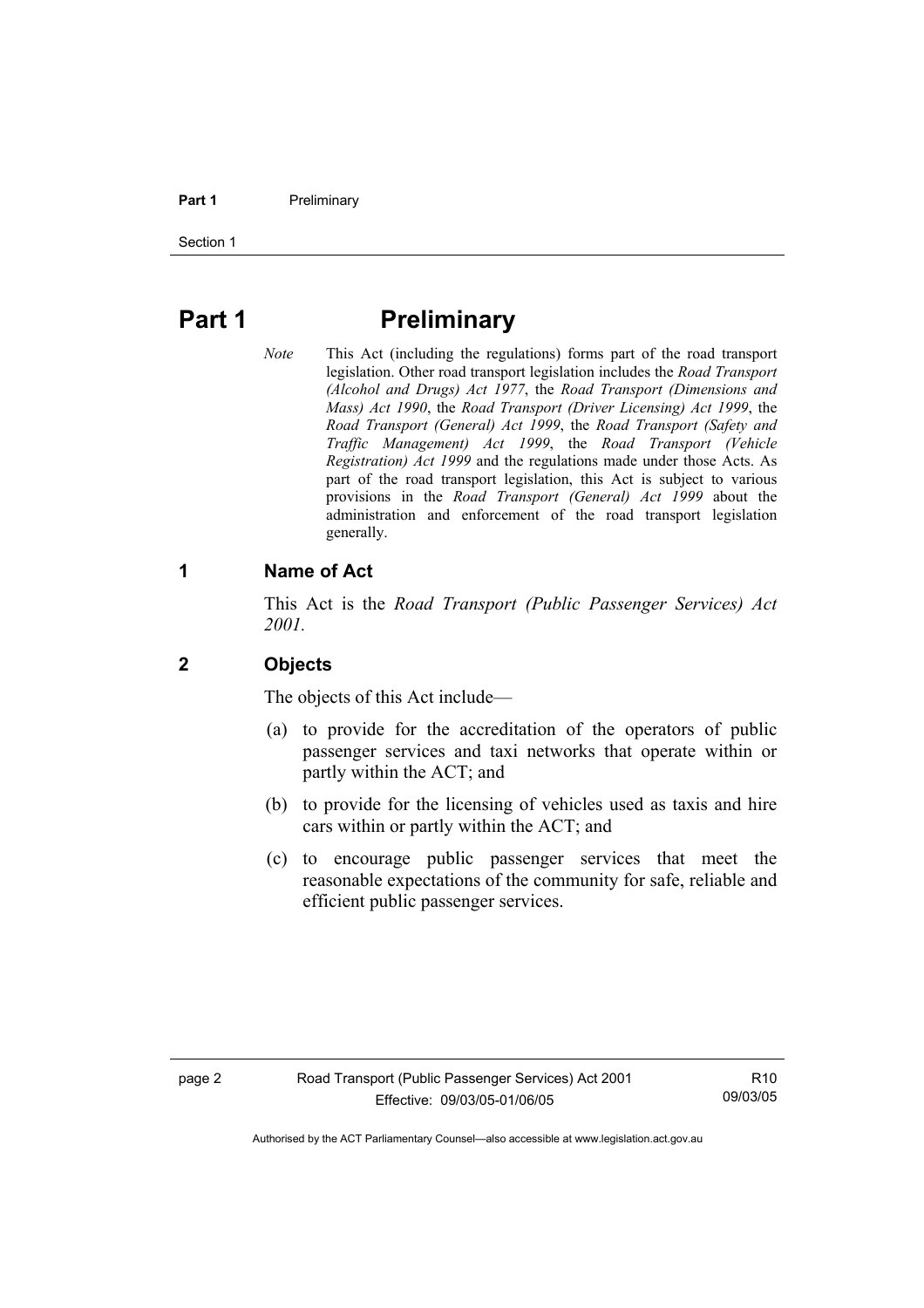# Part 1 Preliminary

*Note* This Act (including the regulations) forms part of the road transport legislation. Other road transport legislation includes the *Road Transport (Alcohol and Drugs) Act 1977*, the *Road Transport (Dimensions and Mass) Act 1990*, the *Road Transport (Driver Licensing) Act 1999*, the *Road Transport (General) Act 1999*, the *Road Transport (Safety and Traffic Management) Act 1999*, the *Road Transport (Vehicle Registration) Act 1999* and the regulations made under those Acts. As part of the road transport legislation, this Act is subject to various provisions in the *Road Transport (General) Act 1999* about the administration and enforcement of the road transport legislation generally.

## 1 Name of Act

This Act is the *Road Transport (Public Passenger Services) Act 2001.*

## 2 Objects

The objects of this Act include—

(a) to provide for the accreditation of the operators of public passenger services and taxi networks that operate within or partly within the ACT; and

(b) to provide for the licensing of vehicles used as taxis and hire cars within or partly within the ACT; and

(c) to encourage public passenger services that meet the reasonable expectations of the community for safe, reliable and efficient public passenger services.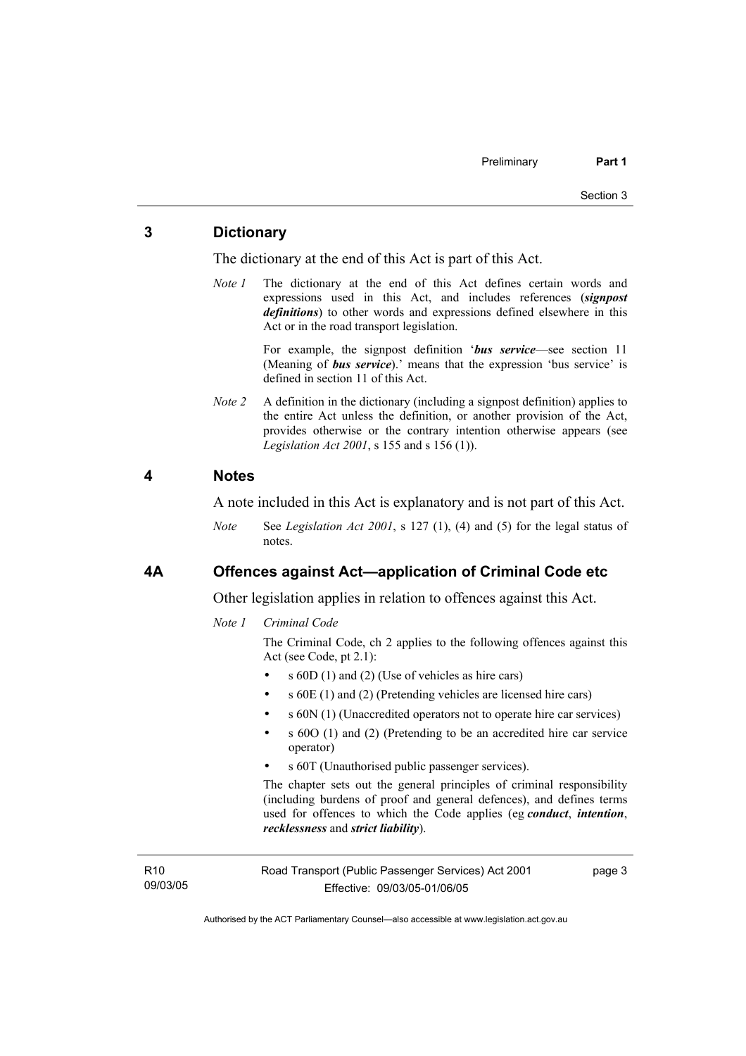## 3 Dictionary

The dictionary at the end of this Act is part of this Act.

*Note 1* The dictionary at the end of this Act defines certain words and expressions used in this Act, and includes references (***signpost definitions***) to other words and expressions defined elsewhere in this Act or in the road transport legislation.

For example, the signpost definition '***bus service***—see section 11 (Meaning of ***bus service***).' means that the expression 'bus service' is defined in section 11 of this Act.

*Note 2* A definition in the dictionary (including a signpost definition) applies to the entire Act unless the definition, or another provision of the Act, provides otherwise or the contrary intention otherwise appears (see *Legislation Act 2001*, s 155 and s 156 (1)).

## 4 Notes

A note included in this Act is explanatory and is not part of this Act.

*Note* See *Legislation Act 2001*, s 127 (1), (4) and (5) for the legal status of notes.

## 4A Offences against Act—application of Criminal Code etc

Other legislation applies in relation to offences against this Act.

*Note 1* *Criminal Code*

The Criminal Code, ch 2 applies to the following offences against this Act (see Code, pt 2.1):

- s 60D (1) and (2) (Use of vehicles as hire cars)
- s 60E (1) and (2) (Pretending vehicles are licensed hire cars)
- s 60N (1) (Unaccredited operators not to operate hire car services)
- s 60O (1) and (2) (Pretending to be an accredited hire car service operator)
- s 60T (Unauthorised public passenger services).

The chapter sets out the general principles of criminal responsibility (including burdens of proof and general defences), and defines terms used for offences to which the Code applies (eg ***conduct***, ***intention***, ***recklessness*** and ***strict liability***).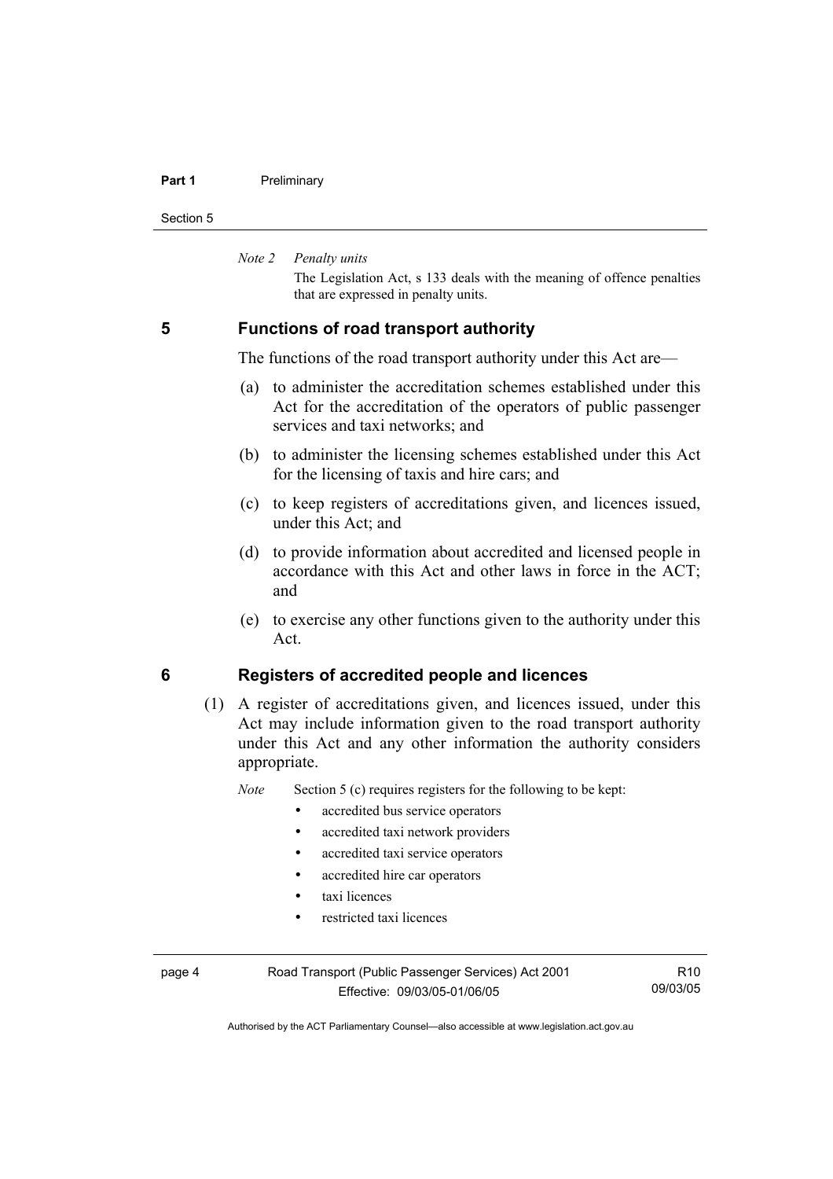*Note 2 Penalty units*

The Legislation Act, s 133 deals with the meaning of offence penalties that are expressed in penalty units.

## 5 Functions of road transport authority

The functions of the road transport authority under this Act are—

(a) to administer the accreditation schemes established under this Act for the accreditation of the operators of public passenger services and taxi networks; and

(b) to administer the licensing schemes established under this Act for the licensing of taxis and hire cars; and

(c) to keep registers of accreditations given, and licences issued, under this Act; and

(d) to provide information about accredited and licensed people in accordance with this Act and other laws in force in the ACT; and

(e) to exercise any other functions given to the authority under this Act.

## 6 Registers of accredited people and licences

(1) A register of accreditations given, and licences issued, under this Act may include information given to the road transport authority under this Act and any other information the authority considers appropriate.

*Note* Section 5 (c) requires registers for the following to be kept:

- accredited bus service operators
- accredited taxi network providers
- accredited taxi service operators
- accredited hire car operators
- taxi licences
- restricted taxi licences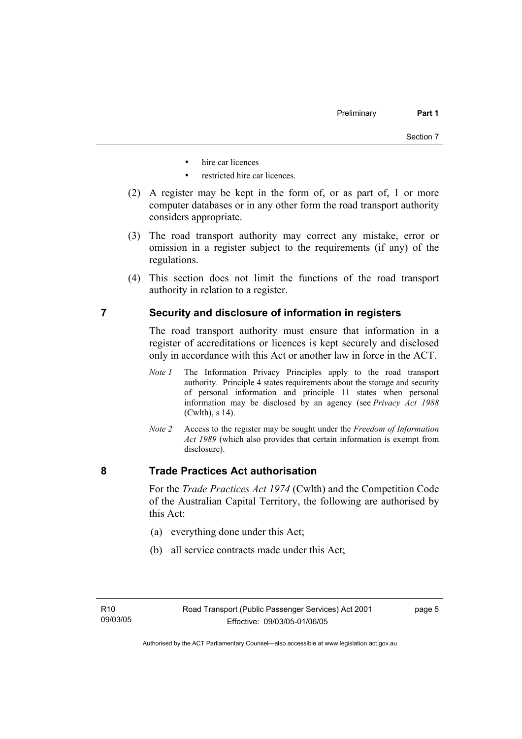- hire car licences
- restricted hire car licences.

(2) A register may be kept in the form of, or as part of, 1 or more computer databases or in any other form the road transport authority considers appropriate.

(3) The road transport authority may correct any mistake, error or omission in a register subject to the requirements (if any) of the regulations.

(4) This section does not limit the functions of the road transport authority in relation to a register.

## 7 Security and disclosure of information in registers

The road transport authority must ensure that information in a register of accreditations or licences is kept securely and disclosed only in accordance with this Act or another law in force in the ACT.

*Note 1* The Information Privacy Principles apply to the road transport authority. Principle 4 states requirements about the storage and security of personal information and principle 11 states when personal information may be disclosed by an agency (see *Privacy Act 1988* (Cwlth), s 14).

*Note 2* Access to the register may be sought under the *Freedom of Information Act 1989* (which also provides that certain information is exempt from disclosure).

## 8 Trade Practices Act authorisation

For the *Trade Practices Act 1974* (Cwlth) and the Competition Code of the Australian Capital Territory, the following are authorised by this Act:

(a) everything done under this Act;

(b) all service contracts made under this Act;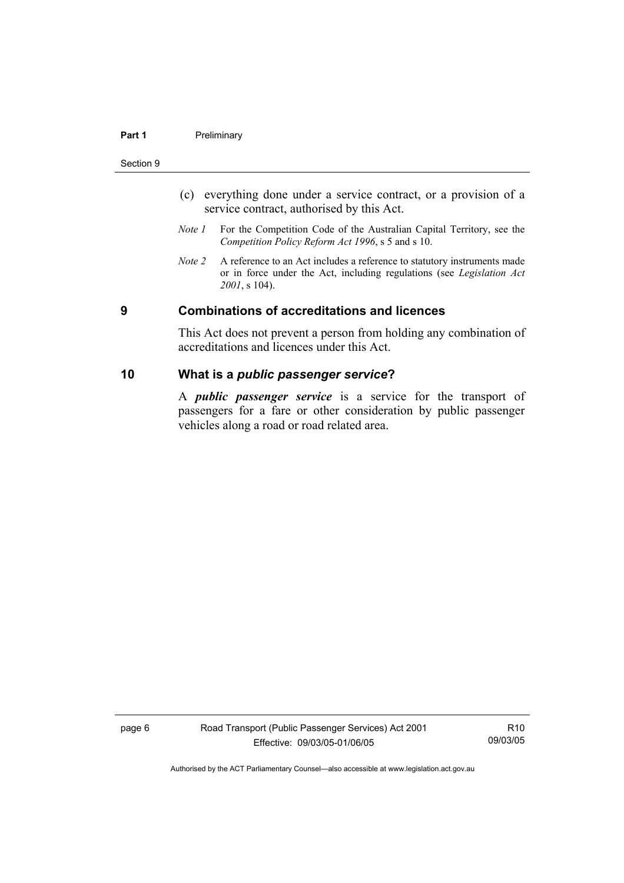(c) everything done under a service contract, or a provision of a service contract, authorised by this Act.

*Note 1* For the Competition Code of the Australian Capital Territory, see the *Competition Policy Reform Act 1996*, s 5 and s 10.

*Note 2* A reference to an Act includes a reference to statutory instruments made or in force under the Act, including regulations (see *Legislation Act 2001*, s 104).

## 9 Combinations of accreditations and licences

This Act does not prevent a person from holding any combination of accreditations and licences under this Act.

## 10 What is a *public passenger service*?

A ***public passenger service*** is a service for the transport of passengers for a fare or other consideration by public passenger vehicles along a road or road related area.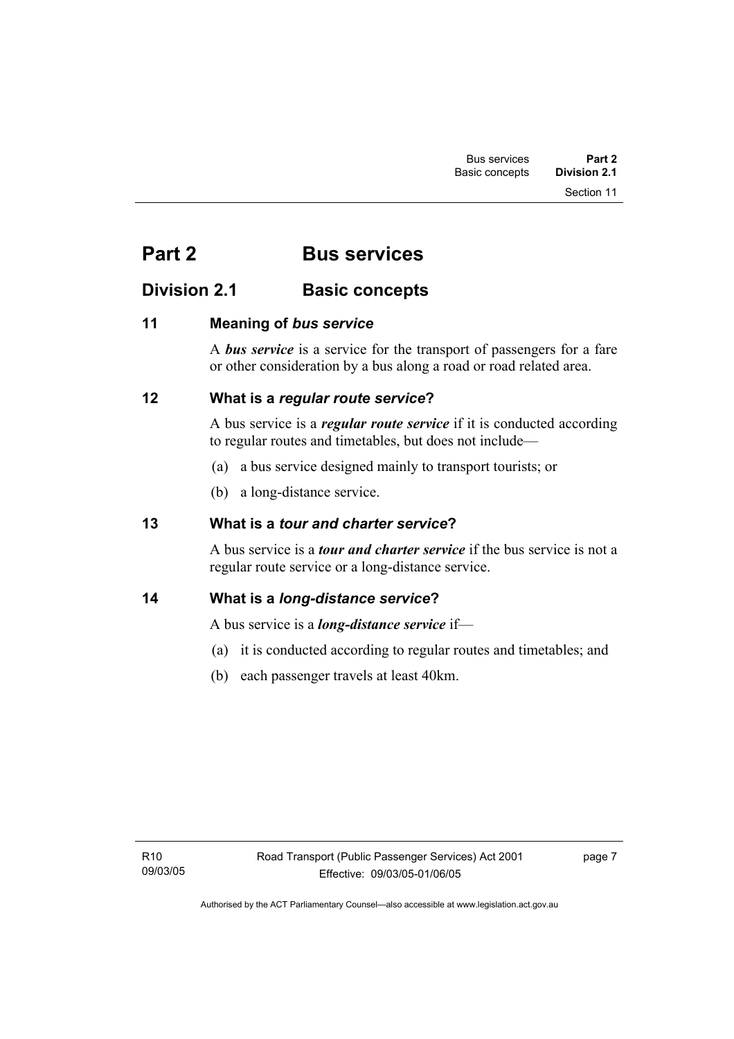# Part 2 Bus services

## Division 2.1 Basic concepts

### 11 Meaning of *bus service*

A ***bus service*** is a service for the transport of passengers for a fare or other consideration by a bus along a road or road related area.

### 12 What is a *regular route service*?

A bus service is a ***regular route service*** if it is conducted according to regular routes and timetables, but does not include—

(a) a bus service designed mainly to transport tourists; or

(b) a long-distance service.

### 13 What is a *tour and charter service*?

A bus service is a ***tour and charter service*** if the bus service is not a regular route service or a long-distance service.

### 14 What is a *long-distance service*?

A bus service is a ***long-distance service*** if—

(a) it is conducted according to regular routes and timetables; and

(b) each passenger travels at least 40km.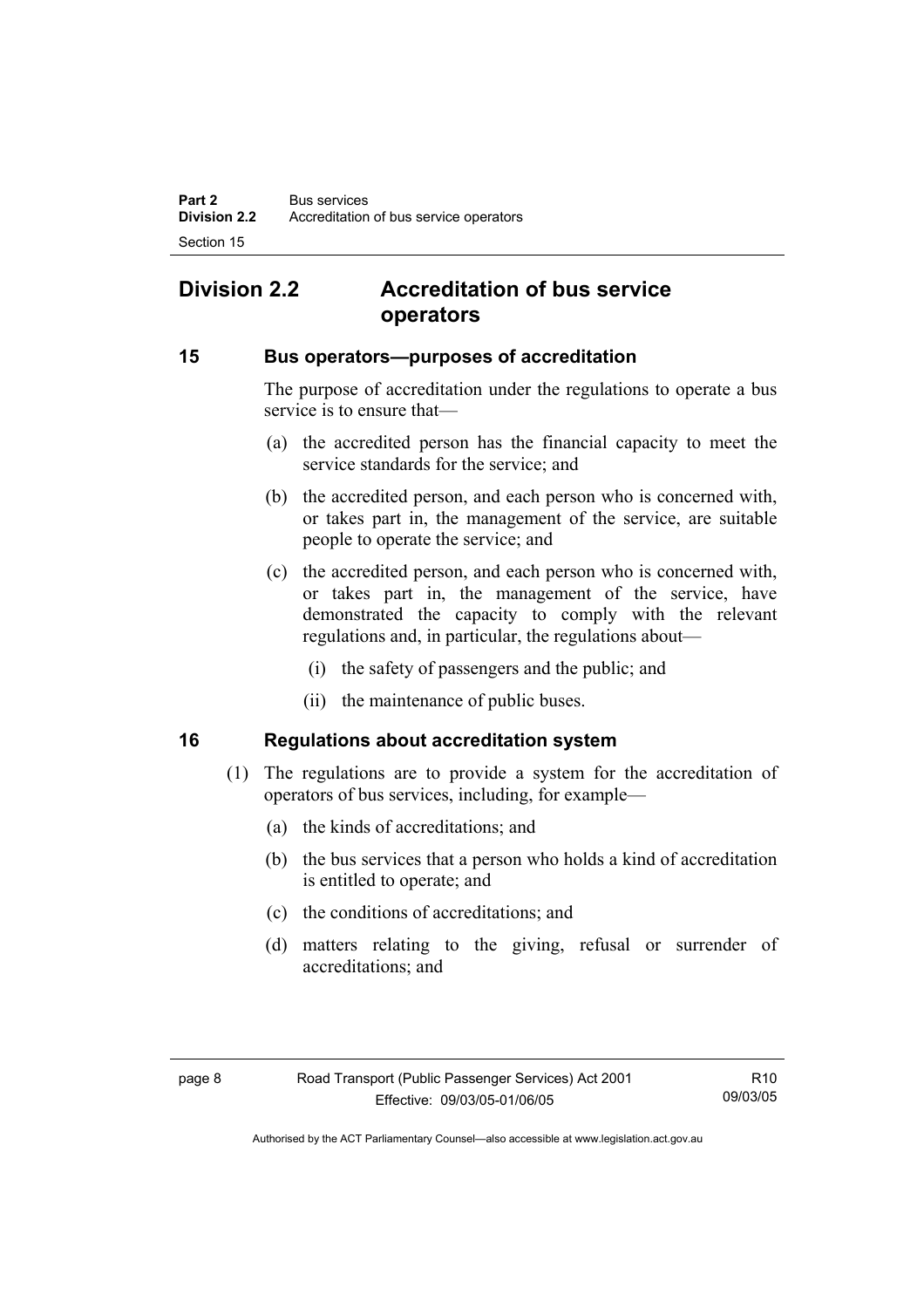## Division 2.2 Accreditation of bus service operators

### 15 Bus operators—purposes of accreditation

The purpose of accreditation under the regulations to operate a bus service is to ensure that—

(a) the accredited person has the financial capacity to meet the service standards for the service; and

(b) the accredited person, and each person who is concerned with, or takes part in, the management of the service, are suitable people to operate the service; and

(c) the accredited person, and each person who is concerned with, or takes part in, the management of the service, have demonstrated the capacity to comply with the relevant regulations and, in particular, the regulations about—

(i) the safety of passengers and the public; and

(ii) the maintenance of public buses.

### 16 Regulations about accreditation system

(1) The regulations are to provide a system for the accreditation of operators of bus services, including, for example—

(a) the kinds of accreditations; and

(b) the bus services that a person who holds a kind of accreditation is entitled to operate; and

(c) the conditions of accreditations; and

(d) matters relating to the giving, refusal or surrender of accreditations; and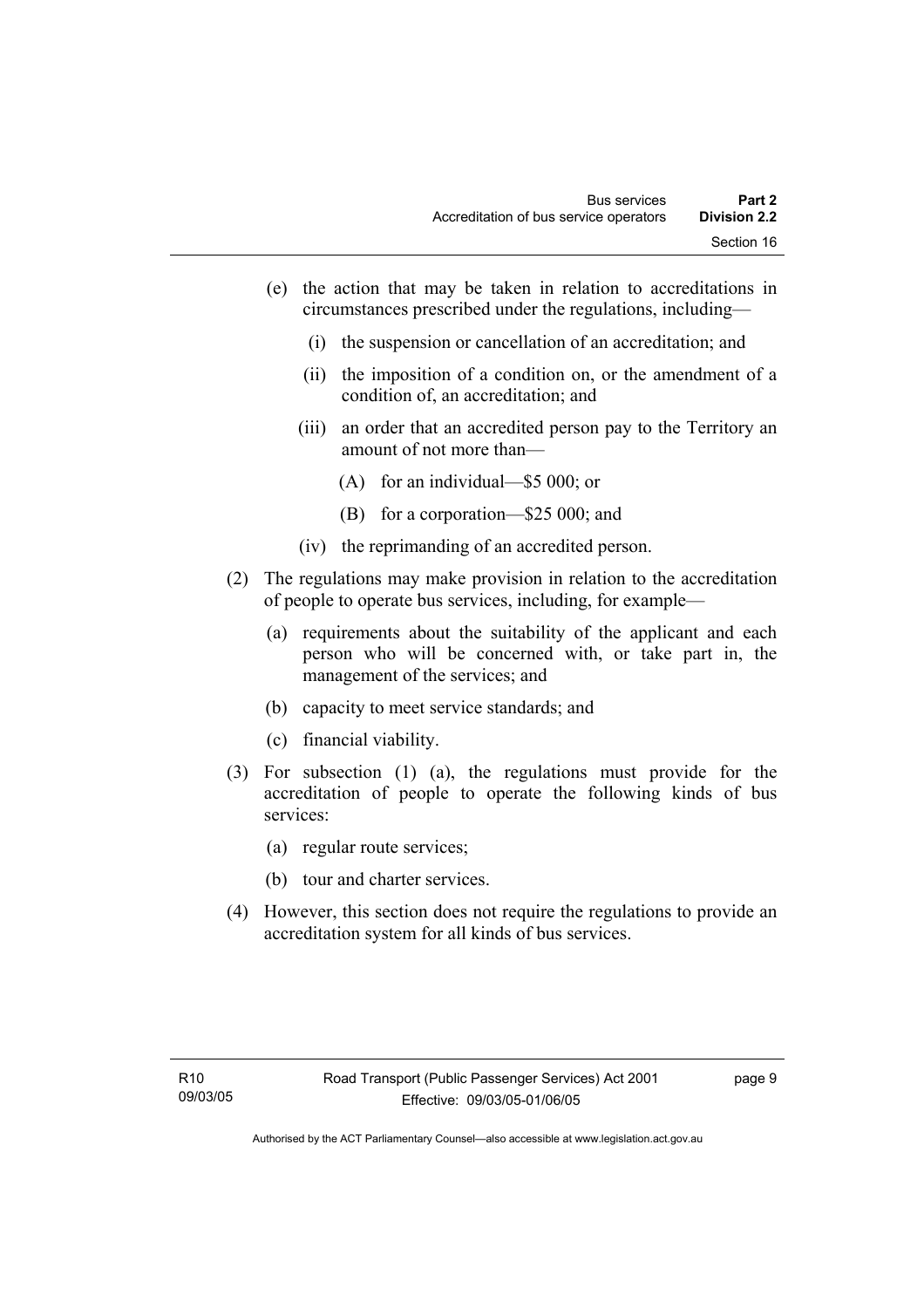(e) the action that may be taken in relation to accreditations in circumstances prescribed under the regulations, including—

   (i) the suspension or cancellation of an accreditation; and

   (ii) the imposition of a condition on, or the amendment of a condition of, an accreditation; and

   (iii) an order that an accredited person pay to the Territory an amount of not more than—

      (A) for an individual—$5 000; or

      (B) for a corporation—$25 000; and

   (iv) the reprimanding of an accredited person.

(2) The regulations may make provision in relation to the accreditation of people to operate bus services, including, for example—

   (a) requirements about the suitability of the applicant and each person who will be concerned with, or take part in, the management of the services; and

   (b) capacity to meet service standards; and

   (c) financial viability.

(3) For subsection (1) (a), the regulations must provide for the accreditation of people to operate the following kinds of bus services:

   (a) regular route services;

   (b) tour and charter services.

(4) However, this section does not require the regulations to provide an accreditation system for all kinds of bus services.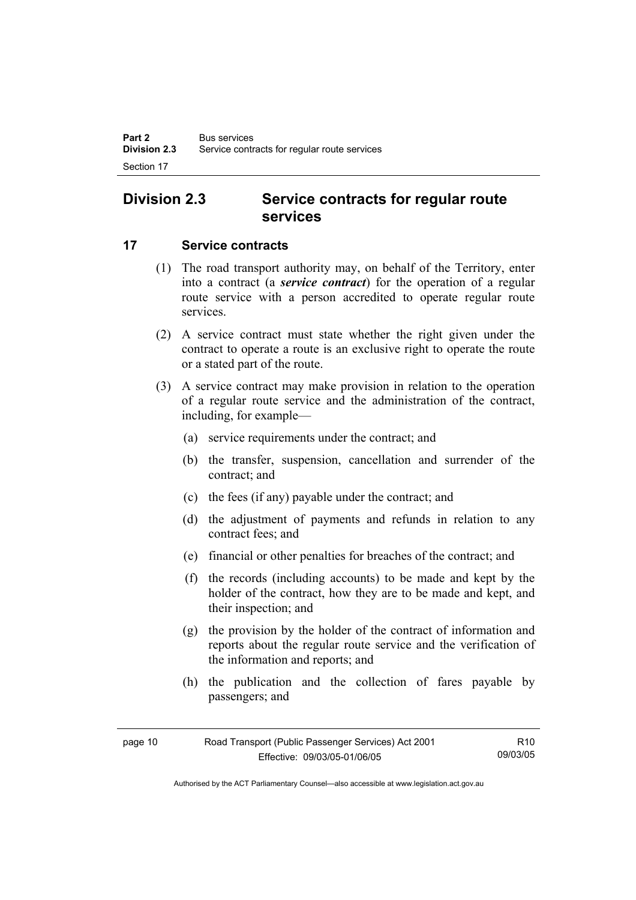## Division 2.3 Service contracts for regular route services

### 17 Service contracts

(1) The road transport authority may, on behalf of the Territory, enter into a contract (a ***service contract***) for the operation of a regular route service with a person accredited to operate regular route services.

(2) A service contract must state whether the right given under the contract to operate a route is an exclusive right to operate the route or a stated part of the route.

(3) A service contract may make provision in relation to the operation of a regular route service and the administration of the contract, including, for example—

(a) service requirements under the contract; and

(b) the transfer, suspension, cancellation and surrender of the contract; and

(c) the fees (if any) payable under the contract; and

(d) the adjustment of payments and refunds in relation to any contract fees; and

(e) financial or other penalties for breaches of the contract; and

(f) the records (including accounts) to be made and kept by the holder of the contract, how they are to be made and kept, and their inspection; and

(g) the provision by the holder of the contract of information and reports about the regular route service and the verification of the information and reports; and

(h) the publication and the collection of fares payable by passengers; and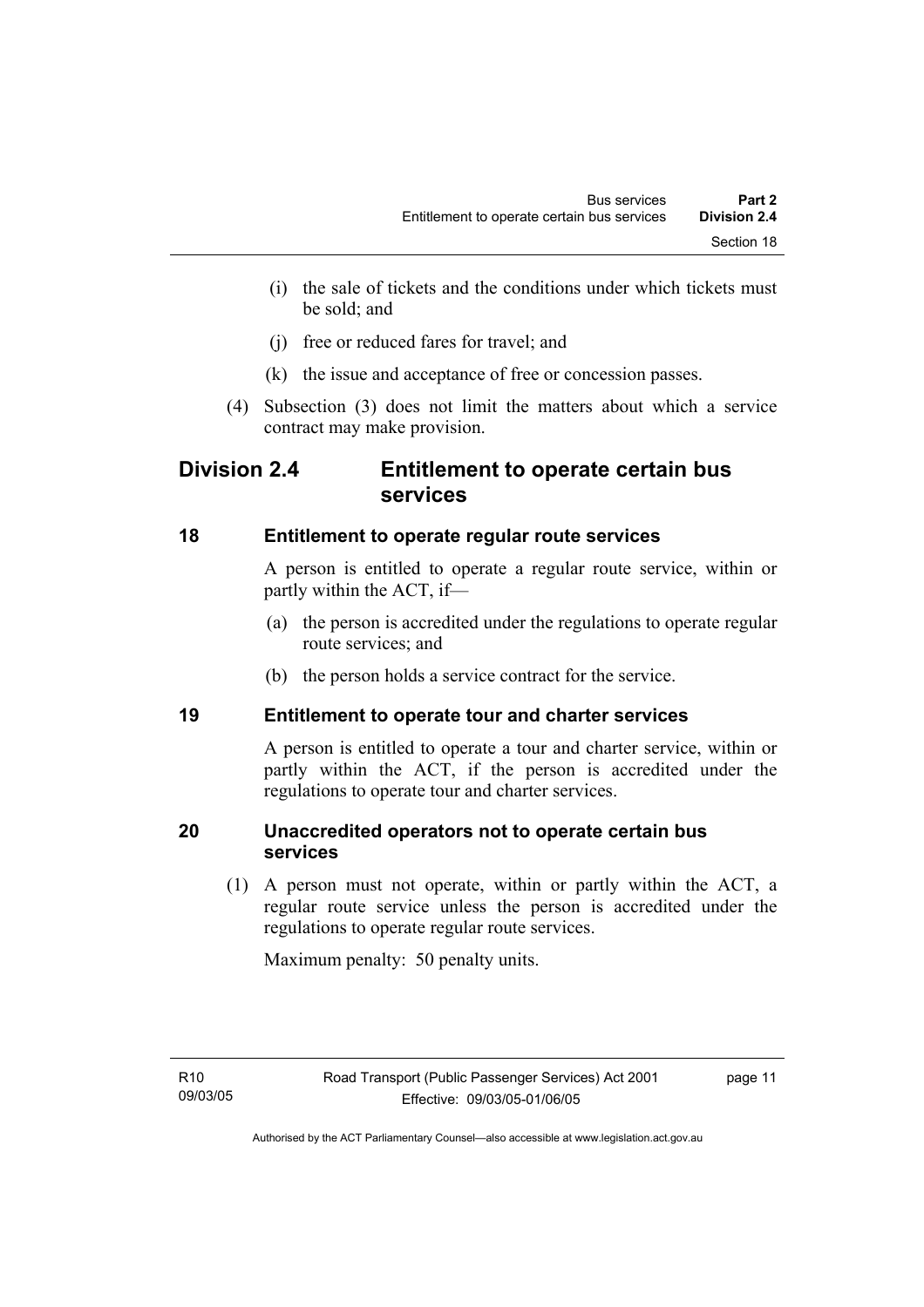(i) the sale of tickets and the conditions under which tickets must be sold; and

(j) free or reduced fares for travel; and

(k) the issue and acceptance of free or concession passes.

(4) Subsection (3) does not limit the matters about which a service contract may make provision.

## Division 2.4 Entitlement to operate certain bus services

### 18 Entitlement to operate regular route services

A person is entitled to operate a regular route service, within or partly within the ACT, if—

(a) the person is accredited under the regulations to operate regular route services; and

(b) the person holds a service contract for the service.

### 19 Entitlement to operate tour and charter services

A person is entitled to operate a tour and charter service, within or partly within the ACT, if the person is accredited under the regulations to operate tour and charter services.

### 20 Unaccredited operators not to operate certain bus services

(1) A person must not operate, within or partly within the ACT, a regular route service unless the person is accredited under the regulations to operate regular route services.

Maximum penalty: 50 penalty units.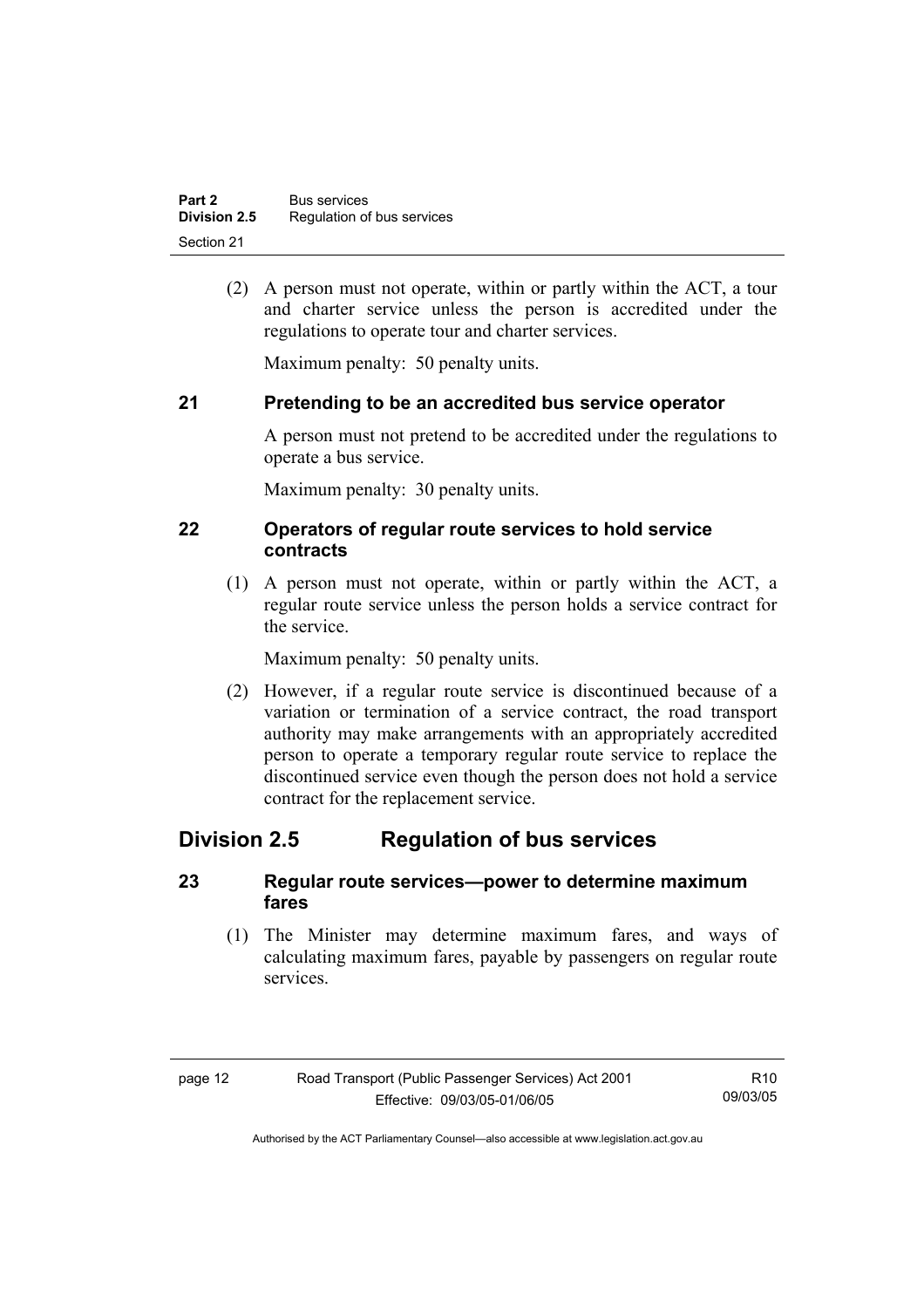(2) A person must not operate, within or partly within the ACT, a tour and charter service unless the person is accredited under the regulations to operate tour and charter services.

Maximum penalty: 50 penalty units.

### 21 Pretending to be an accredited bus service operator

A person must not pretend to be accredited under the regulations to operate a bus service.

Maximum penalty: 30 penalty units.

### 22 Operators of regular route services to hold service contracts

(1) A person must not operate, within or partly within the ACT, a regular route service unless the person holds a service contract for the service.

Maximum penalty: 50 penalty units.

(2) However, if a regular route service is discontinued because of a variation or termination of a service contract, the road transport authority may make arrangements with an appropriately accredited person to operate a temporary regular route service to replace the discontinued service even though the person does not hold a service contract for the replacement service.

## Division 2.5 Regulation of bus services

### 23 Regular route services—power to determine maximum fares

(1) The Minister may determine maximum fares, and ways of calculating maximum fares, payable by passengers on regular route services.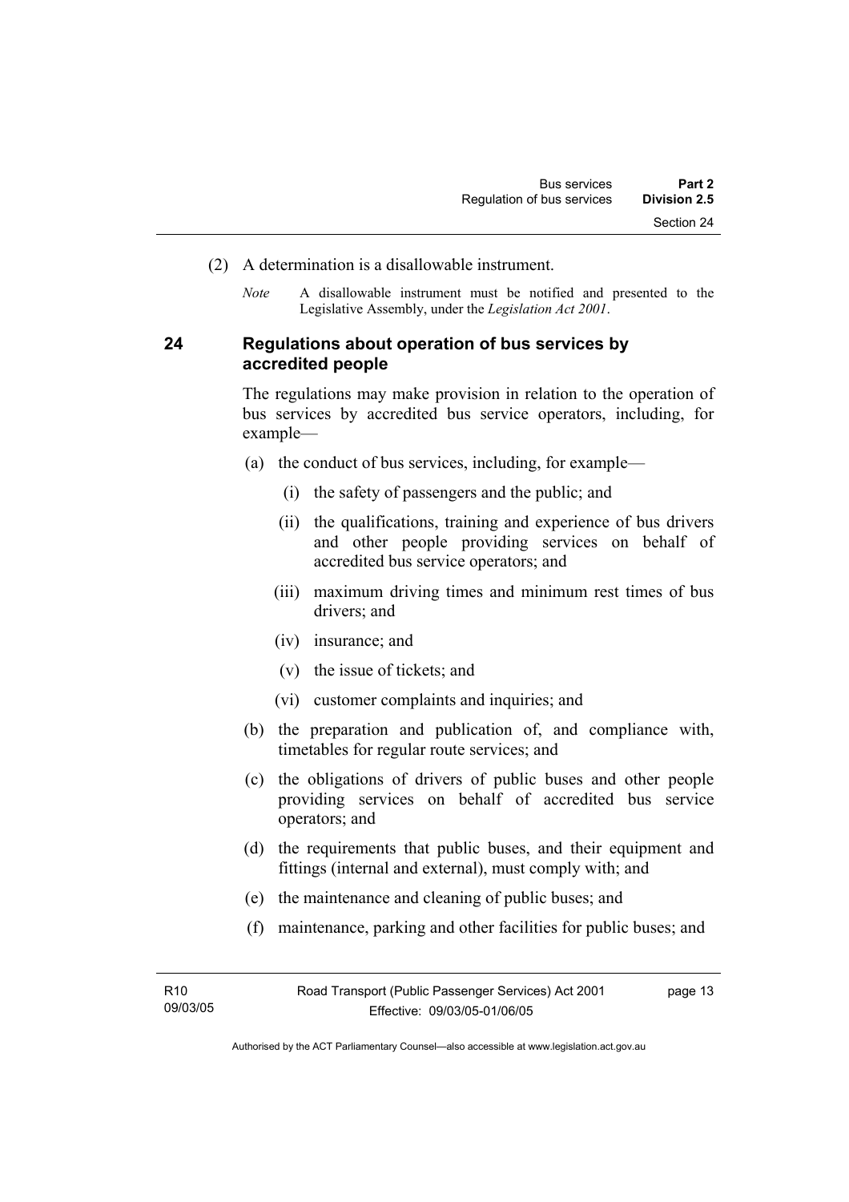(2) A determination is a disallowable instrument.

*Note* A disallowable instrument must be notified and presented to the Legislative Assembly, under the *Legislation Act 2001*.

### 24 Regulations about operation of bus services by accredited people

The regulations may make provision in relation to the operation of bus services by accredited bus service operators, including, for example—

(a) the conduct of bus services, including, for example—

(i) the safety of passengers and the public; and

(ii) the qualifications, training and experience of bus drivers and other people providing services on behalf of accredited bus service operators; and

(iii) maximum driving times and minimum rest times of bus drivers; and

(iv) insurance; and

(v) the issue of tickets; and

(vi) customer complaints and inquiries; and

(b) the preparation and publication of, and compliance with, timetables for regular route services; and

(c) the obligations of drivers of public buses and other people providing services on behalf of accredited bus service operators; and

(d) the requirements that public buses, and their equipment and fittings (internal and external), must comply with; and

(e) the maintenance and cleaning of public buses; and

(f) maintenance, parking and other facilities for public buses; and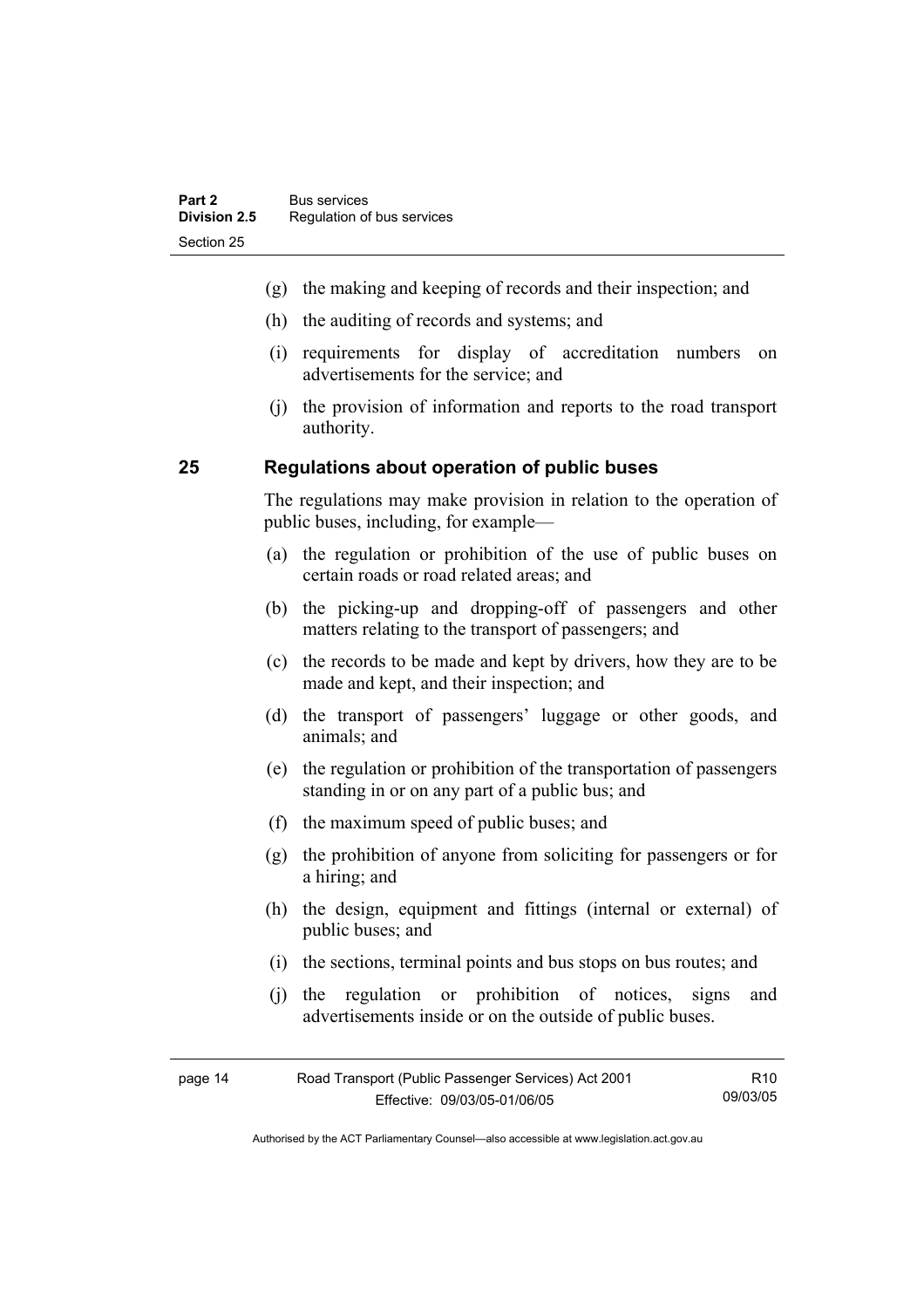(g) the making and keeping of records and their inspection; and

(h) the auditing of records and systems; and

(i) requirements for display of accreditation numbers on advertisements for the service; and

(j) the provision of information and reports to the road transport authority.

## 25 Regulations about operation of public buses

The regulations may make provision in relation to the operation of public buses, including, for example—

(a) the regulation or prohibition of the use of public buses on certain roads or road related areas; and

(b) the picking-up and dropping-off of passengers and other matters relating to the transport of passengers; and

(c) the records to be made and kept by drivers, how they are to be made and kept, and their inspection; and

(d) the transport of passengers' luggage or other goods, and animals; and

(e) the regulation or prohibition of the transportation of passengers standing in or on any part of a public bus; and

(f) the maximum speed of public buses; and

(g) the prohibition of anyone from soliciting for passengers or for a hiring; and

(h) the design, equipment and fittings (internal or external) of public buses; and

(i) the sections, terminal points and bus stops on bus routes; and

(j) the regulation or prohibition of notices, signs and advertisements inside or on the outside of public buses.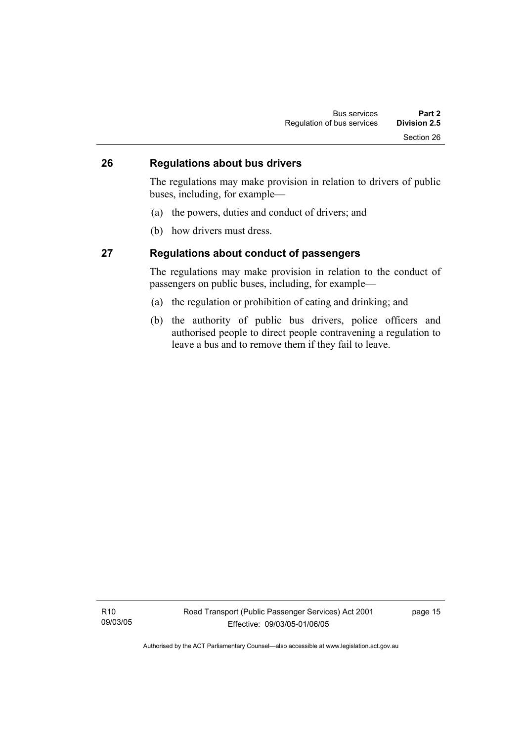## 26 Regulations about bus drivers

The regulations may make provision in relation to drivers of public buses, including, for example—

(a) the powers, duties and conduct of drivers; and

(b) how drivers must dress.

## 27 Regulations about conduct of passengers

The regulations may make provision in relation to the conduct of passengers on public buses, including, for example—

(a) the regulation or prohibition of eating and drinking; and

(b) the authority of public bus drivers, police officers and authorised people to direct people contravening a regulation to leave a bus and to remove them if they fail to leave.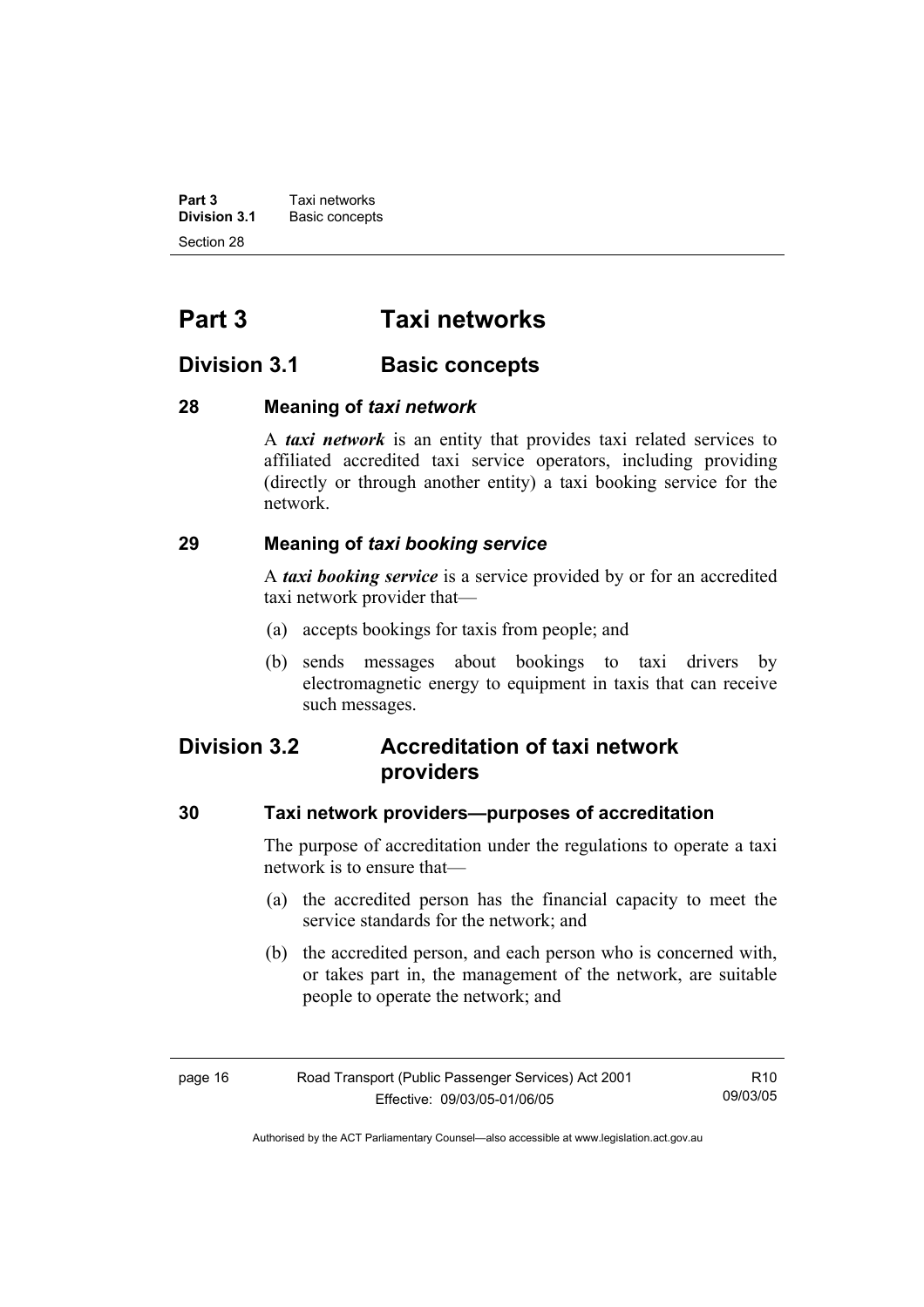# Part 3 Taxi networks

## Division 3.1 Basic concepts

### 28 Meaning of *taxi network*

A ***taxi network*** is an entity that provides taxi related services to affiliated accredited taxi service operators, including providing (directly or through another entity) a taxi booking service for the network.

### 29 Meaning of *taxi booking service*

A ***taxi booking service*** is a service provided by or for an accredited taxi network provider that—

(a) accepts bookings for taxis from people; and

(b) sends messages about bookings to taxi drivers by electromagnetic energy to equipment in taxis that can receive such messages.

## Division 3.2 Accreditation of taxi network providers

### 30 Taxi network providers—purposes of accreditation

The purpose of accreditation under the regulations to operate a taxi network is to ensure that—

(a) the accredited person has the financial capacity to meet the service standards for the network; and

(b) the accredited person, and each person who is concerned with, or takes part in, the management of the network, are suitable people to operate the network; and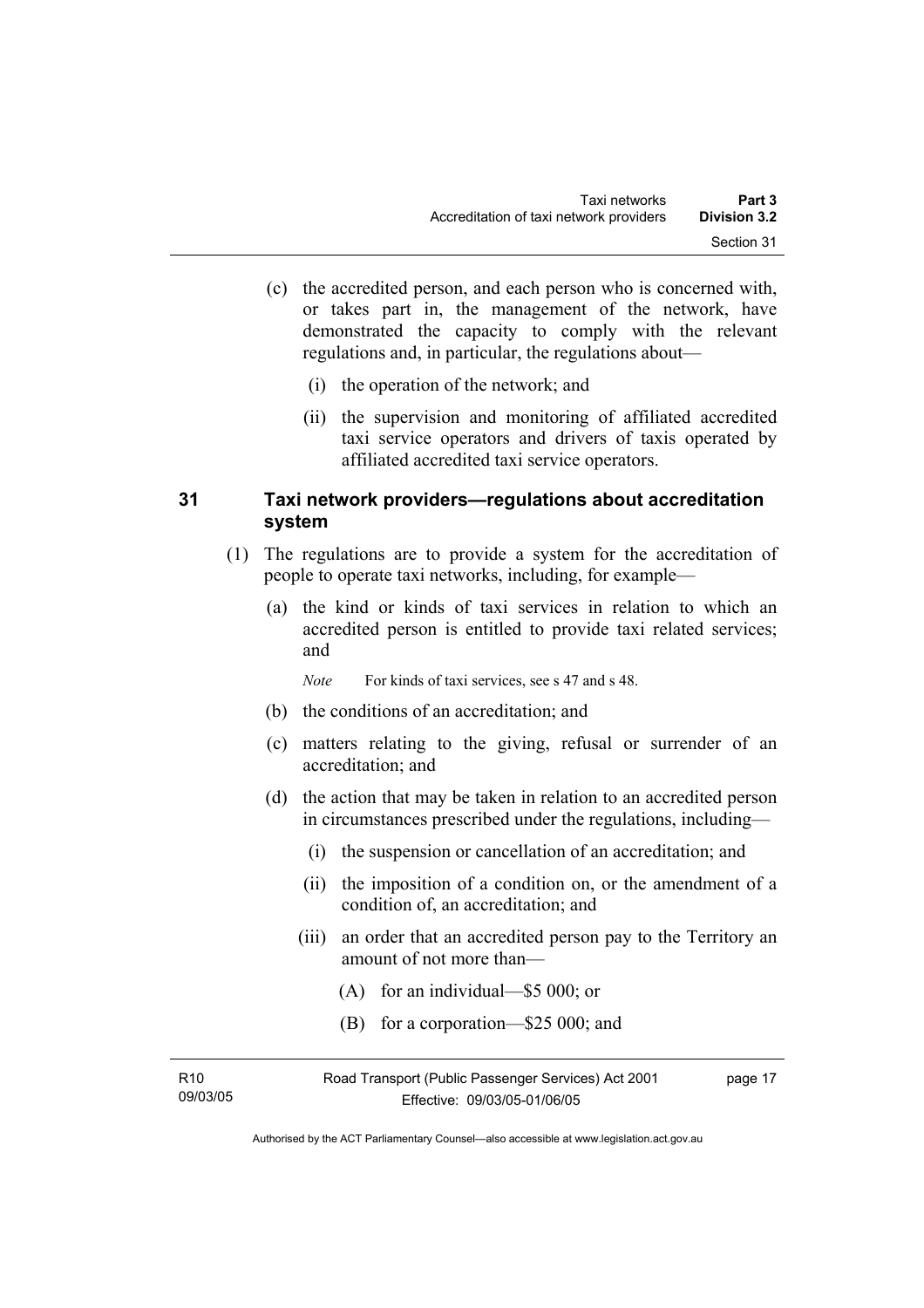(c) the accredited person, and each person who is concerned with, or takes part in, the management of the network, have demonstrated the capacity to comply with the relevant regulations and, in particular, the regulations about—

(i) the operation of the network; and

(ii) the supervision and monitoring of affiliated accredited taxi service operators and drivers of taxis operated by affiliated accredited taxi service operators.

## 31 Taxi network providers—regulations about accreditation system

(1) The regulations are to provide a system for the accreditation of people to operate taxi networks, including, for example—

(a) the kind or kinds of taxi services in relation to which an accredited person is entitled to provide taxi related services; and

*Note* For kinds of taxi services, see s 47 and s 48.

(b) the conditions of an accreditation; and

(c) matters relating to the giving, refusal or surrender of an accreditation; and

(d) the action that may be taken in relation to an accredited person in circumstances prescribed under the regulations, including—

(i) the suspension or cancellation of an accreditation; and

(ii) the imposition of a condition on, or the amendment of a condition of, an accreditation; and

(iii) an order that an accredited person pay to the Territory an amount of not more than—

(A) for an individual—$5 000; or

(B) for a corporation—$25 000; and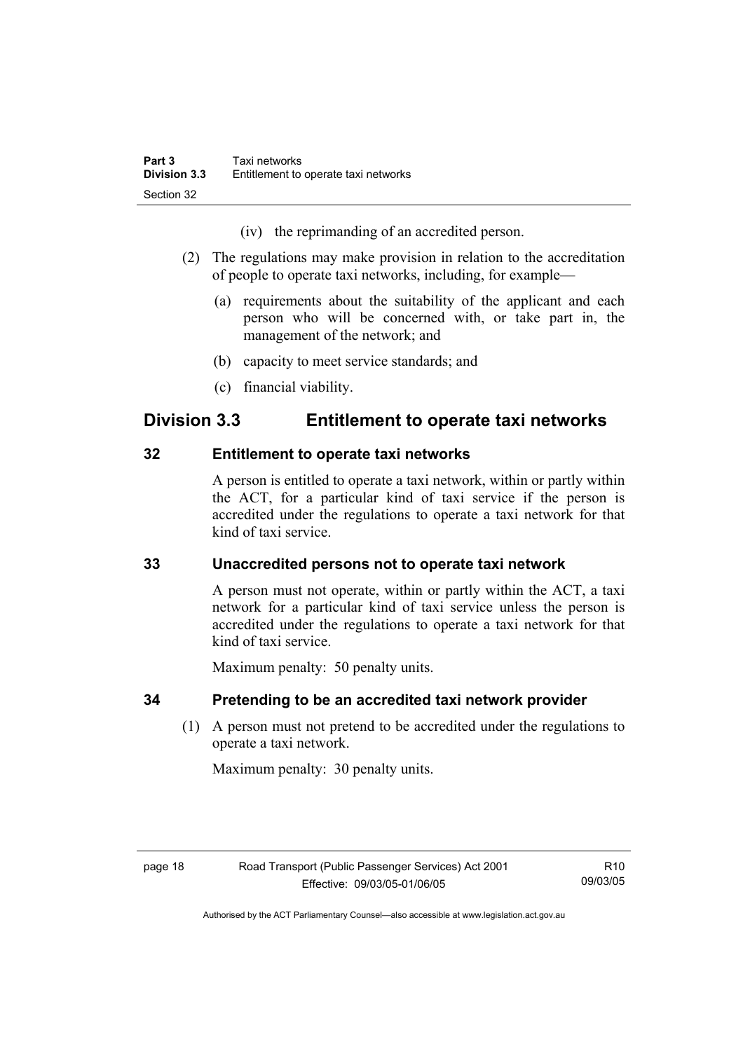(iv) the reprimanding of an accredited person.

(2) The regulations may make provision in relation to the accreditation of people to operate taxi networks, including, for example—

(a) requirements about the suitability of the applicant and each person who will be concerned with, or take part in, the management of the network; and

(b) capacity to meet service standards; and

(c) financial viability.

## Division 3.3 Entitlement to operate taxi networks

### 32 Entitlement to operate taxi networks

A person is entitled to operate a taxi network, within or partly within the ACT, for a particular kind of taxi service if the person is accredited under the regulations to operate a taxi network for that kind of taxi service.

### 33 Unaccredited persons not to operate taxi network

A person must not operate, within or partly within the ACT, a taxi network for a particular kind of taxi service unless the person is accredited under the regulations to operate a taxi network for that kind of taxi service.

Maximum penalty: 50 penalty units.

### 34 Pretending to be an accredited taxi network provider

(1) A person must not pretend to be accredited under the regulations to operate a taxi network.

Maximum penalty: 30 penalty units.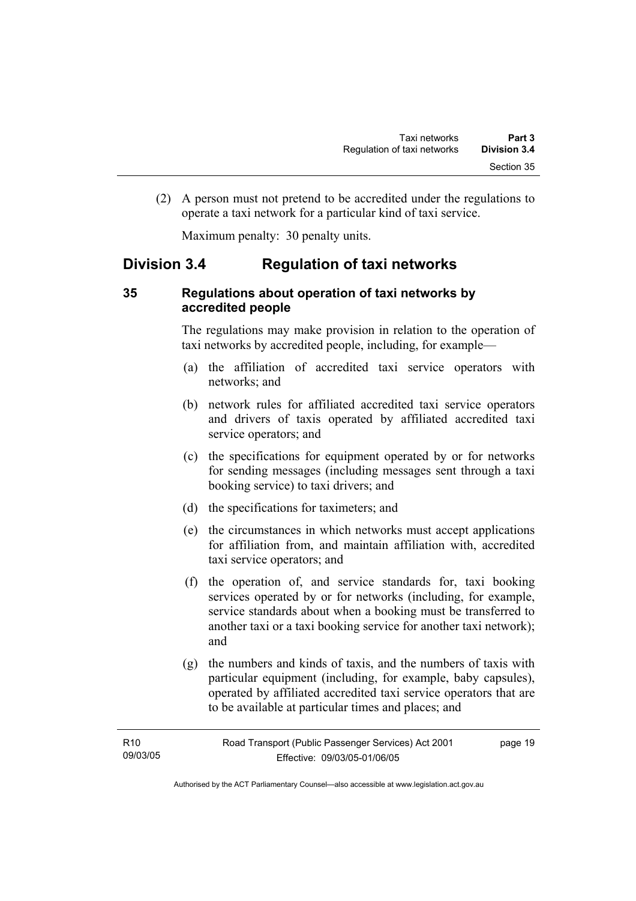(2) A person must not pretend to be accredited under the regulations to operate a taxi network for a particular kind of taxi service.

Maximum penalty: 30 penalty units.

## Division 3.4 Regulation of taxi networks

### 35 Regulations about operation of taxi networks by accredited people

The regulations may make provision in relation to the operation of taxi networks by accredited people, including, for example—

(a) the affiliation of accredited taxi service operators with networks; and

(b) network rules for affiliated accredited taxi service operators and drivers of taxis operated by affiliated accredited taxi service operators; and

(c) the specifications for equipment operated by or for networks for sending messages (including messages sent through a taxi booking service) to taxi drivers; and

(d) the specifications for taximeters; and

(e) the circumstances in which networks must accept applications for affiliation from, and maintain affiliation with, accredited taxi service operators; and

(f) the operation of, and service standards for, taxi booking services operated by or for networks (including, for example, service standards about when a booking must be transferred to another taxi or a taxi booking service for another taxi network); and

(g) the numbers and kinds of taxis, and the numbers of taxis with particular equipment (including, for example, baby capsules), operated by affiliated accredited taxi service operators that are to be available at particular times and places; and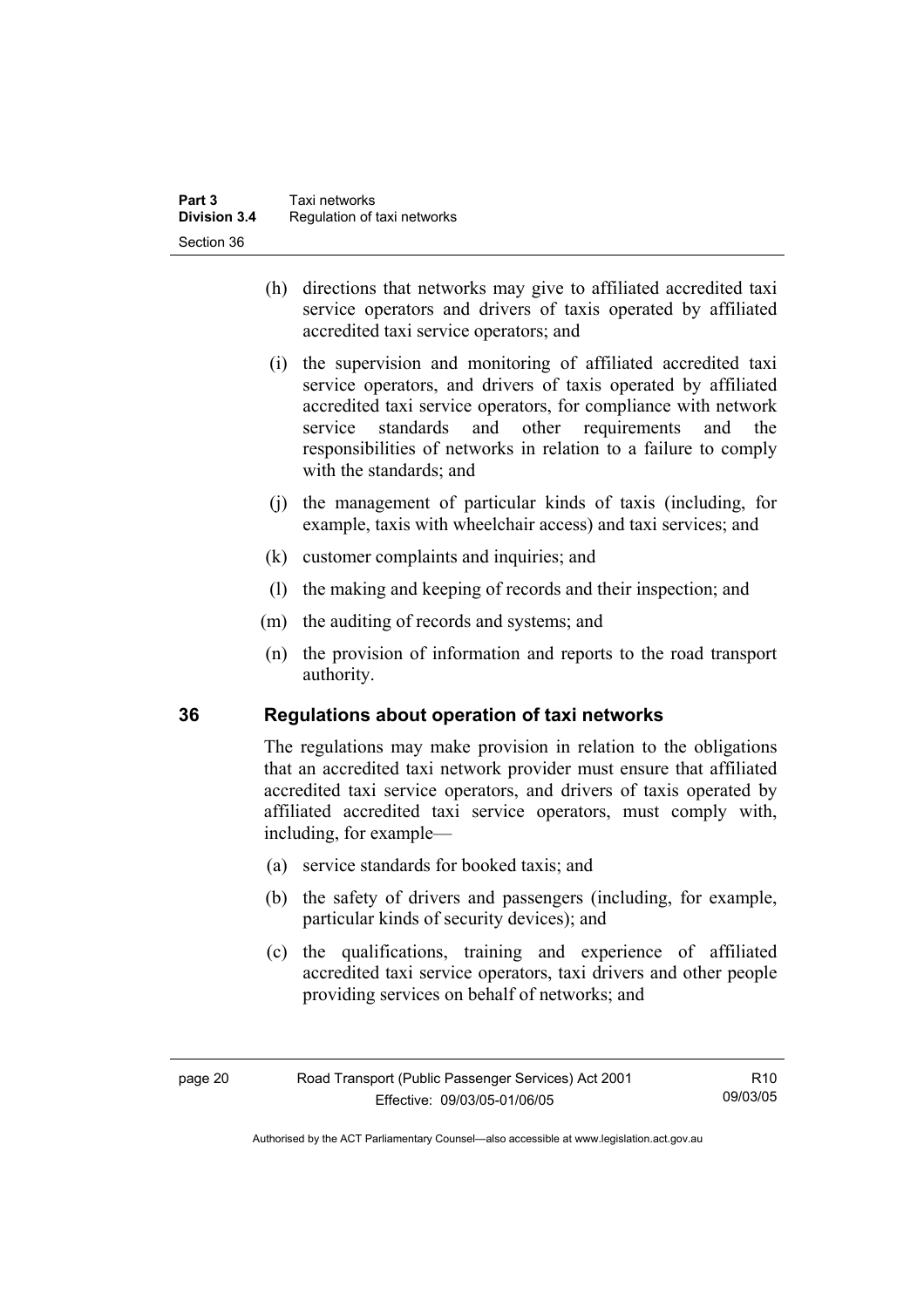(h) directions that networks may give to affiliated accredited taxi service operators and drivers of taxis operated by affiliated accredited taxi service operators; and

(i) the supervision and monitoring of affiliated accredited taxi service operators, and drivers of taxis operated by affiliated accredited taxi service operators, for compliance with network service standards and other requirements and the responsibilities of networks in relation to a failure to comply with the standards; and

(j) the management of particular kinds of taxis (including, for example, taxis with wheelchair access) and taxi services; and

(k) customer complaints and inquiries; and

(l) the making and keeping of records and their inspection; and

(m) the auditing of records and systems; and

(n) the provision of information and reports to the road transport authority.

## 36 Regulations about operation of taxi networks

The regulations may make provision in relation to the obligations that an accredited taxi network provider must ensure that affiliated accredited taxi service operators, and drivers of taxis operated by affiliated accredited taxi service operators, must comply with, including, for example—

(a) service standards for booked taxis; and

(b) the safety of drivers and passengers (including, for example, particular kinds of security devices); and

(c) the qualifications, training and experience of affiliated accredited taxi service operators, taxi drivers and other people providing services on behalf of networks; and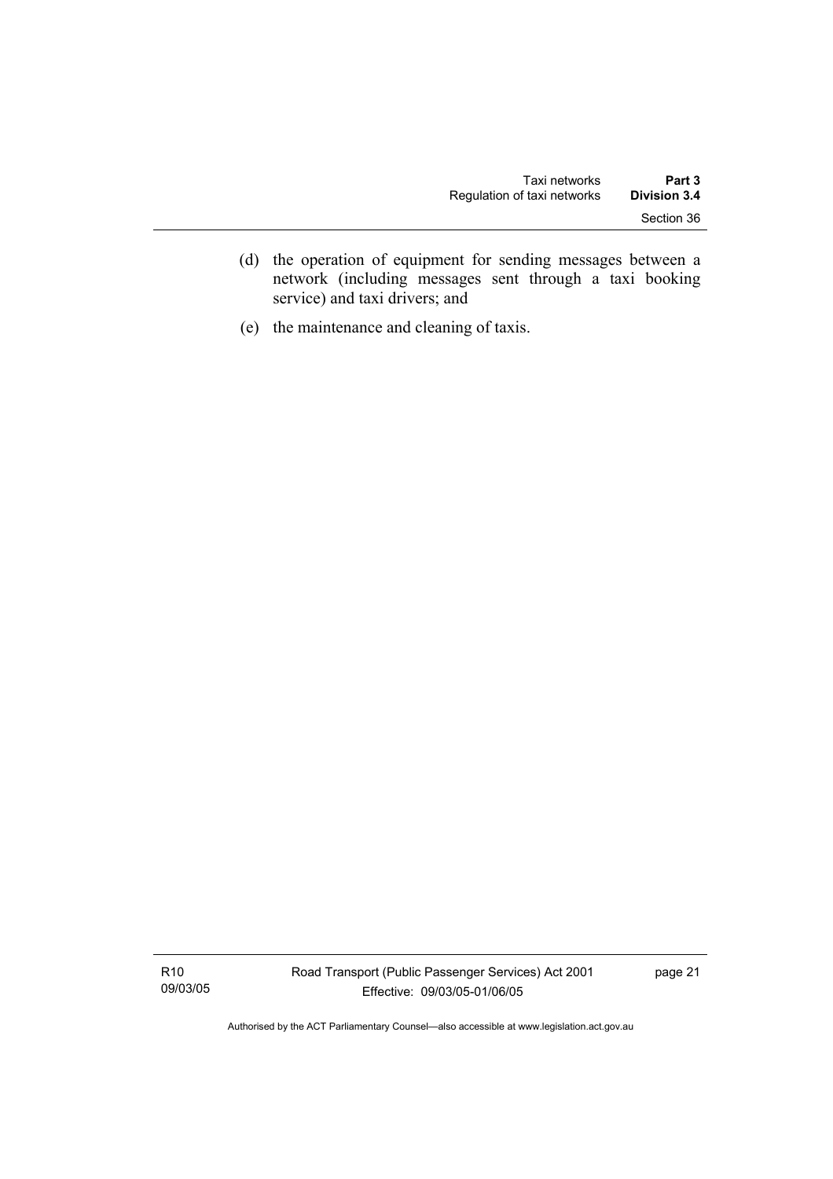(d) the operation of equipment for sending messages between a network (including messages sent through a taxi booking service) and taxi drivers; and

(e) the maintenance and cleaning of taxis.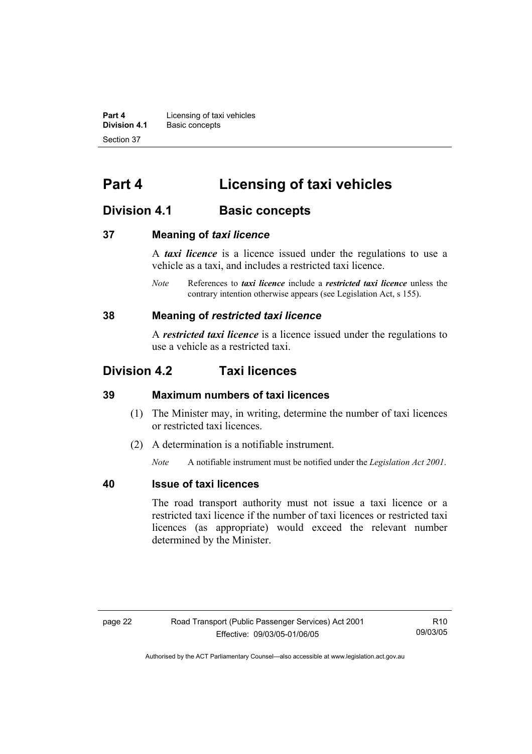# Part 4 Licensing of taxi vehicles

## Division 4.1 Basic concepts

### 37 Meaning of *taxi licence*

A ***taxi licence*** is a licence issued under the regulations to use a vehicle as a taxi, and includes a restricted taxi licence.

*Note* References to ***taxi licence*** include a ***restricted taxi licence*** unless the contrary intention otherwise appears (see Legislation Act, s 155).

### 38 Meaning of *restricted taxi licence*

A ***restricted taxi licence*** is a licence issued under the regulations to use a vehicle as a restricted taxi.

## Division 4.2 Taxi licences

### 39 Maximum numbers of taxi licences

(1) The Minister may, in writing, determine the number of taxi licences or restricted taxi licences.

(2) A determination is a notifiable instrument.

*Note* A notifiable instrument must be notified under the *Legislation Act 2001*.

### 40 Issue of taxi licences

The road transport authority must not issue a taxi licence or a restricted taxi licence if the number of taxi licences or restricted taxi licences (as appropriate) would exceed the relevant number determined by the Minister.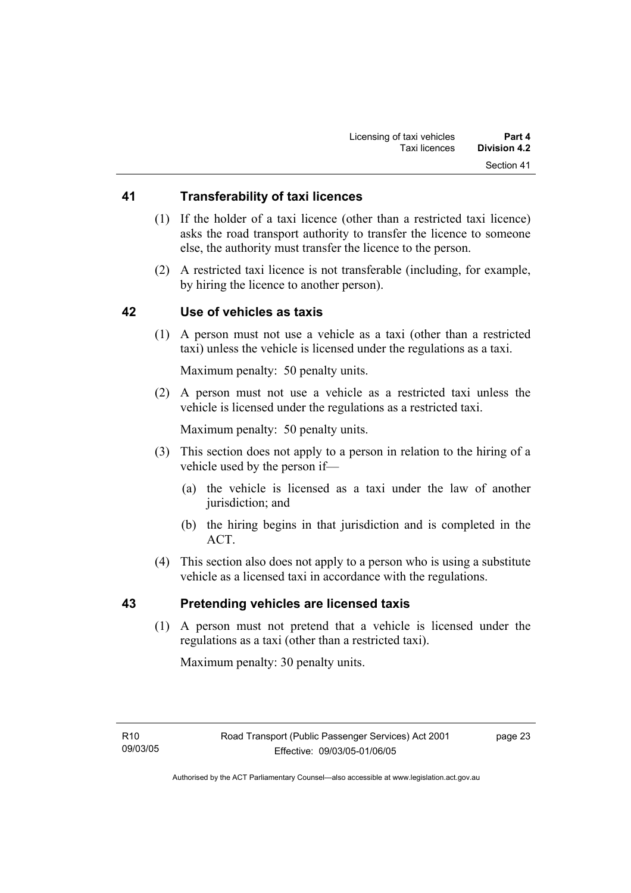## 41 Transferability of taxi licences

(1) If the holder of a taxi licence (other than a restricted taxi licence) asks the road transport authority to transfer the licence to someone else, the authority must transfer the licence to the person.

(2) A restricted taxi licence is not transferable (including, for example, by hiring the licence to another person).

## 42 Use of vehicles as taxis

(1) A person must not use a vehicle as a taxi (other than a restricted taxi) unless the vehicle is licensed under the regulations as a taxi.

Maximum penalty: 50 penalty units.

(2) A person must not use a vehicle as a restricted taxi unless the vehicle is licensed under the regulations as a restricted taxi.

Maximum penalty: 50 penalty units.

(3) This section does not apply to a person in relation to the hiring of a vehicle used by the person if—

(a) the vehicle is licensed as a taxi under the law of another jurisdiction; and

(b) the hiring begins in that jurisdiction and is completed in the ACT.

(4) This section also does not apply to a person who is using a substitute vehicle as a licensed taxi in accordance with the regulations.

## 43 Pretending vehicles are licensed taxis

(1) A person must not pretend that a vehicle is licensed under the regulations as a taxi (other than a restricted taxi).

Maximum penalty: 30 penalty units.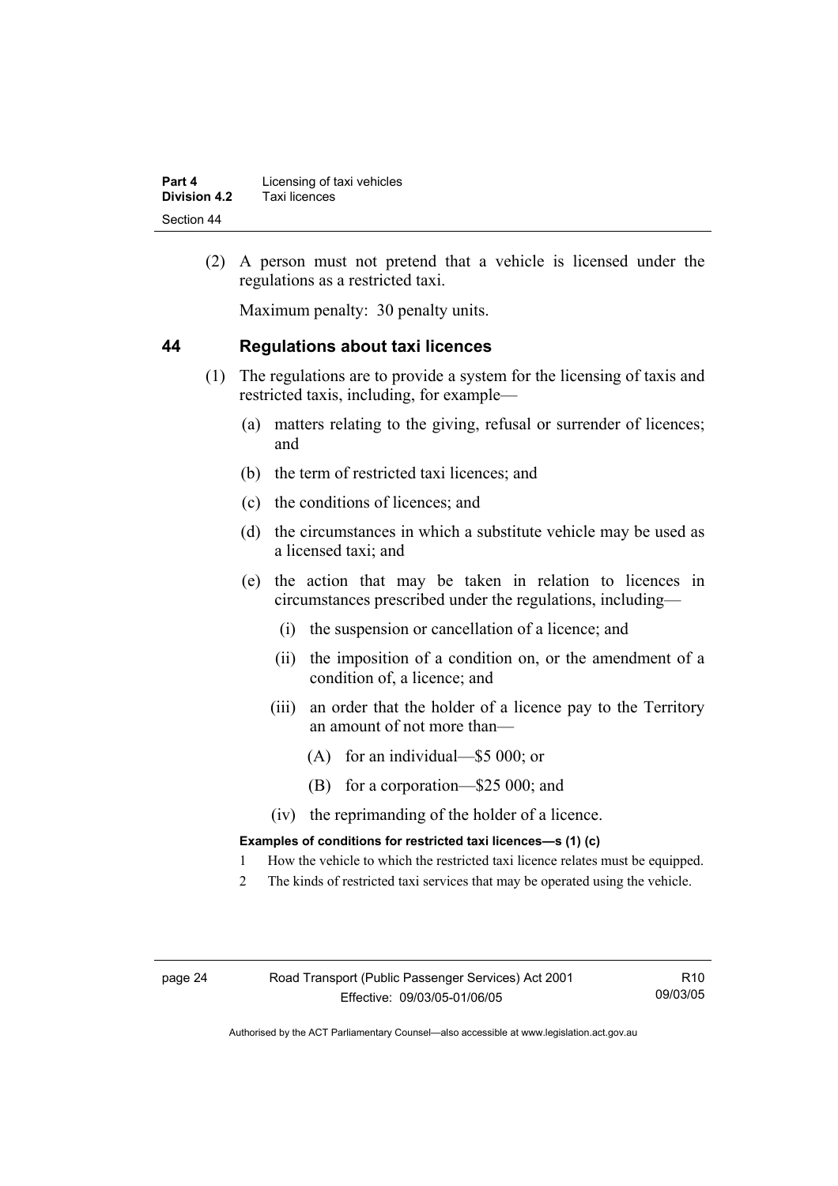(2) A person must not pretend that a vehicle is licensed under the regulations as a restricted taxi.

Maximum penalty: 30 penalty units.

## 44 Regulations about taxi licences

(1) The regulations are to provide a system for the licensing of taxis and restricted taxis, including, for example—

(a) matters relating to the giving, refusal or surrender of licences; and

(b) the term of restricted taxi licences; and

(c) the conditions of licences; and

(d) the circumstances in which a substitute vehicle may be used as a licensed taxi; and

(e) the action that may be taken in relation to licences in circumstances prescribed under the regulations, including—

(i) the suspension or cancellation of a licence; and

(ii) the imposition of a condition on, or the amendment of a condition of, a licence; and

(iii) an order that the holder of a licence pay to the Territory an amount of not more than—

(A) for an individual—$5 000; or

(B) for a corporation—$25 000; and

(iv) the reprimanding of the holder of a licence.

**Examples of conditions for restricted taxi licences—s (1) (c)**

1 How the vehicle to which the restricted taxi licence relates must be equipped.

2 The kinds of restricted taxi services that may be operated using the vehicle.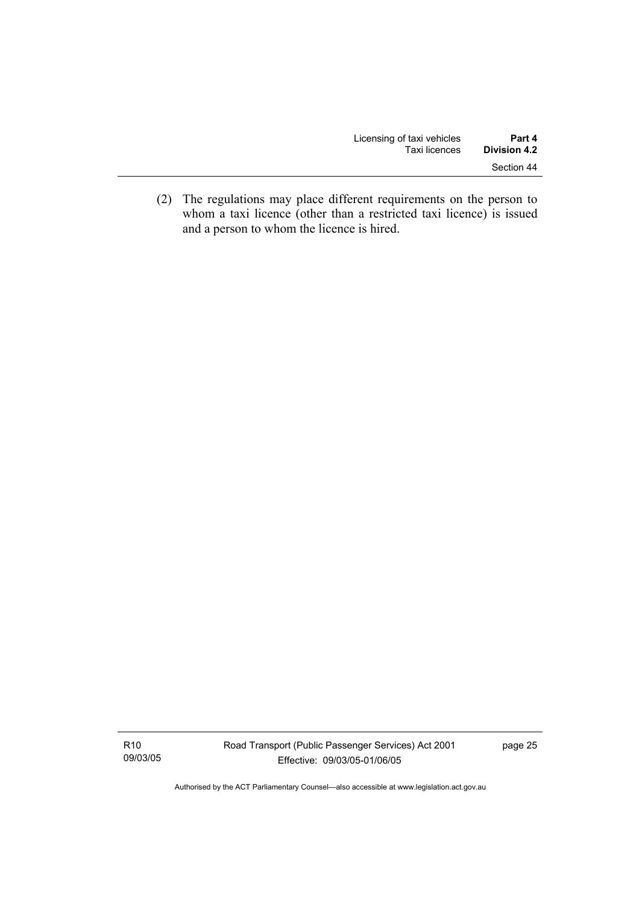(2) The regulations may place different requirements on the person to whom a taxi licence (other than a restricted taxi licence) is issued and a person to whom the licence is hired.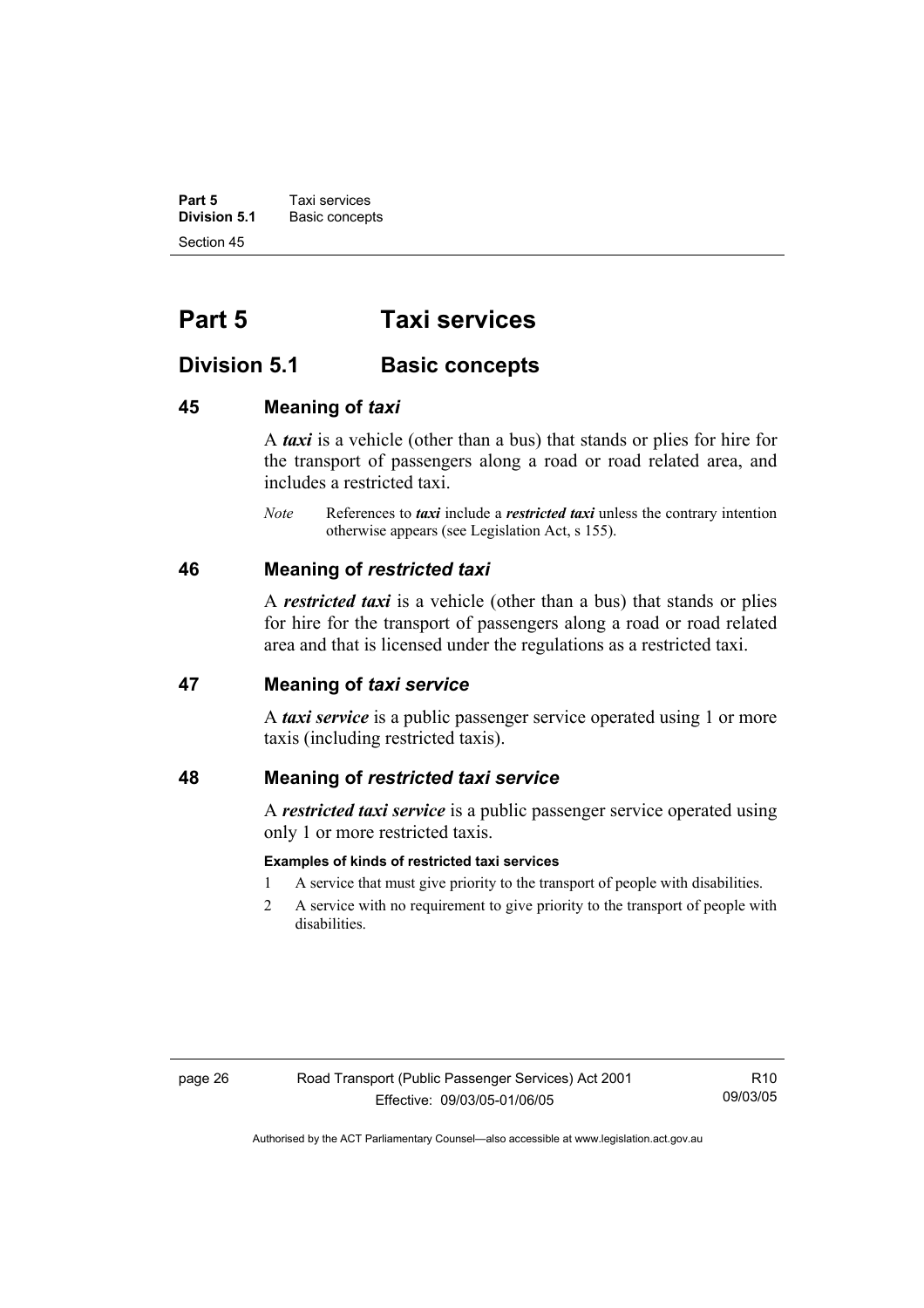# Part 5 Taxi services

## Division 5.1 Basic concepts

### 45 Meaning of *taxi*

A ***taxi*** is a vehicle (other than a bus) that stands or plies for hire for the transport of passengers along a road or road related area, and includes a restricted taxi.

*Note* References to ***taxi*** include a ***restricted taxi*** unless the contrary intention otherwise appears (see Legislation Act, s 155).

### 46 Meaning of *restricted taxi*

A ***restricted taxi*** is a vehicle (other than a bus) that stands or plies for hire for the transport of passengers along a road or road related area and that is licensed under the regulations as a restricted taxi.

### 47 Meaning of *taxi service*

A ***taxi service*** is a public passenger service operated using 1 or more taxis (including restricted taxis).

### 48 Meaning of *restricted taxi service*

A ***restricted taxi service*** is a public passenger service operated using only 1 or more restricted taxis.

**Examples of kinds of restricted taxi services**

1 A service that must give priority to the transport of people with disabilities.

2 A service with no requirement to give priority to the transport of people with disabilities.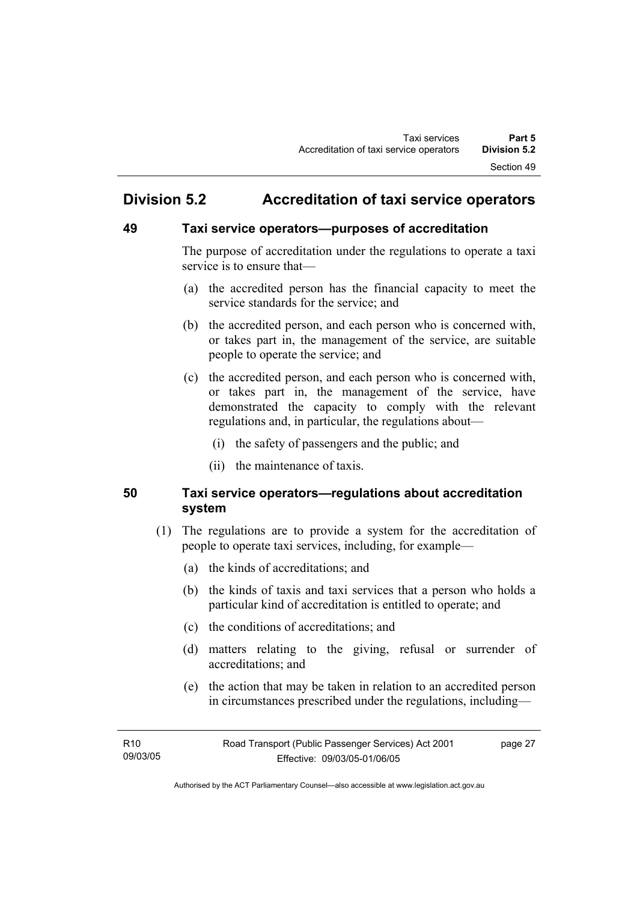## Division 5.2 Accreditation of taxi service operators

### 49 Taxi service operators—purposes of accreditation

The purpose of accreditation under the regulations to operate a taxi service is to ensure that—

(a) the accredited person has the financial capacity to meet the service standards for the service; and

(b) the accredited person, and each person who is concerned with, or takes part in, the management of the service, are suitable people to operate the service; and

(c) the accredited person, and each person who is concerned with, or takes part in, the management of the service, have demonstrated the capacity to comply with the relevant regulations and, in particular, the regulations about—

(i) the safety of passengers and the public; and

(ii) the maintenance of taxis.

### 50 Taxi service operators—regulations about accreditation system

(1) The regulations are to provide a system for the accreditation of people to operate taxi services, including, for example—

(a) the kinds of accreditations; and

(b) the kinds of taxis and taxi services that a person who holds a particular kind of accreditation is entitled to operate; and

(c) the conditions of accreditations; and

(d) matters relating to the giving, refusal or surrender of accreditations; and

(e) the action that may be taken in relation to an accredited person in circumstances prescribed under the regulations, including—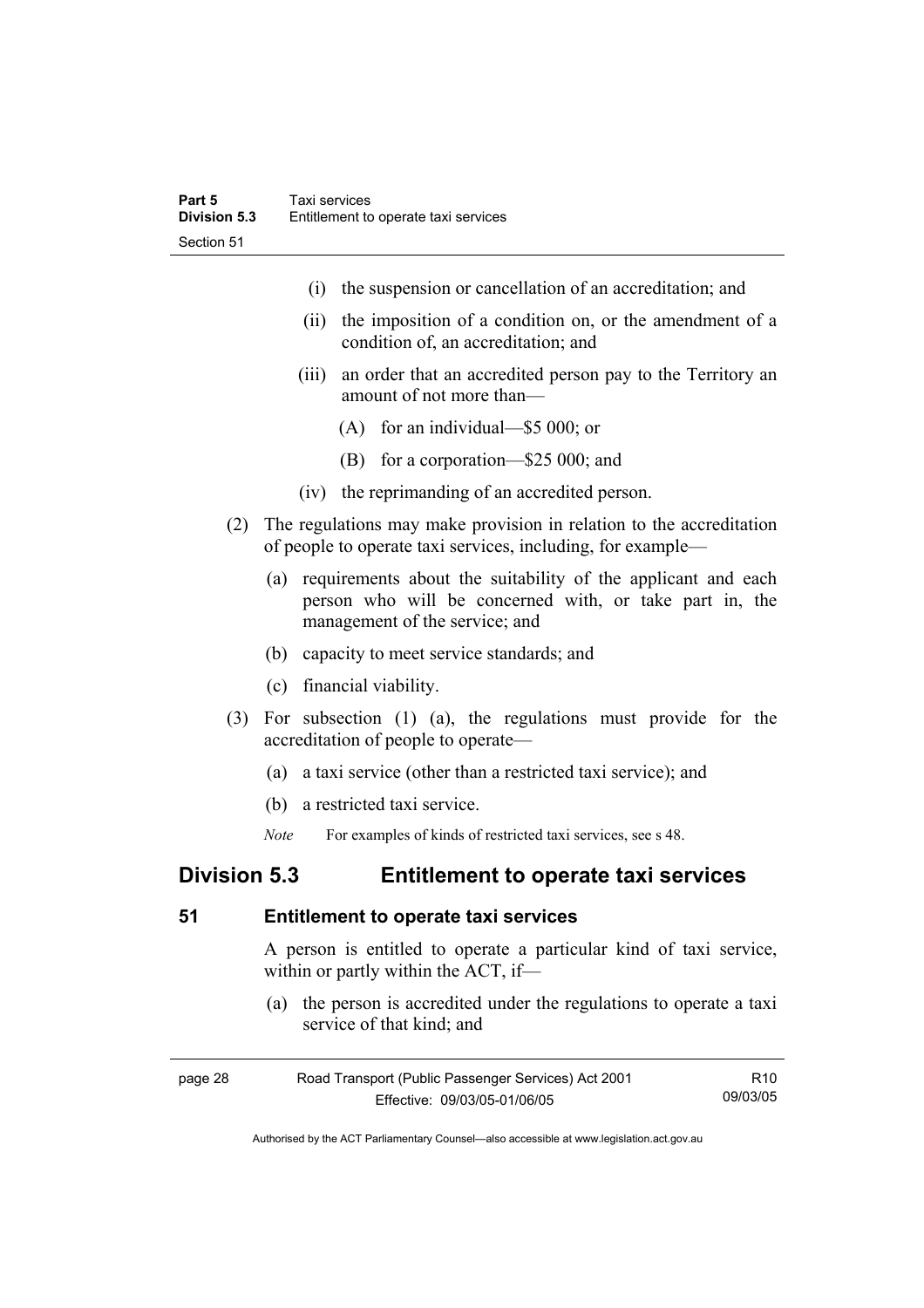(i) the suspension or cancellation of an accreditation; and

(ii) the imposition of a condition on, or the amendment of a condition of, an accreditation; and

(iii) an order that an accredited person pay to the Territory an amount of not more than—

(A) for an individual—$5 000; or

(B) for a corporation—$25 000; and

(iv) the reprimanding of an accredited person.

(2) The regulations may make provision in relation to the accreditation of people to operate taxi services, including, for example—

(a) requirements about the suitability of the applicant and each person who will be concerned with, or take part in, the management of the service; and

(b) capacity to meet service standards; and

(c) financial viability.

(3) For subsection (1) (a), the regulations must provide for the accreditation of people to operate—

(a) a taxi service (other than a restricted taxi service); and

(b) a restricted taxi service.

*Note* For examples of kinds of restricted taxi services, see s 48.

## Division 5.3 Entitlement to operate taxi services

### 51 Entitlement to operate taxi services

A person is entitled to operate a particular kind of taxi service, within or partly within the ACT, if—

(a) the person is accredited under the regulations to operate a taxi service of that kind; and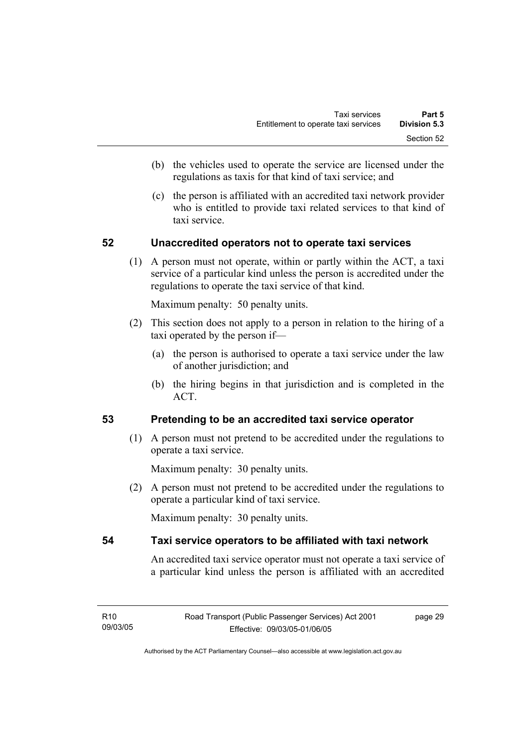(b) the vehicles used to operate the service are licensed under the regulations as taxis for that kind of taxi service; and

(c) the person is affiliated with an accredited taxi network provider who is entitled to provide taxi related services to that kind of taxi service.

## 52 Unaccredited operators not to operate taxi services

(1) A person must not operate, within or partly within the ACT, a taxi service of a particular kind unless the person is accredited under the regulations to operate the taxi service of that kind.

Maximum penalty: 50 penalty units.

(2) This section does not apply to a person in relation to the hiring of a taxi operated by the person if—

(a) the person is authorised to operate a taxi service under the law of another jurisdiction; and

(b) the hiring begins in that jurisdiction and is completed in the ACT.

## 53 Pretending to be an accredited taxi service operator

(1) A person must not pretend to be accredited under the regulations to operate a taxi service.

Maximum penalty: 30 penalty units.

(2) A person must not pretend to be accredited under the regulations to operate a particular kind of taxi service.

Maximum penalty: 30 penalty units.

## 54 Taxi service operators to be affiliated with taxi network

An accredited taxi service operator must not operate a taxi service of a particular kind unless the person is affiliated with an accredited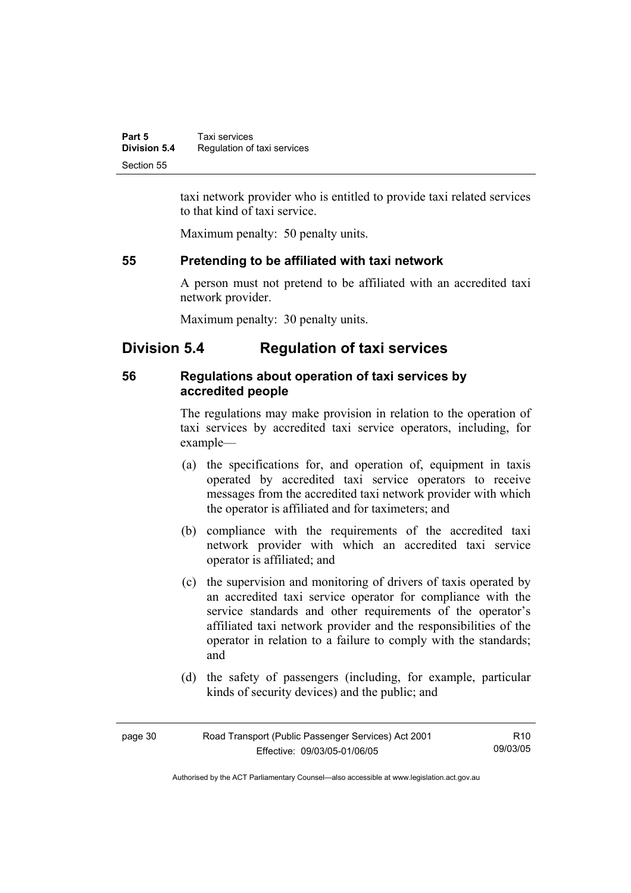taxi network provider who is entitled to provide taxi related services to that kind of taxi service.

Maximum penalty: 50 penalty units.

### 55 Pretending to be affiliated with taxi network

A person must not pretend to be affiliated with an accredited taxi network provider.

Maximum penalty: 30 penalty units.

## Division 5.4 Regulation of taxi services

### 56 Regulations about operation of taxi services by accredited people

The regulations may make provision in relation to the operation of taxi services by accredited taxi service operators, including, for example—

(a) the specifications for, and operation of, equipment in taxis operated by accredited taxi service operators to receive messages from the accredited taxi network provider with which the operator is affiliated and for taximeters; and

(b) compliance with the requirements of the accredited taxi network provider with which an accredited taxi service operator is affiliated; and

(c) the supervision and monitoring of drivers of taxis operated by an accredited taxi service operator for compliance with the service standards and other requirements of the operator's affiliated taxi network provider and the responsibilities of the operator in relation to a failure to comply with the standards; and

(d) the safety of passengers (including, for example, particular kinds of security devices) and the public; and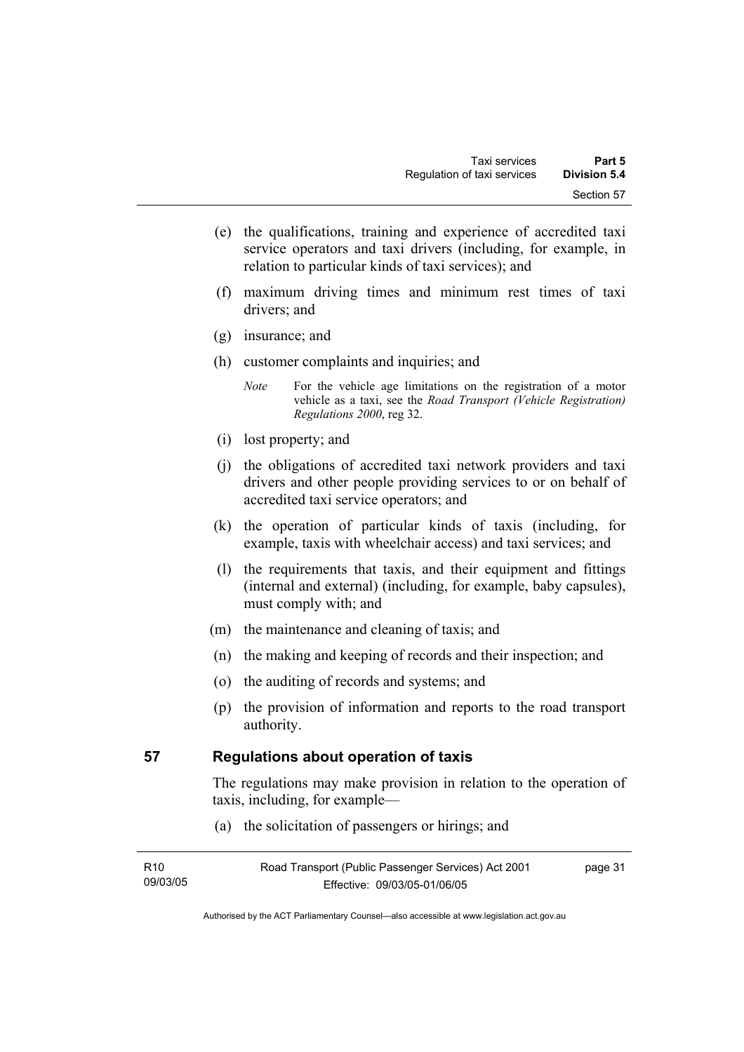(e) the qualifications, training and experience of accredited taxi service operators and taxi drivers (including, for example, in relation to particular kinds of taxi services); and

(f) maximum driving times and minimum rest times of taxi drivers; and

(g) insurance; and

(h) customer complaints and inquiries; and

*Note* For the vehicle age limitations on the registration of a motor vehicle as a taxi, see the *Road Transport (Vehicle Registration) Regulations 2000*, reg 32.

(i) lost property; and

(j) the obligations of accredited taxi network providers and taxi drivers and other people providing services to or on behalf of accredited taxi service operators; and

(k) the operation of particular kinds of taxis (including, for example, taxis with wheelchair access) and taxi services; and

(l) the requirements that taxis, and their equipment and fittings (internal and external) (including, for example, baby capsules), must comply with; and

(m) the maintenance and cleaning of taxis; and

(n) the making and keeping of records and their inspection; and

(o) the auditing of records and systems; and

(p) the provision of information and reports to the road transport authority.

## 57 Regulations about operation of taxis

The regulations may make provision in relation to the operation of taxis, including, for example—

(a) the solicitation of passengers or hirings; and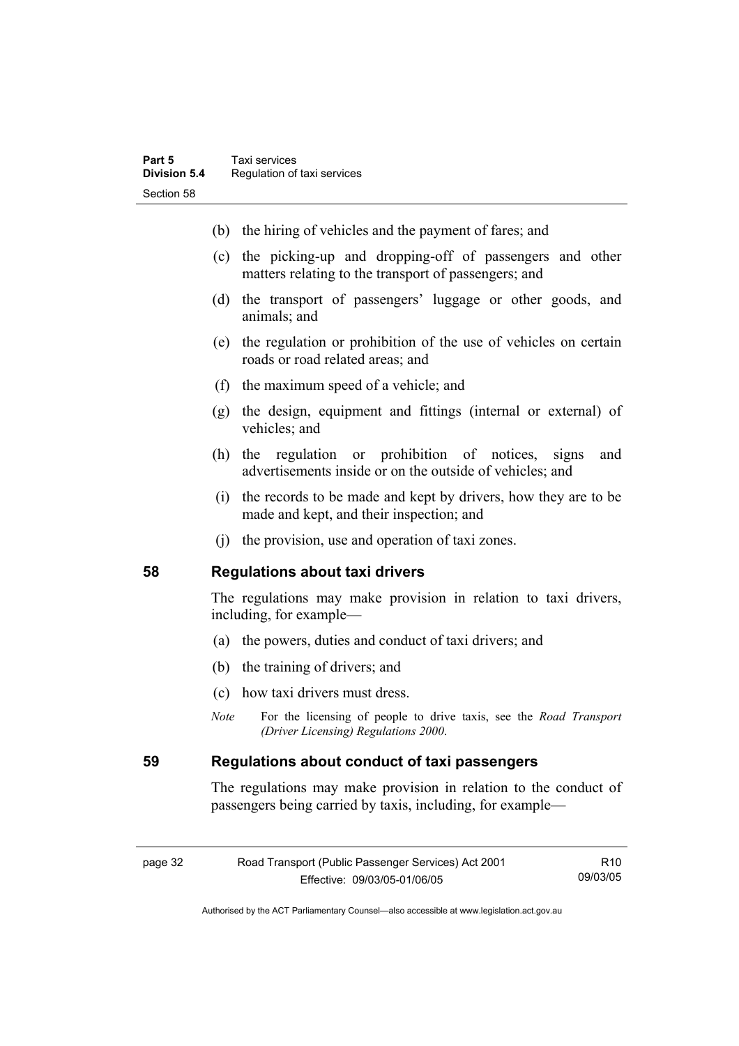(b) the hiring of vehicles and the payment of fares; and

(c) the picking-up and dropping-off of passengers and other matters relating to the transport of passengers; and

(d) the transport of passengers' luggage or other goods, and animals; and

(e) the regulation or prohibition of the use of vehicles on certain roads or road related areas; and

(f) the maximum speed of a vehicle; and

(g) the design, equipment and fittings (internal or external) of vehicles; and

(h) the regulation or prohibition of notices, signs and advertisements inside or on the outside of vehicles; and

(i) the records to be made and kept by drivers, how they are to be made and kept, and their inspection; and

(j) the provision, use and operation of taxi zones.

## 58 Regulations about taxi drivers

The regulations may make provision in relation to taxi drivers, including, for example—

(a) the powers, duties and conduct of taxi drivers; and

(b) the training of drivers; and

(c) how taxi drivers must dress.

*Note* For the licensing of people to drive taxis, see the *Road Transport (Driver Licensing) Regulations 2000*.

## 59 Regulations about conduct of taxi passengers

The regulations may make provision in relation to the conduct of passengers being carried by taxis, including, for example—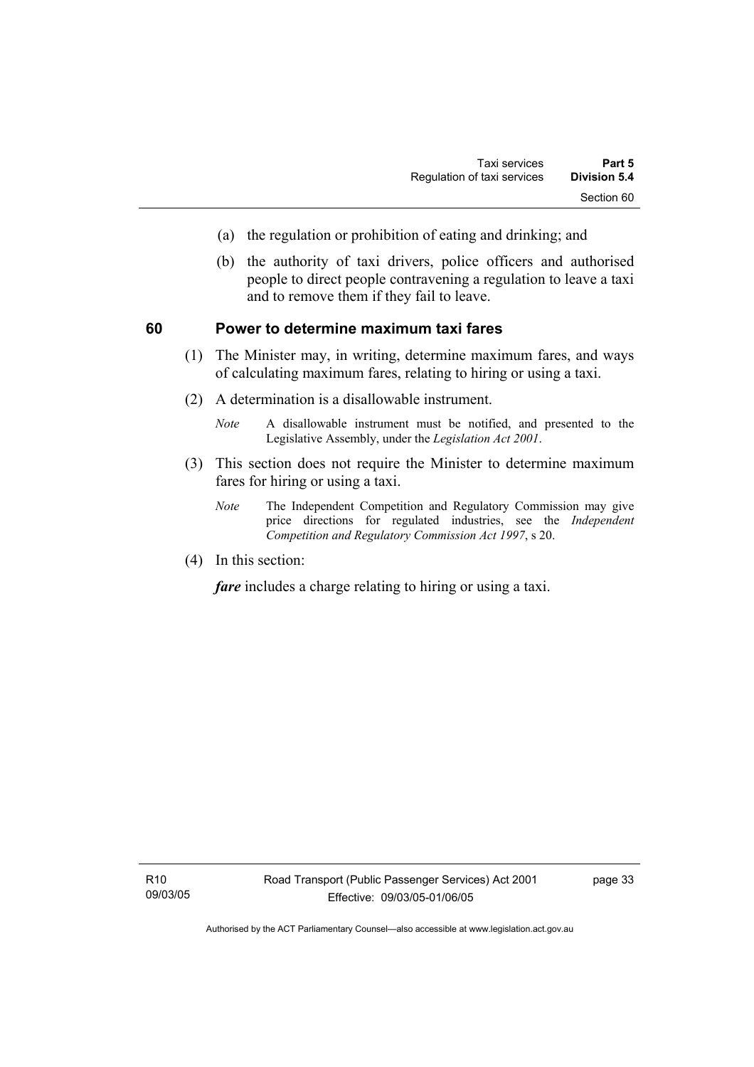(a) the regulation or prohibition of eating and drinking; and

(b) the authority of taxi drivers, police officers and authorised people to direct people contravening a regulation to leave a taxi and to remove them if they fail to leave.

## 60 Power to determine maximum taxi fares

(1) The Minister may, in writing, determine maximum fares, and ways of calculating maximum fares, relating to hiring or using a taxi.

(2) A determination is a disallowable instrument.

*Note* A disallowable instrument must be notified, and presented to the Legislative Assembly, under the *Legislation Act 2001*.

(3) This section does not require the Minister to determine maximum fares for hiring or using a taxi.

*Note* The Independent Competition and Regulatory Commission may give price directions for regulated industries, see the *Independent Competition and Regulatory Commission Act 1997*, s 20.

(4) In this section:

***fare*** includes a charge relating to hiring or using a taxi.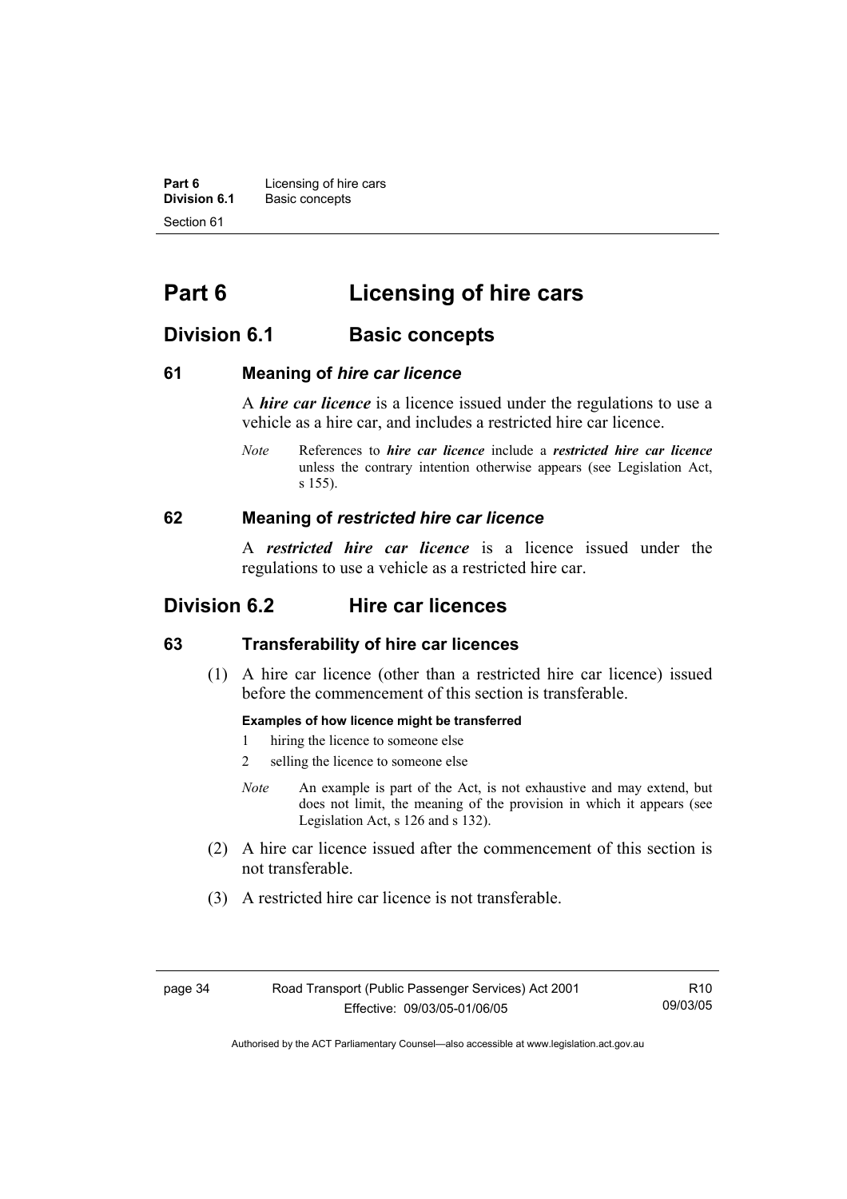# Part 6 Licensing of hire cars

## Division 6.1 Basic concepts

### 61 Meaning of *hire car licence*

A ***hire car licence*** is a licence issued under the regulations to use a vehicle as a hire car, and includes a restricted hire car licence.

*Note* References to ***hire car licence*** include a ***restricted hire car licence*** unless the contrary intention otherwise appears (see Legislation Act, s 155).

### 62 Meaning of *restricted hire car licence*

A ***restricted hire car licence*** is a licence issued under the regulations to use a vehicle as a restricted hire car.

## Division 6.2 Hire car licences

### 63 Transferability of hire car licences

(1) A hire car licence (other than a restricted hire car licence) issued before the commencement of this section is transferable.

**Examples of how licence might be transferred**

1 hiring the licence to someone else

2 selling the licence to someone else

*Note* An example is part of the Act, is not exhaustive and may extend, but does not limit, the meaning of the provision in which it appears (see Legislation Act, s 126 and s 132).

(2) A hire car licence issued after the commencement of this section is not transferable.

(3) A restricted hire car licence is not transferable.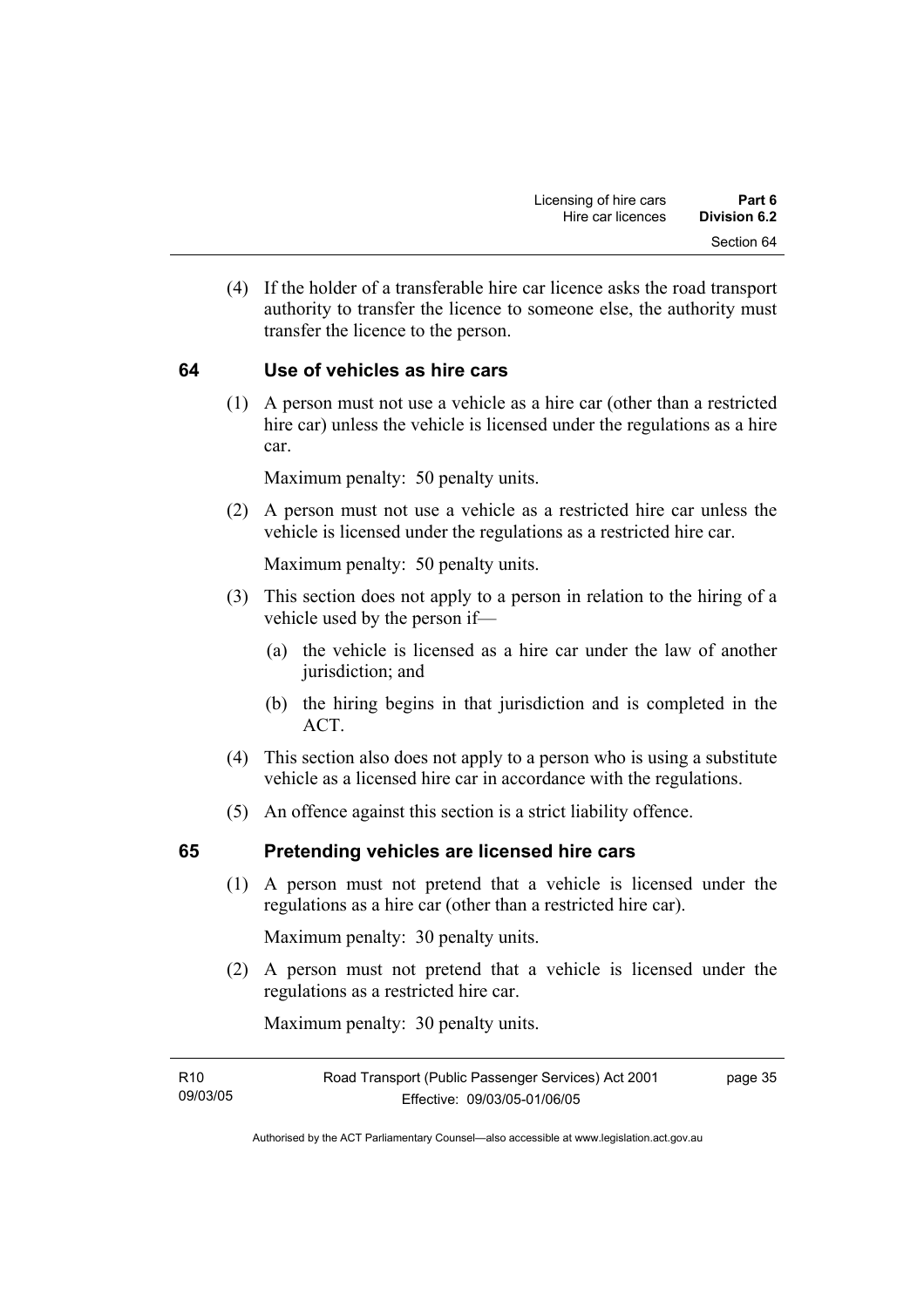(4) If the holder of a transferable hire car licence asks the road transport authority to transfer the licence to someone else, the authority must transfer the licence to the person.

## 64 Use of vehicles as hire cars

(1) A person must not use a vehicle as a hire car (other than a restricted hire car) unless the vehicle is licensed under the regulations as a hire car.

Maximum penalty: 50 penalty units.

(2) A person must not use a vehicle as a restricted hire car unless the vehicle is licensed under the regulations as a restricted hire car.

Maximum penalty: 50 penalty units.

(3) This section does not apply to a person in relation to the hiring of a vehicle used by the person if—

(a) the vehicle is licensed as a hire car under the law of another jurisdiction; and

(b) the hiring begins in that jurisdiction and is completed in the ACT.

(4) This section also does not apply to a person who is using a substitute vehicle as a licensed hire car in accordance with the regulations.

(5) An offence against this section is a strict liability offence.

## 65 Pretending vehicles are licensed hire cars

(1) A person must not pretend that a vehicle is licensed under the regulations as a hire car (other than a restricted hire car).

Maximum penalty: 30 penalty units.

(2) A person must not pretend that a vehicle is licensed under the regulations as a restricted hire car.

Maximum penalty: 30 penalty units.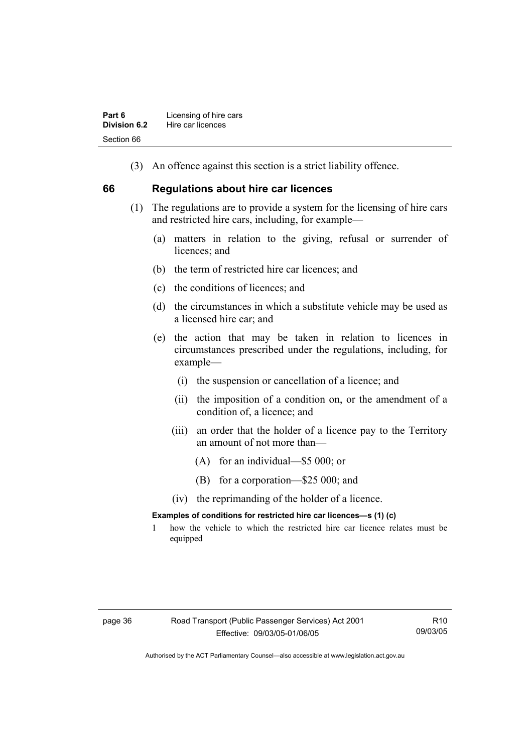(3) An offence against this section is a strict liability offence.

## 66 Regulations about hire car licences

(1) The regulations are to provide a system for the licensing of hire cars and restricted hire cars, including, for example—

(a) matters in relation to the giving, refusal or surrender of licences; and

(b) the term of restricted hire car licences; and

(c) the conditions of licences; and

(d) the circumstances in which a substitute vehicle may be used as a licensed hire car; and

(e) the action that may be taken in relation to licences in circumstances prescribed under the regulations, including, for example—

(i) the suspension or cancellation of a licence; and

(ii) the imposition of a condition on, or the amendment of a condition of, a licence; and

(iii) an order that the holder of a licence pay to the Territory an amount of not more than—

(A) for an individual—$5 000; or

(B) for a corporation—$25 000; and

(iv) the reprimanding of the holder of a licence.

**Examples of conditions for restricted hire car licences—s (1) (c)**

1 how the vehicle to which the restricted hire car licence relates must be equipped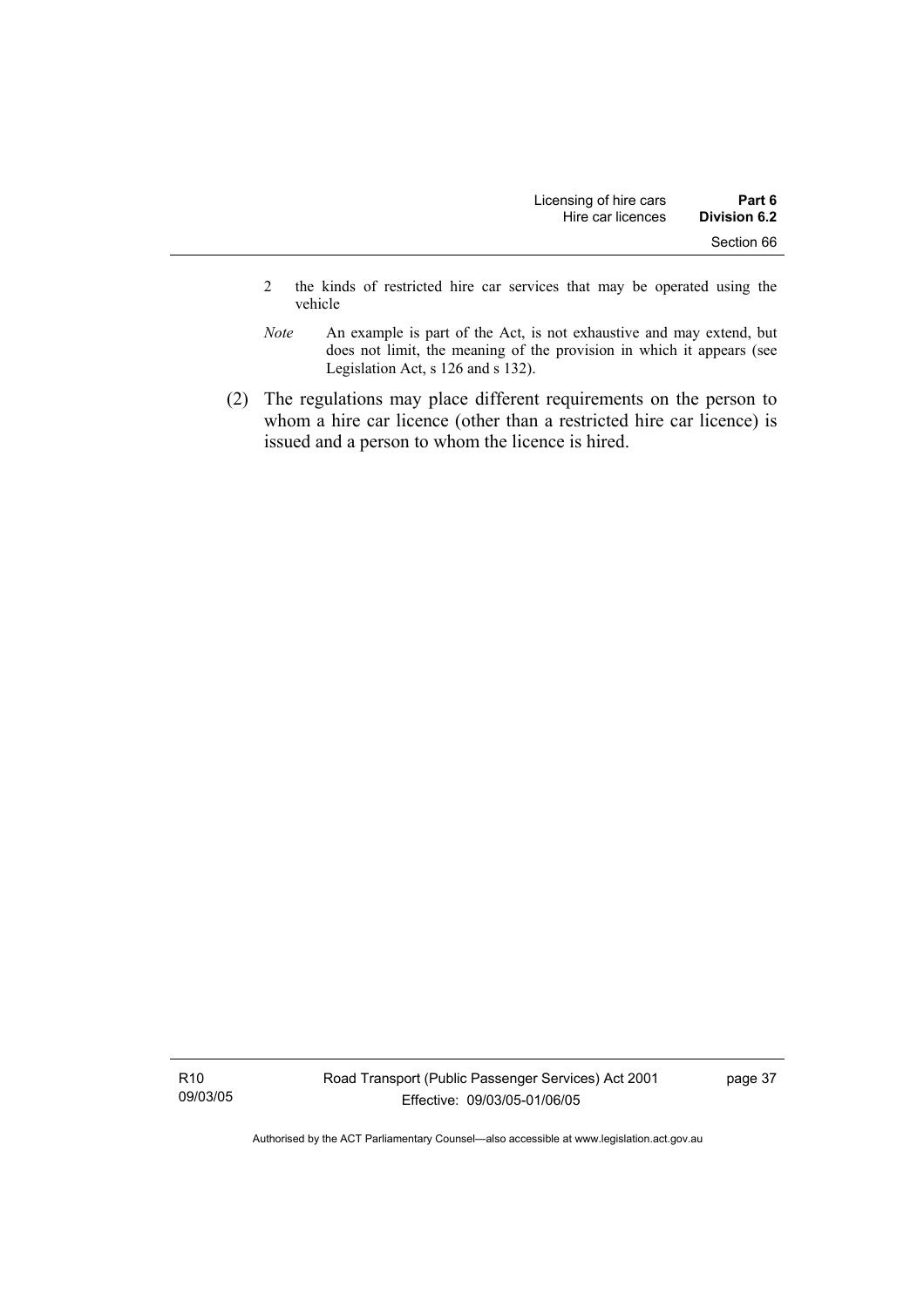2 the kinds of restricted hire car services that may be operated using the vehicle

*Note* An example is part of the Act, is not exhaustive and may extend, but does not limit, the meaning of the provision in which it appears (see Legislation Act, s 126 and s 132).

(2) The regulations may place different requirements on the person to whom a hire car licence (other than a restricted hire car licence) is issued and a person to whom the licence is hired.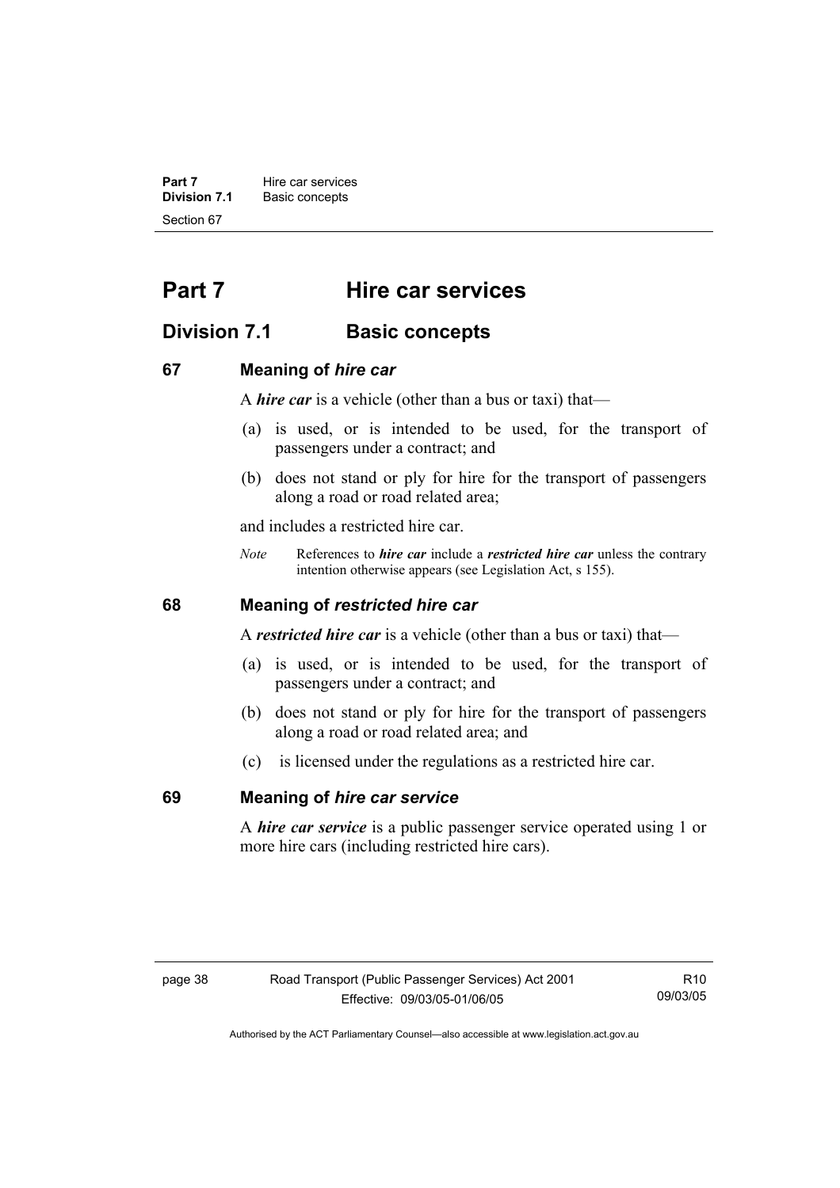# Part 7 Hire car services

## Division 7.1 Basic concepts

### 67 Meaning of *hire car*

A ***hire car*** is a vehicle (other than a bus or taxi) that—

(a) is used, or is intended to be used, for the transport of passengers under a contract; and

(b) does not stand or ply for hire for the transport of passengers along a road or road related area;

and includes a restricted hire car.

*Note* References to ***hire car*** include a ***restricted hire car*** unless the contrary intention otherwise appears (see Legislation Act, s 155).

### 68 Meaning of *restricted hire car*

A ***restricted hire car*** is a vehicle (other than a bus or taxi) that—

(a) is used, or is intended to be used, for the transport of passengers under a contract; and

(b) does not stand or ply for hire for the transport of passengers along a road or road related area; and

(c) is licensed under the regulations as a restricted hire car.

### 69 Meaning of *hire car service*

A ***hire car service*** is a public passenger service operated using 1 or more hire cars (including restricted hire cars).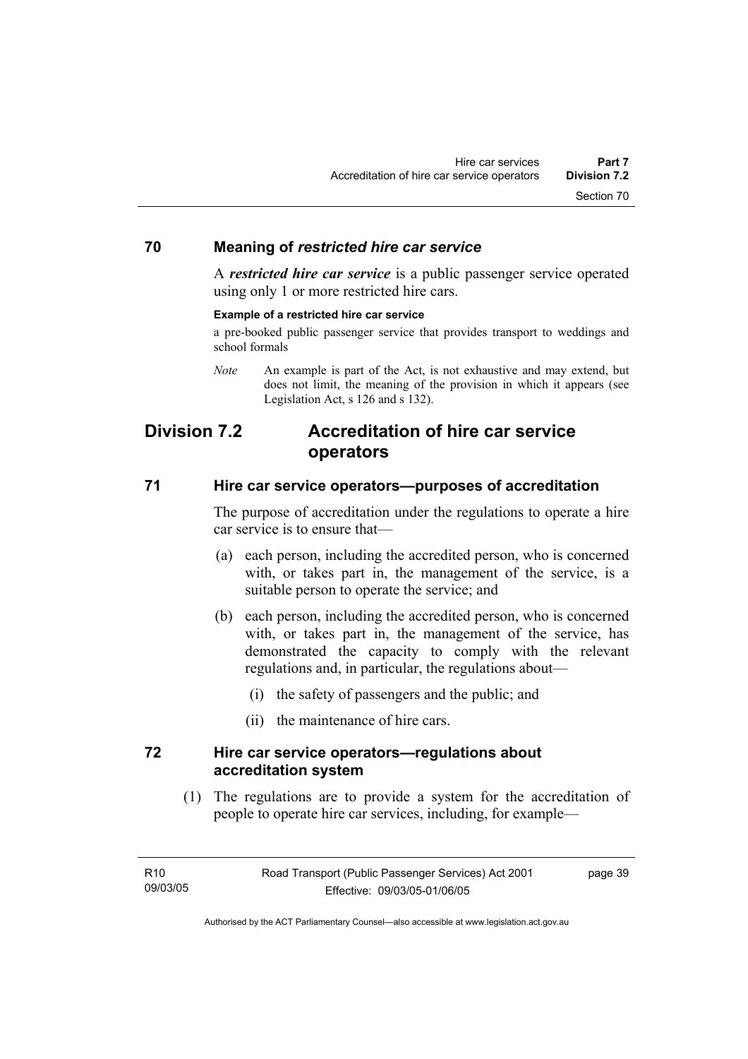### 70 Meaning of *restricted hire car service*

A ***restricted hire car service*** is a public passenger service operated using only 1 or more restricted hire cars.

**Example of a restricted hire car service**

a pre-booked public passenger service that provides transport to weddings and school formals

*Note* An example is part of the Act, is not exhaustive and may extend, but does not limit, the meaning of the provision in which it appears (see Legislation Act, s 126 and s 132).

## Division 7.2 Accreditation of hire car service operators

### 71 Hire car service operators—purposes of accreditation

The purpose of accreditation under the regulations to operate a hire car service is to ensure that—

(a) each person, including the accredited person, who is concerned with, or takes part in, the management of the service, is a suitable person to operate the service; and

(b) each person, including the accredited person, who is concerned with, or takes part in, the management of the service, has demonstrated the capacity to comply with the relevant regulations and, in particular, the regulations about—

(i) the safety of passengers and the public; and

(ii) the maintenance of hire cars.

### 72 Hire car service operators—regulations about accreditation system

(1) The regulations are to provide a system for the accreditation of people to operate hire car services, including, for example—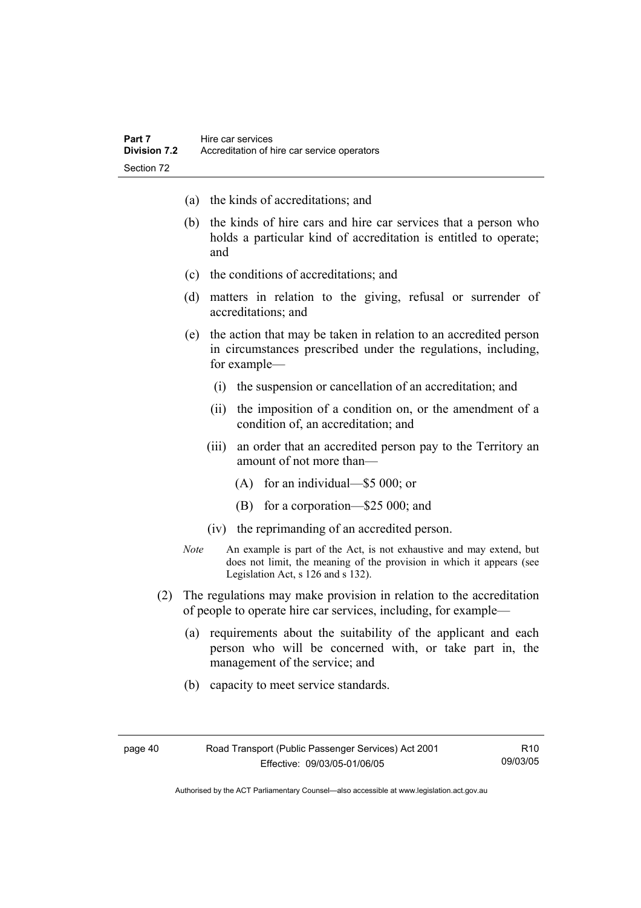(a) the kinds of accreditations; and

(b) the kinds of hire cars and hire car services that a person who holds a particular kind of accreditation is entitled to operate; and

(c) the conditions of accreditations; and

(d) matters in relation to the giving, refusal or surrender of accreditations; and

(e) the action that may be taken in relation to an accredited person in circumstances prescribed under the regulations, including, for example—

  (i) the suspension or cancellation of an accreditation; and

  (ii) the imposition of a condition on, or the amendment of a condition of, an accreditation; and

  (iii) an order that an accredited person pay to the Territory an amount of not more than—

    (A) for an individual—$5 000; or

    (B) for a corporation—$25 000; and

  (iv) the reprimanding of an accredited person.

*Note* An example is part of the Act, is not exhaustive and may extend, but does not limit, the meaning of the provision in which it appears (see Legislation Act, s 126 and s 132).

(2) The regulations may make provision in relation to the accreditation of people to operate hire car services, including, for example—

(a) requirements about the suitability of the applicant and each person who will be concerned with, or take part in, the management of the service; and

(b) capacity to meet service standards.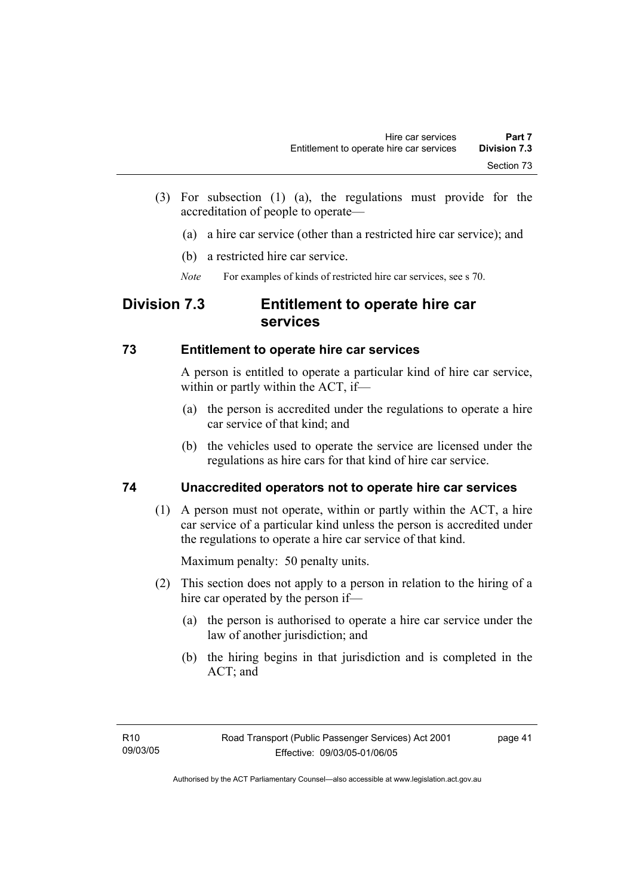(3) For subsection (1) (a), the regulations must provide for the accreditation of people to operate—

(a) a hire car service (other than a restricted hire car service); and

(b) a restricted hire car service.

*Note* For examples of kinds of restricted hire car services, see s 70.

## Division 7.3 Entitlement to operate hire car services

### 73 Entitlement to operate hire car services

A person is entitled to operate a particular kind of hire car service, within or partly within the ACT, if—

(a) the person is accredited under the regulations to operate a hire car service of that kind; and

(b) the vehicles used to operate the service are licensed under the regulations as hire cars for that kind of hire car service.

### 74 Unaccredited operators not to operate hire car services

(1) A person must not operate, within or partly within the ACT, a hire car service of a particular kind unless the person is accredited under the regulations to operate a hire car service of that kind.

Maximum penalty: 50 penalty units.

(2) This section does not apply to a person in relation to the hiring of a hire car operated by the person if—

(a) the person is authorised to operate a hire car service under the law of another jurisdiction; and

(b) the hiring begins in that jurisdiction and is completed in the ACT; and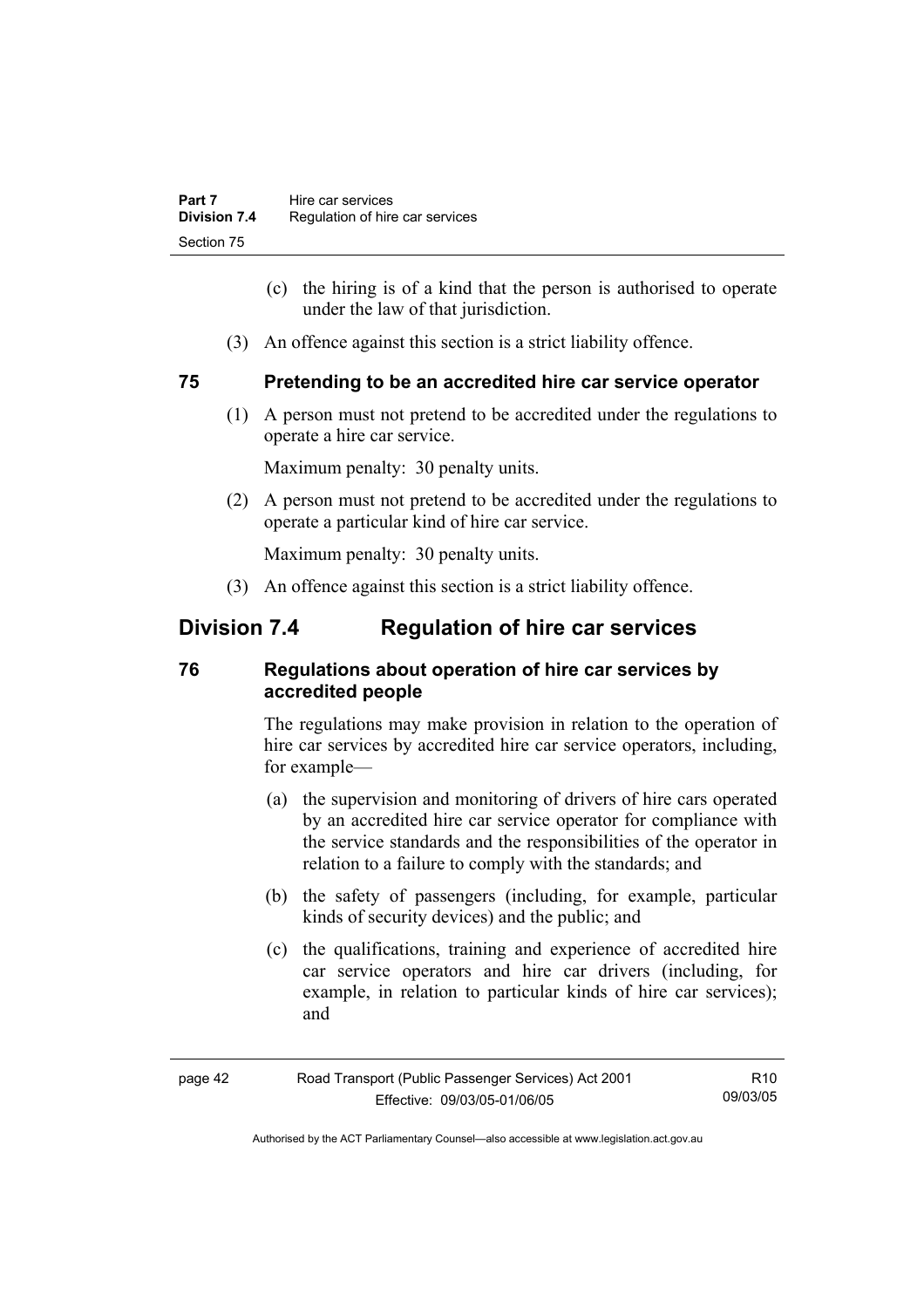(c) the hiring is of a kind that the person is authorised to operate under the law of that jurisdiction.

(3) An offence against this section is a strict liability offence.

### 75 Pretending to be an accredited hire car service operator

(1) A person must not pretend to be accredited under the regulations to operate a hire car service.

Maximum penalty: 30 penalty units.

(2) A person must not pretend to be accredited under the regulations to operate a particular kind of hire car service.

Maximum penalty: 30 penalty units.

(3) An offence against this section is a strict liability offence.

## Division 7.4 Regulation of hire car services

### 76 Regulations about operation of hire car services by accredited people

The regulations may make provision in relation to the operation of hire car services by accredited hire car service operators, including, for example—

(a) the supervision and monitoring of drivers of hire cars operated by an accredited hire car service operator for compliance with the service standards and the responsibilities of the operator in relation to a failure to comply with the standards; and

(b) the safety of passengers (including, for example, particular kinds of security devices) and the public; and

(c) the qualifications, training and experience of accredited hire car service operators and hire car drivers (including, for example, in relation to particular kinds of hire car services); and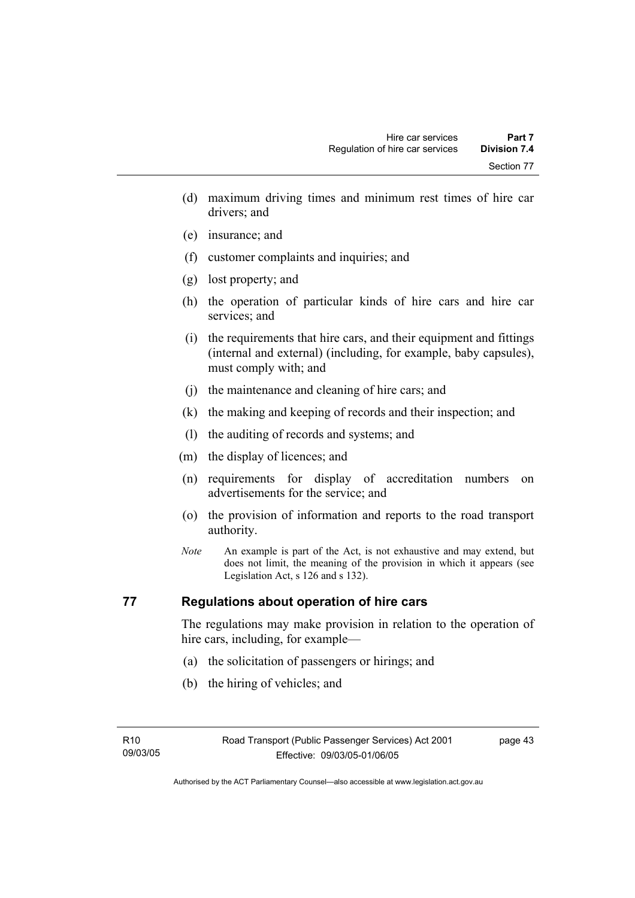(d) maximum driving times and minimum rest times of hire car drivers; and

(e) insurance; and

(f) customer complaints and inquiries; and

(g) lost property; and

(h) the operation of particular kinds of hire cars and hire car services; and

(i) the requirements that hire cars, and their equipment and fittings (internal and external) (including, for example, baby capsules), must comply with; and

(j) the maintenance and cleaning of hire cars; and

(k) the making and keeping of records and their inspection; and

(l) the auditing of records and systems; and

(m) the display of licences; and

(n) requirements for display of accreditation numbers on advertisements for the service; and

(o) the provision of information and reports to the road transport authority.

*Note* An example is part of the Act, is not exhaustive and may extend, but does not limit, the meaning of the provision in which it appears (see Legislation Act, s 126 and s 132).

## 77 Regulations about operation of hire cars

The regulations may make provision in relation to the operation of hire cars, including, for example—

(a) the solicitation of passengers or hirings; and

(b) the hiring of vehicles; and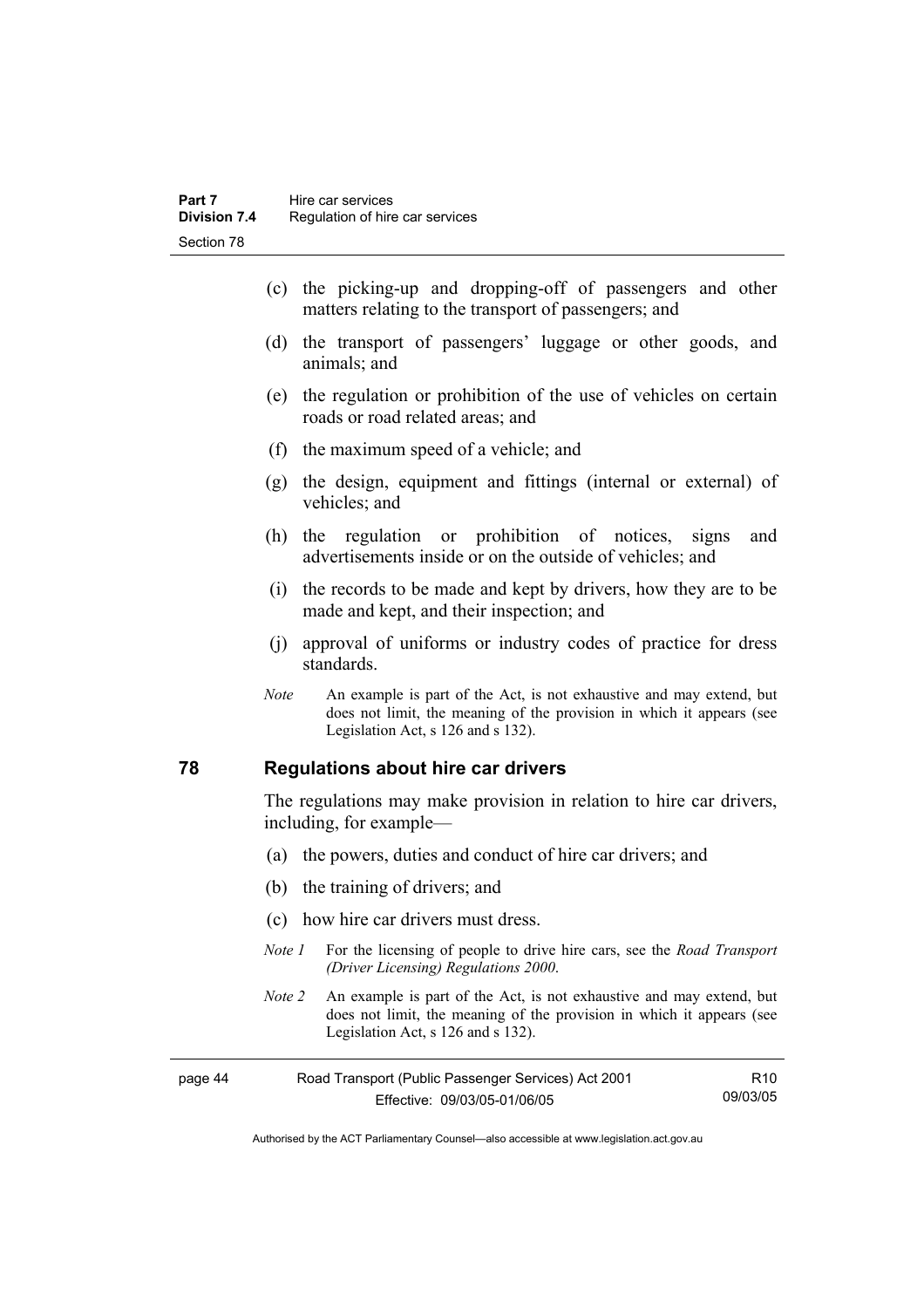(c) the picking-up and dropping-off of passengers and other matters relating to the transport of passengers; and

(d) the transport of passengers' luggage or other goods, and animals; and

(e) the regulation or prohibition of the use of vehicles on certain roads or road related areas; and

(f) the maximum speed of a vehicle; and

(g) the design, equipment and fittings (internal or external) of vehicles; and

(h) the regulation or prohibition of notices, signs and advertisements inside or on the outside of vehicles; and

(i) the records to be made and kept by drivers, how they are to be made and kept, and their inspection; and

(j) approval of uniforms or industry codes of practice for dress standards.

*Note* An example is part of the Act, is not exhaustive and may extend, but does not limit, the meaning of the provision in which it appears (see Legislation Act, s 126 and s 132).

## 78 Regulations about hire car drivers

The regulations may make provision in relation to hire car drivers, including, for example—

(a) the powers, duties and conduct of hire car drivers; and

(b) the training of drivers; and

(c) how hire car drivers must dress.

*Note 1* For the licensing of people to drive hire cars, see the *Road Transport (Driver Licensing) Regulations 2000*.

*Note 2* An example is part of the Act, is not exhaustive and may extend, but does not limit, the meaning of the provision in which it appears (see Legislation Act, s 126 and s 132).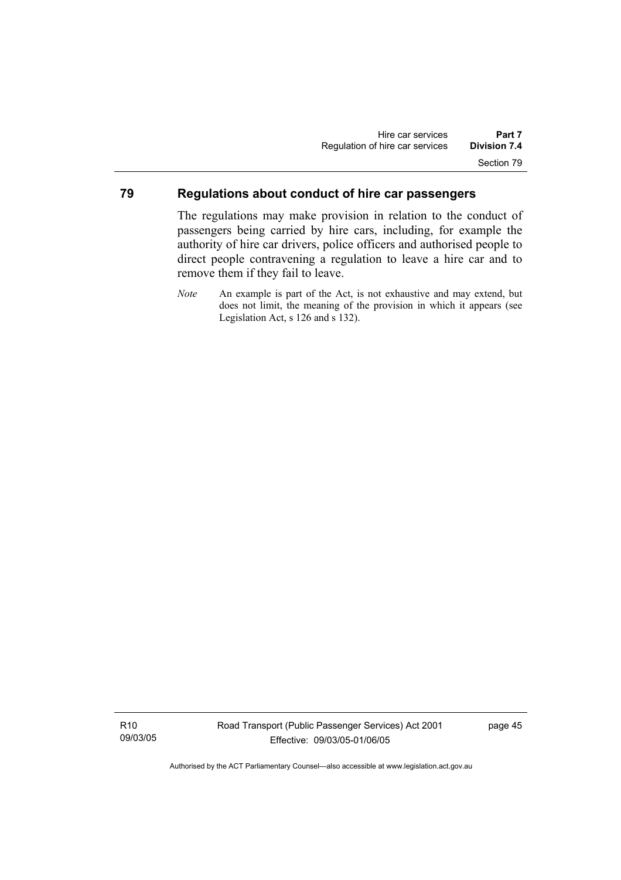## 79 Regulations about conduct of hire car passengers

The regulations may make provision in relation to the conduct of passengers being carried by hire cars, including, for example the authority of hire car drivers, police officers and authorised people to direct people contravening a regulation to leave a hire car and to remove them if they fail to leave.

*Note* An example is part of the Act, is not exhaustive and may extend, but does not limit, the meaning of the provision in which it appears (see Legislation Act, s 126 and s 132).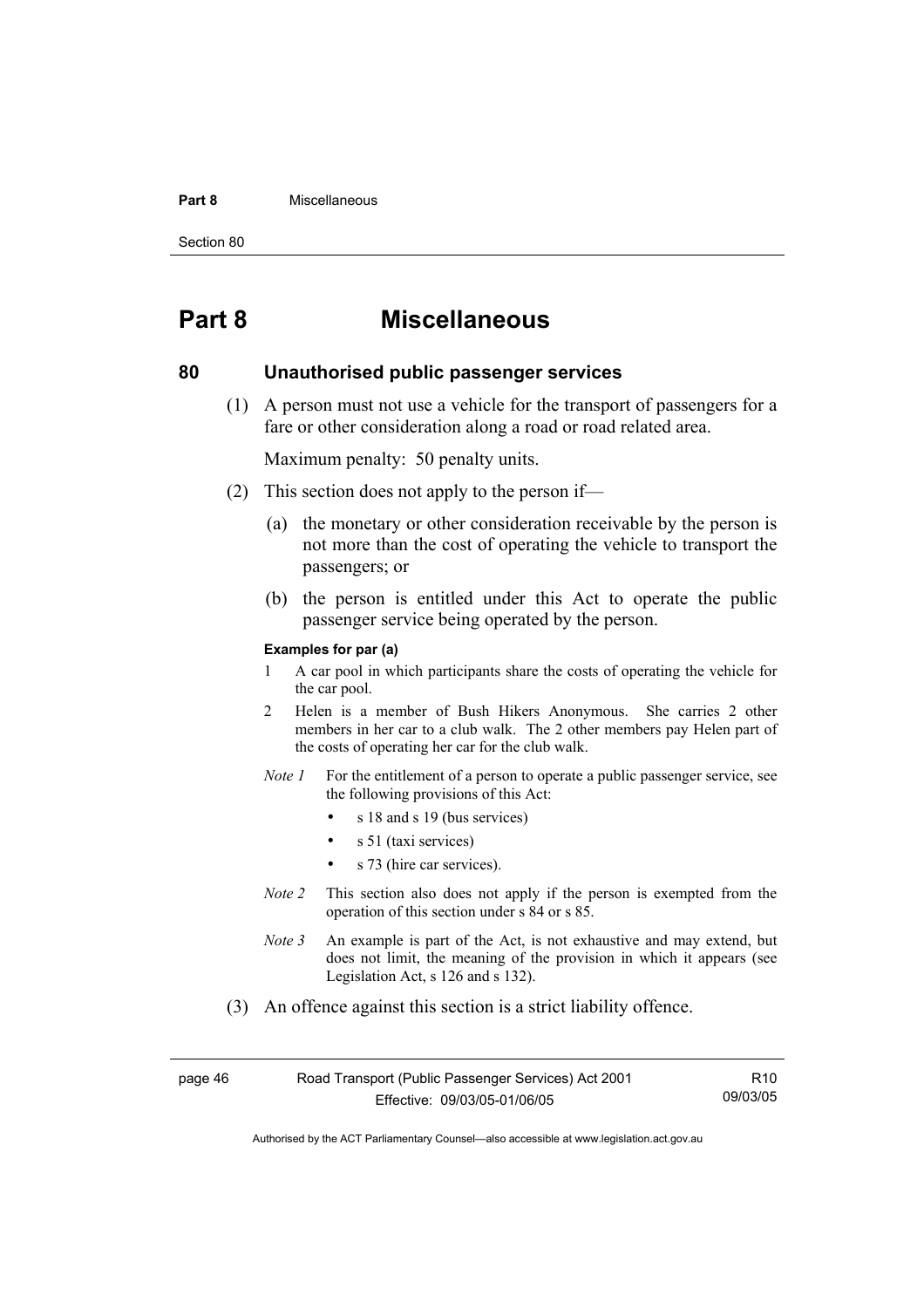# Part 8 Miscellaneous

## 80 Unauthorised public passenger services

(1) A person must not use a vehicle for the transport of passengers for a fare or other consideration along a road or road related area.

Maximum penalty: 50 penalty units.

(2) This section does not apply to the person if—

(a) the monetary or other consideration receivable by the person is not more than the cost of operating the vehicle to transport the passengers; or

(b) the person is entitled under this Act to operate the public passenger service being operated by the person.

**Examples for par (a)**

1 A car pool in which participants share the costs of operating the vehicle for the car pool.

2 Helen is a member of Bush Hikers Anonymous. She carries 2 other members in her car to a club walk. The 2 other members pay Helen part of the costs of operating her car for the club walk.

*Note 1* For the entitlement of a person to operate a public passenger service, see the following provisions of this Act:

- s 18 and s 19 (bus services)
- s 51 (taxi services)
- s 73 (hire car services).

*Note 2* This section also does not apply if the person is exempted from the operation of this section under s 84 or s 85.

*Note 3* An example is part of the Act, is not exhaustive and may extend, but does not limit, the meaning of the provision in which it appears (see Legislation Act, s 126 and s 132).

(3) An offence against this section is a strict liability offence.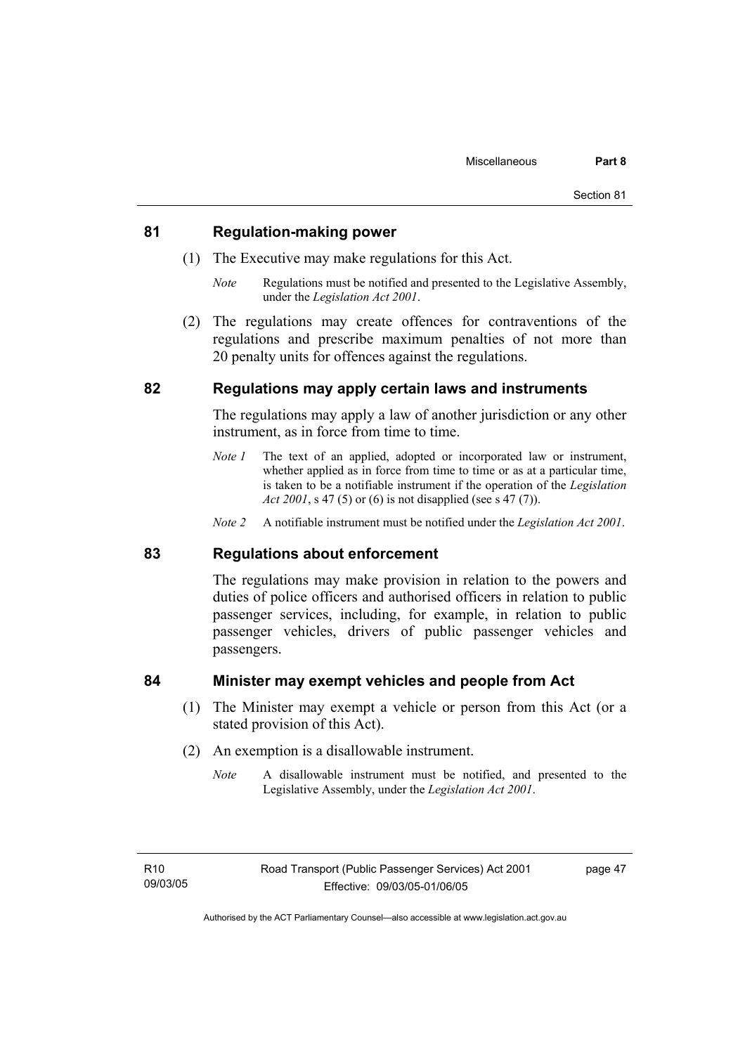## 81 Regulation-making power

(1) The Executive may make regulations for this Act.

*Note* Regulations must be notified and presented to the Legislative Assembly, under the *Legislation Act 2001*.

(2) The regulations may create offences for contraventions of the regulations and prescribe maximum penalties of not more than 20 penalty units for offences against the regulations.

## 82 Regulations may apply certain laws and instruments

The regulations may apply a law of another jurisdiction or any other instrument, as in force from time to time.

*Note 1* The text of an applied, adopted or incorporated law or instrument, whether applied as in force from time to time or as at a particular time, is taken to be a notifiable instrument if the operation of the *Legislation Act 2001*, s 47 (5) or (6) is not disapplied (see s 47 (7)).

*Note 2* A notifiable instrument must be notified under the *Legislation Act 2001*.

## 83 Regulations about enforcement

The regulations may make provision in relation to the powers and duties of police officers and authorised officers in relation to public passenger services, including, for example, in relation to public passenger vehicles, drivers of public passenger vehicles and passengers.

## 84 Minister may exempt vehicles and people from Act

(1) The Minister may exempt a vehicle or person from this Act (or a stated provision of this Act).

(2) An exemption is a disallowable instrument.

*Note* A disallowable instrument must be notified, and presented to the Legislative Assembly, under the *Legislation Act 2001*.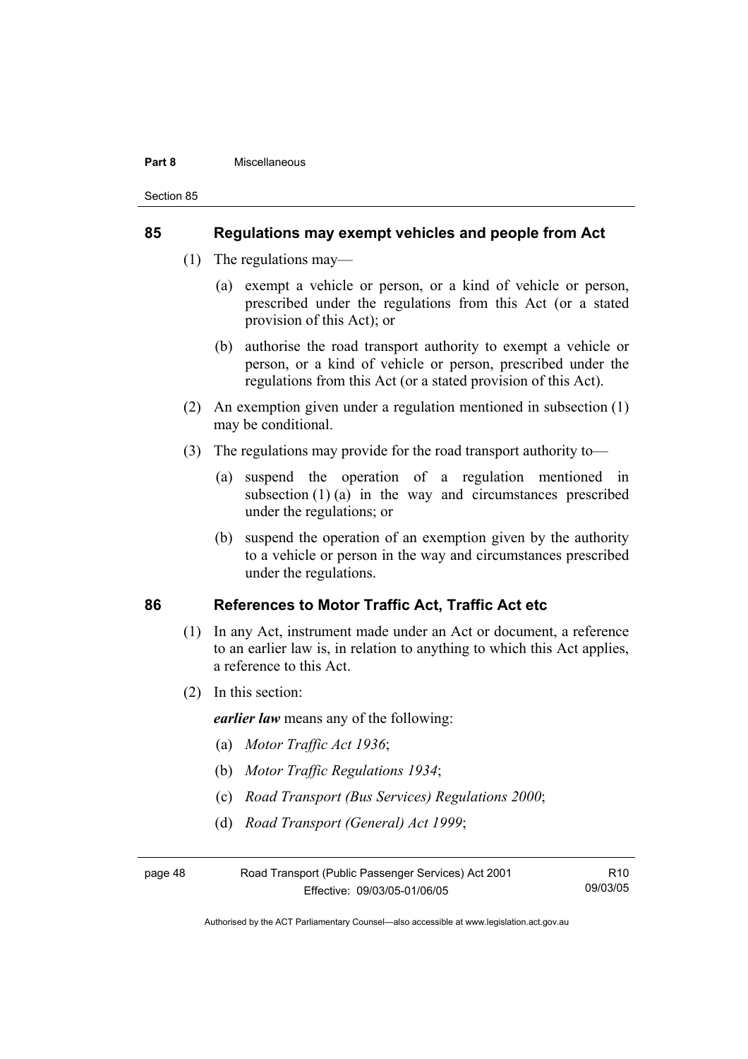### 85 Regulations may exempt vehicles and people from Act

(1) The regulations may—

(a) exempt a vehicle or person, or a kind of vehicle or person, prescribed under the regulations from this Act (or a stated provision of this Act); or

(b) authorise the road transport authority to exempt a vehicle or person, or a kind of vehicle or person, prescribed under the regulations from this Act (or a stated provision of this Act).

(2) An exemption given under a regulation mentioned in subsection (1) may be conditional.

(3) The regulations may provide for the road transport authority to—

(a) suspend the operation of a regulation mentioned in subsection (1) (a) in the way and circumstances prescribed under the regulations; or

(b) suspend the operation of an exemption given by the authority to a vehicle or person in the way and circumstances prescribed under the regulations.

### 86 References to Motor Traffic Act, Traffic Act etc

(1) In any Act, instrument made under an Act or document, a reference to an earlier law is, in relation to anything to which this Act applies, a reference to this Act.

(2) In this section:

***earlier law*** means any of the following:

(a) *Motor Traffic Act 1936*;

(b) *Motor Traffic Regulations 1934*;

(c) *Road Transport (Bus Services) Regulations 2000*;

(d) *Road Transport (General) Act 1999*;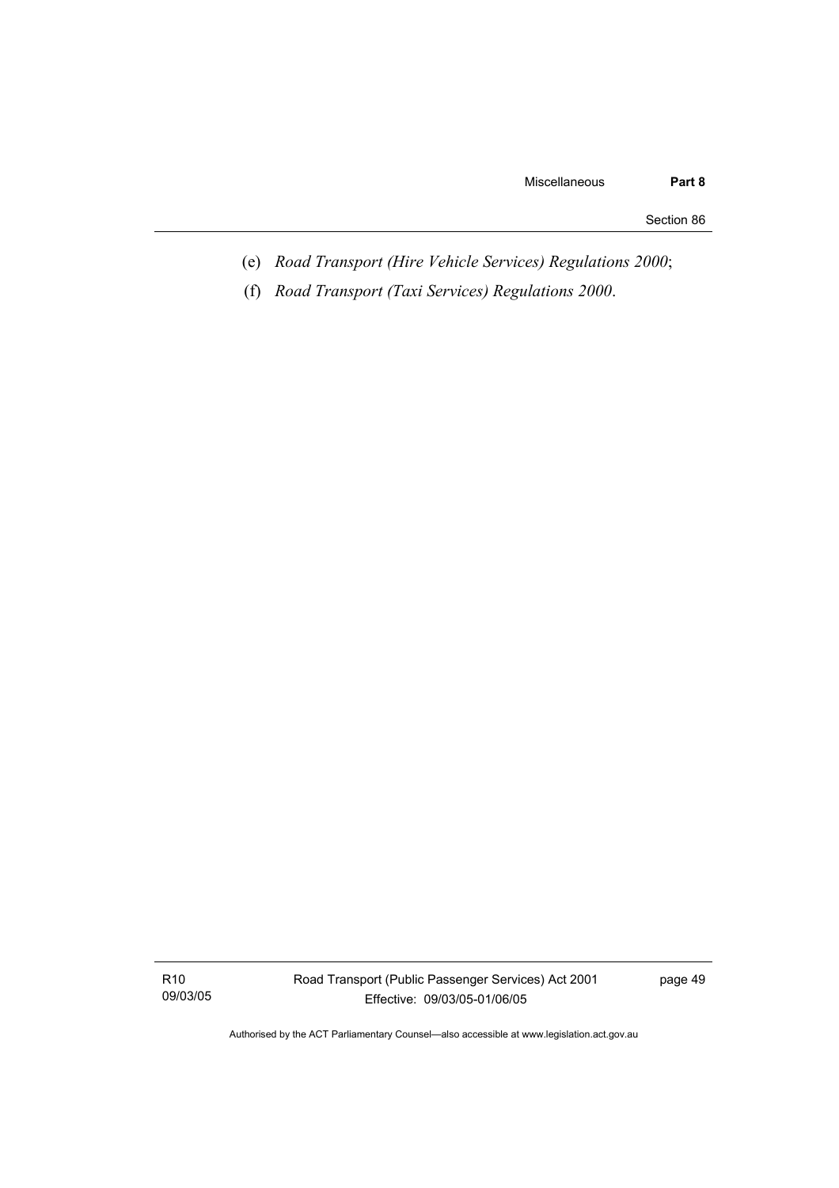(e) *Road Transport (Hire Vehicle Services) Regulations 2000*;

(f) *Road Transport (Taxi Services) Regulations 2000*.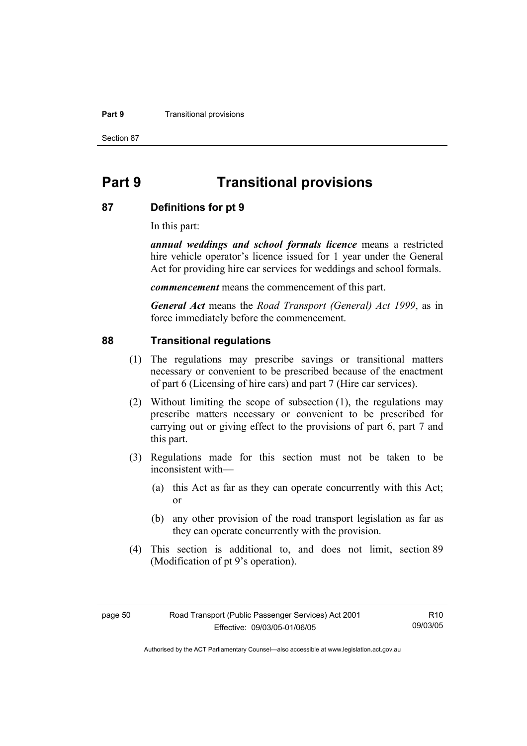# Part 9 Transitional provisions

## 87 Definitions for pt 9

In this part:

***annual weddings and school formals licence*** means a restricted hire vehicle operator's licence issued for 1 year under the General Act for providing hire car services for weddings and school formals.

***commencement*** means the commencement of this part.

***General Act*** means the *Road Transport (General) Act 1999*, as in force immediately before the commencement.

## 88 Transitional regulations

(1) The regulations may prescribe savings or transitional matters necessary or convenient to be prescribed because of the enactment of part 6 (Licensing of hire cars) and part 7 (Hire car services).

(2) Without limiting the scope of subsection (1), the regulations may prescribe matters necessary or convenient to be prescribed for carrying out or giving effect to the provisions of part 6, part 7 and this part.

(3) Regulations made for this section must not be taken to be inconsistent with—

(a) this Act as far as they can operate concurrently with this Act; or

(b) any other provision of the road transport legislation as far as they can operate concurrently with the provision.

(4) This section is additional to, and does not limit, section 89 (Modification of pt 9's operation).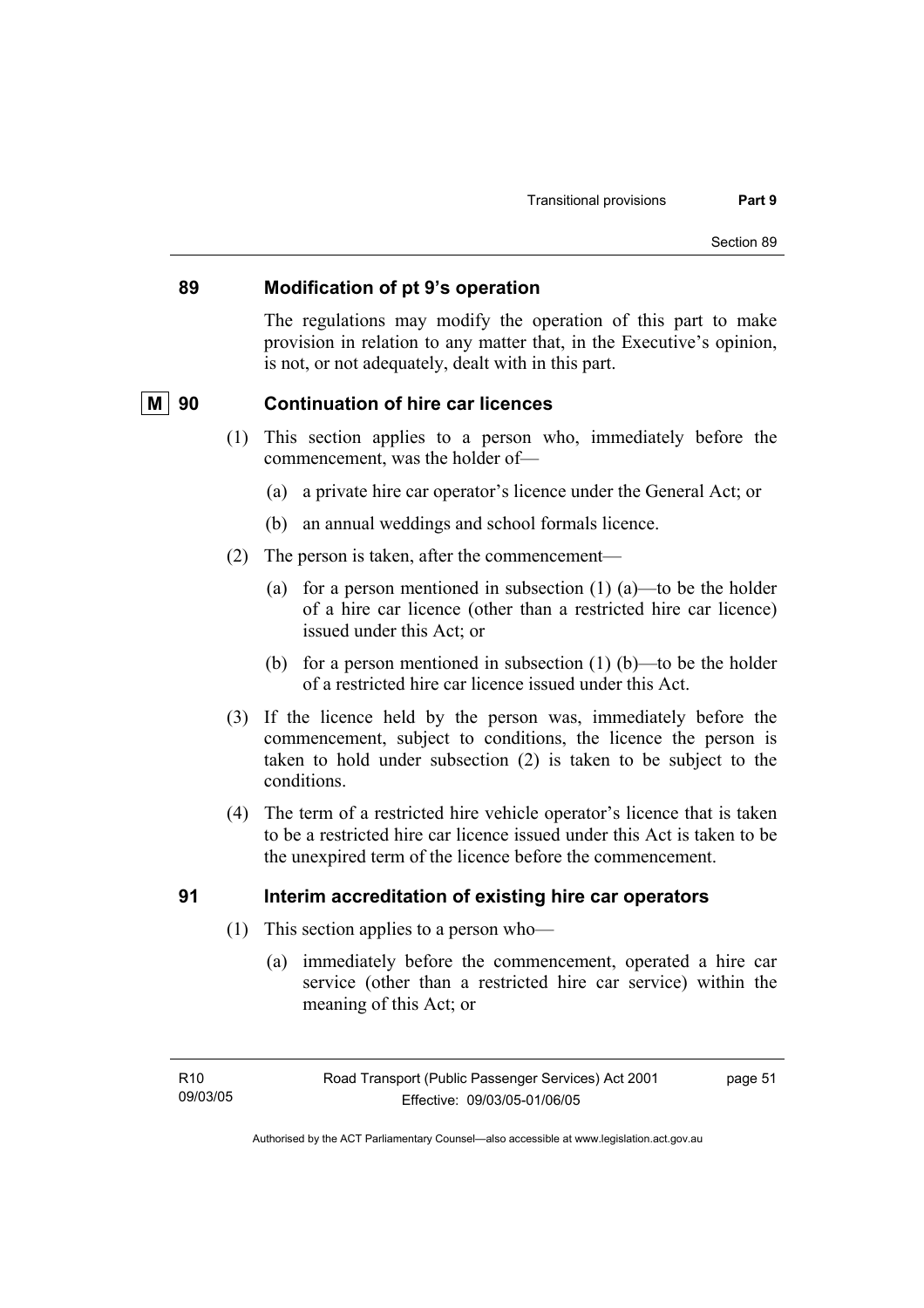### 89 Modification of pt 9's operation

The regulations may modify the operation of this part to make provision in relation to any matter that, in the Executive's opinion, is not, or not adequately, dealt with in this part.

### M 90 Continuation of hire car licences

(1) This section applies to a person who, immediately before the commencement, was the holder of—

- (a) a private hire car operator's licence under the General Act; or
- (b) an annual weddings and school formals licence.

(2) The person is taken, after the commencement—

- (a) for a person mentioned in subsection (1) (a)—to be the holder of a hire car licence (other than a restricted hire car licence) issued under this Act; or
- (b) for a person mentioned in subsection (1) (b)—to be the holder of a restricted hire car licence issued under this Act.

(3) If the licence held by the person was, immediately before the commencement, subject to conditions, the licence the person is taken to hold under subsection (2) is taken to be subject to the conditions.

(4) The term of a restricted hire vehicle operator's licence that is taken to be a restricted hire car licence issued under this Act is taken to be the unexpired term of the licence before the commencement.

### 91 Interim accreditation of existing hire car operators

(1) This section applies to a person who—

- (a) immediately before the commencement, operated a hire car service (other than a restricted hire car service) within the meaning of this Act; or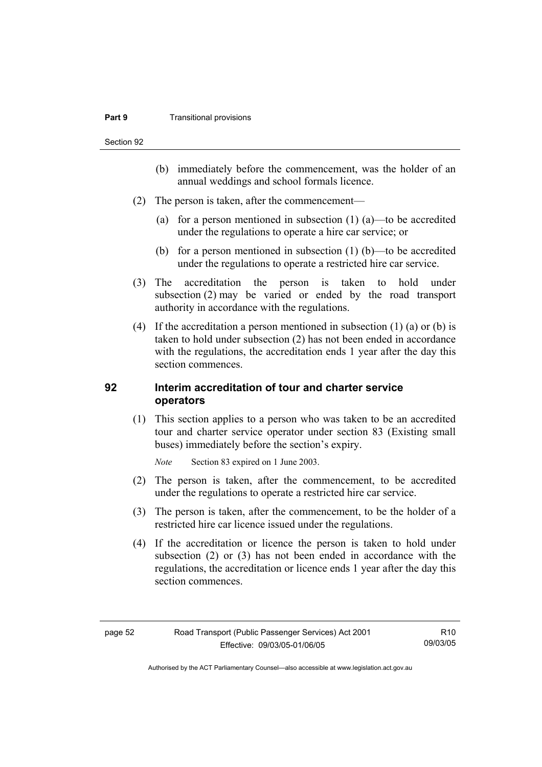(b) immediately before the commencement, was the holder of an annual weddings and school formals licence.

(2) The person is taken, after the commencement—

(a) for a person mentioned in subsection (1) (a)—to be accredited under the regulations to operate a hire car service; or

(b) for a person mentioned in subsection (1) (b)—to be accredited under the regulations to operate a restricted hire car service.

(3) The accreditation the person is taken to hold under subsection (2) may be varied or ended by the road transport authority in accordance with the regulations.

(4) If the accreditation a person mentioned in subsection (1) (a) or (b) is taken to hold under subsection (2) has not been ended in accordance with the regulations, the accreditation ends 1 year after the day this section commences.

## 92 Interim accreditation of tour and charter service operators

(1) This section applies to a person who was taken to be an accredited tour and charter service operator under section 83 (Existing small buses) immediately before the section's expiry.

*Note* Section 83 expired on 1 June 2003.

(2) The person is taken, after the commencement, to be accredited under the regulations to operate a restricted hire car service.

(3) The person is taken, after the commencement, to be the holder of a restricted hire car licence issued under the regulations.

(4) If the accreditation or licence the person is taken to hold under subsection (2) or (3) has not been ended in accordance with the regulations, the accreditation or licence ends 1 year after the day this section commences.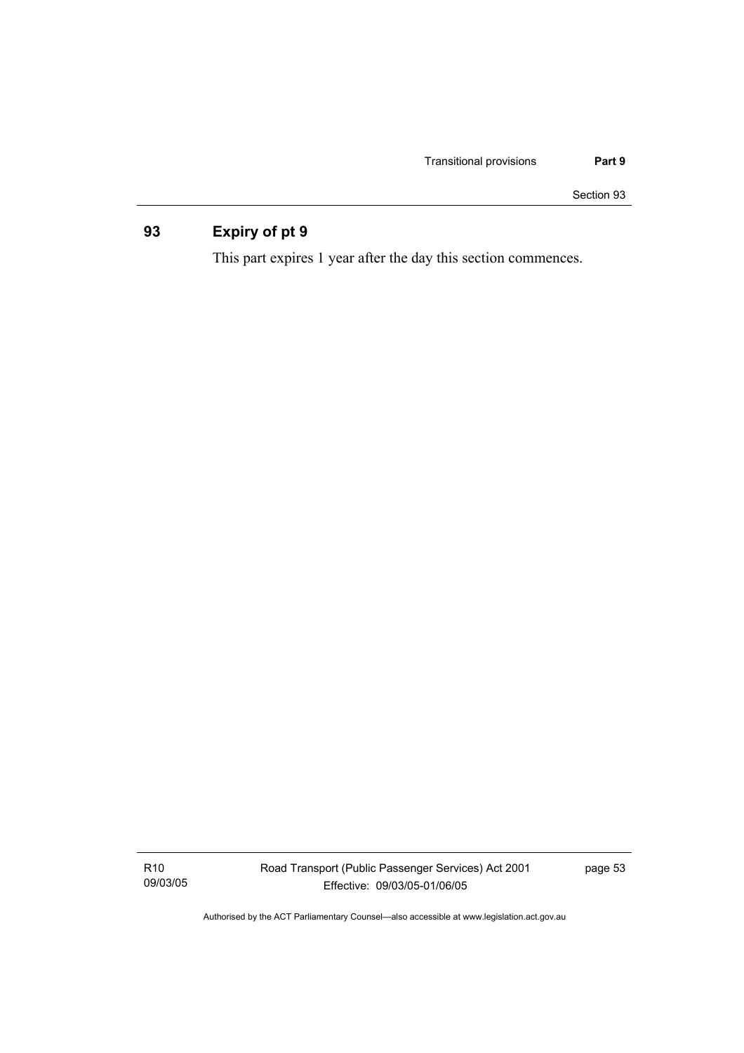## 93 Expiry of pt 9

This part expires 1 year after the day this section commences.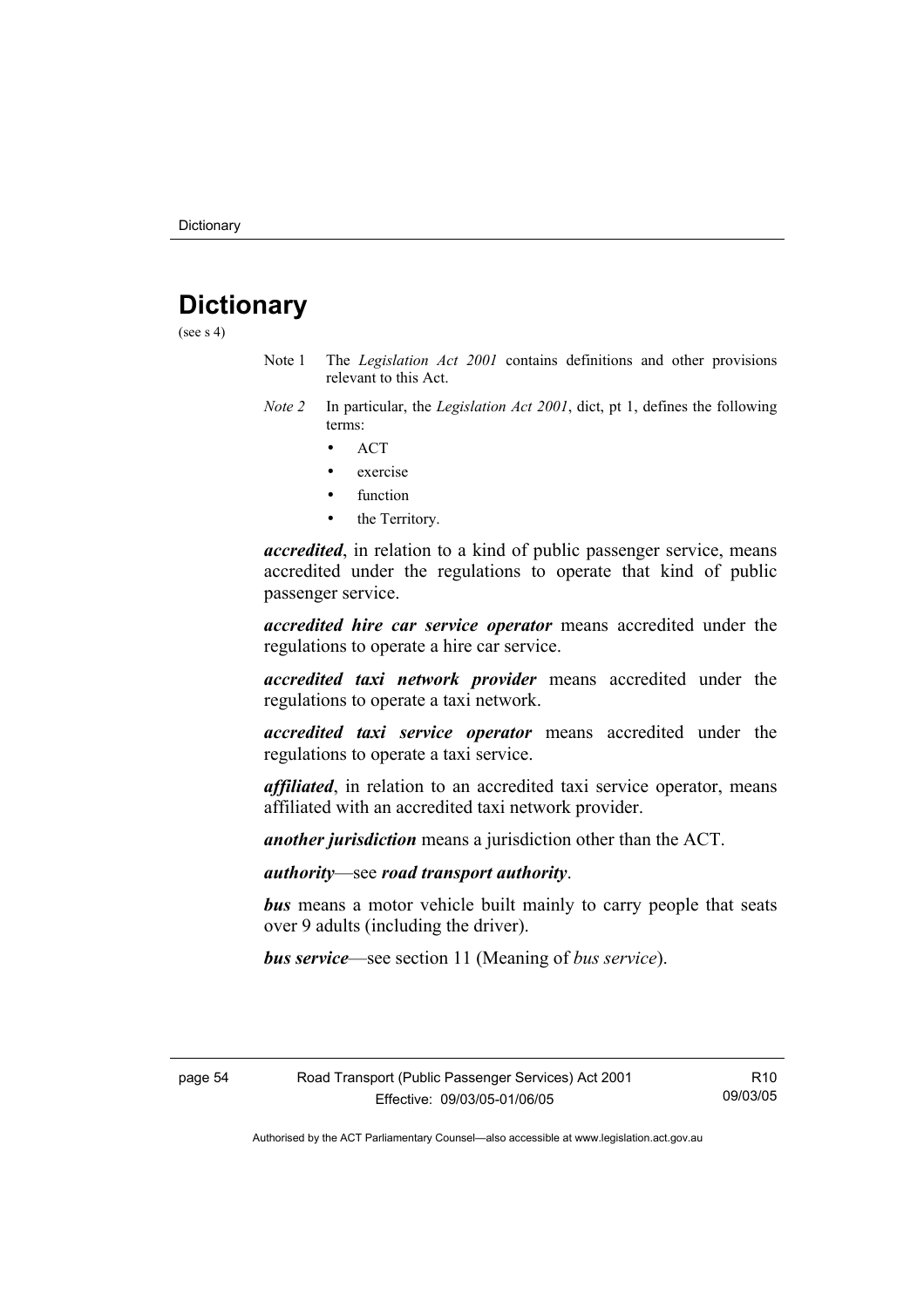# Dictionary

(see s 4)

Note 1 The *Legislation Act 2001* contains definitions and other provisions relevant to this Act.

*Note 2* In particular, the *Legislation Act 2001*, dict, pt 1, defines the following terms:

- ACT
- exercise
- function
- the Territory.

***accredited***, in relation to a kind of public passenger service, means accredited under the regulations to operate that kind of public passenger service.

***accredited hire car service operator*** means accredited under the regulations to operate a hire car service.

***accredited taxi network provider*** means accredited under the regulations to operate a taxi network.

***accredited taxi service operator*** means accredited under the regulations to operate a taxi service.

***affiliated***, in relation to an accredited taxi service operator, means affiliated with an accredited taxi network provider.

***another jurisdiction*** means a jurisdiction other than the ACT.

***authority***—see ***road transport authority***.

***bus*** means a motor vehicle built mainly to carry people that seats over 9 adults (including the driver).

***bus service***—see section 11 (Meaning of *bus service*).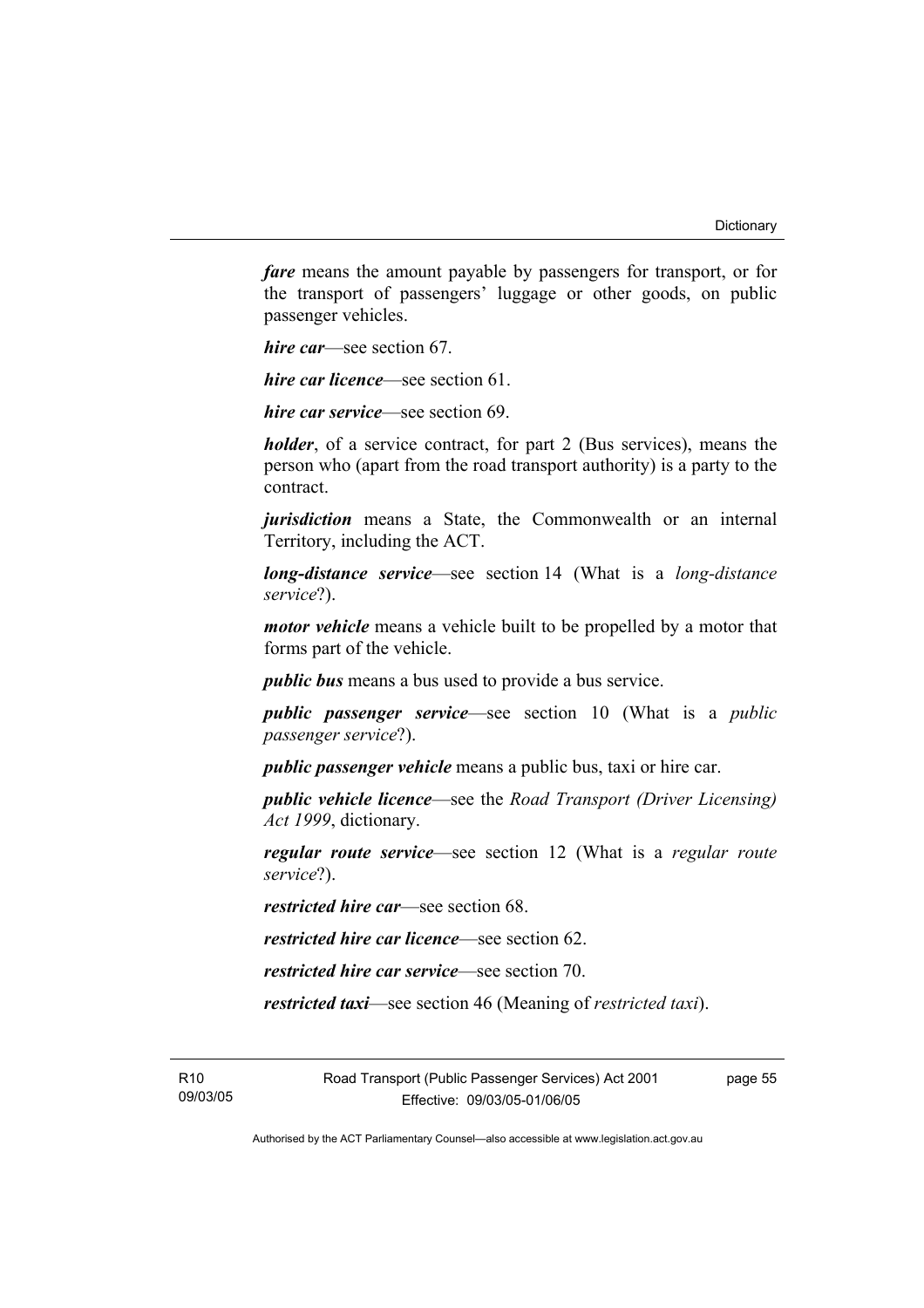***fare*** means the amount payable by passengers for transport, or for the transport of passengers' luggage or other goods, on public passenger vehicles.

***hire car***—see section 67.

***hire car licence***—see section 61.

***hire car service***—see section 69.

***holder***, of a service contract, for part 2 (Bus services), means the person who (apart from the road transport authority) is a party to the contract.

***jurisdiction*** means a State, the Commonwealth or an internal Territory, including the ACT.

***long-distance service***—see section 14 (What is a *long-distance service*?).

***motor vehicle*** means a vehicle built to be propelled by a motor that forms part of the vehicle.

***public bus*** means a bus used to provide a bus service.

***public passenger service***—see section 10 (What is a *public passenger service*?).

***public passenger vehicle*** means a public bus, taxi or hire car.

***public vehicle licence***—see the *Road Transport (Driver Licensing) Act 1999*, dictionary.

***regular route service***—see section 12 (What is a *regular route service*?).

***restricted hire car***—see section 68.

***restricted hire car licence***—see section 62.

***restricted hire car service***—see section 70.

***restricted taxi***—see section 46 (Meaning of *restricted taxi*).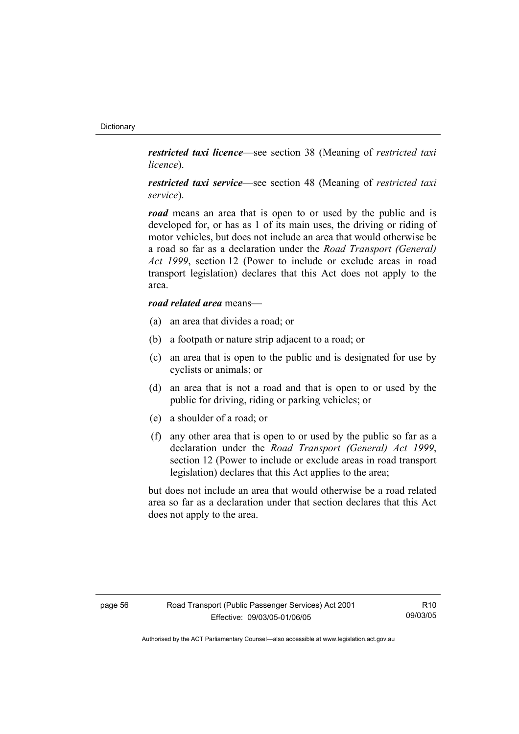***restricted taxi licence***—see section 38 (Meaning of *restricted taxi licence*).

***restricted taxi service***—see section 48 (Meaning of *restricted taxi service*).

***road*** means an area that is open to or used by the public and is developed for, or has as 1 of its main uses, the driving or riding of motor vehicles, but does not include an area that would otherwise be a road so far as a declaration under the *Road Transport (General) Act 1999*, section 12 (Power to include or exclude areas in road transport legislation) declares that this Act does not apply to the area.

***road related area*** means—

(a) an area that divides a road; or

(b) a footpath or nature strip adjacent to a road; or

(c) an area that is open to the public and is designated for use by cyclists or animals; or

(d) an area that is not a road and that is open to or used by the public for driving, riding or parking vehicles; or

(e) a shoulder of a road; or

(f) any other area that is open to or used by the public so far as a declaration under the *Road Transport (General) Act 1999*, section 12 (Power to include or exclude areas in road transport legislation) declares that this Act applies to the area;

but does not include an area that would otherwise be a road related area so far as a declaration under that section declares that this Act does not apply to the area.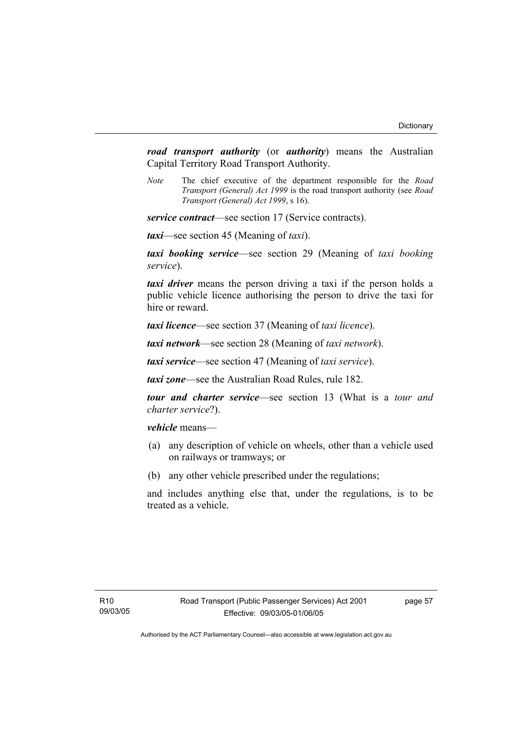***road transport authority*** (or ***authority***) means the Australian Capital Territory Road Transport Authority.

*Note* The chief executive of the department responsible for the *Road Transport (General) Act 1999* is the road transport authority (see *Road Transport (General) Act 1999*, s 16).

***service contract***—see section 17 (Service contracts).

***taxi***—see section 45 (Meaning of *taxi*).

***taxi booking service***—see section 29 (Meaning of *taxi booking service*).

***taxi driver*** means the person driving a taxi if the person holds a public vehicle licence authorising the person to drive the taxi for hire or reward.

***taxi licence***—see section 37 (Meaning of *taxi licence*).

***taxi network***—see section 28 (Meaning of *taxi network*).

***taxi service***—see section 47 (Meaning of *taxi service*).

***taxi zone***—see the Australian Road Rules, rule 182.

***tour and charter service***—see section 13 (What is a *tour and charter service*?).

***vehicle*** means—

(a) any description of vehicle on wheels, other than a vehicle used on railways or tramways; or

(b) any other vehicle prescribed under the regulations;

and includes anything else that, under the regulations, is to be treated as a vehicle.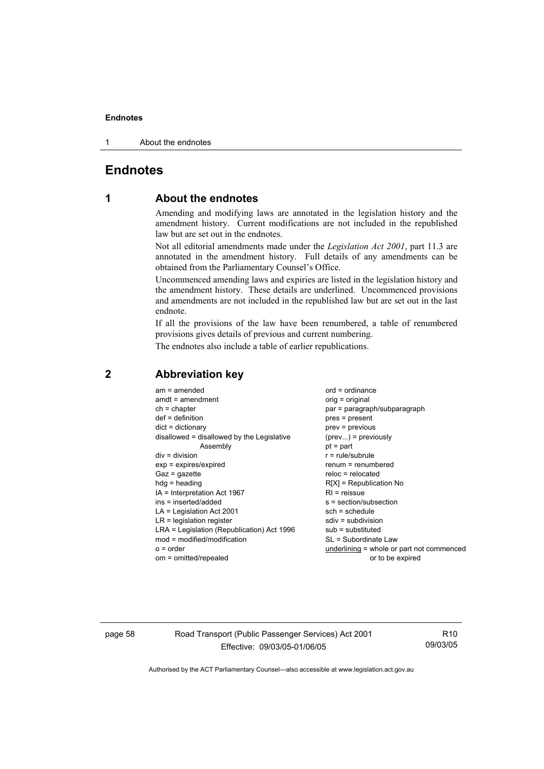# Endnotes

## 1 About the endnotes

Amending and modifying laws are annotated in the legislation history and the amendment history. Current modifications are not included in the republished law but are set out in the endnotes.

Not all editorial amendments made under the *Legislation Act 2001*, part 11.3 are annotated in the amendment history. Full details of any amendments can be obtained from the Parliamentary Counsel's Office.

Uncommenced amending laws and expiries are listed in the legislation history and the amendment history. These details are underlined. Uncommenced provisions and amendments are not included in the republished law but are set out in the last endnote.

If all the provisions of the law have been renumbered, a table of renumbered provisions gives details of previous and current numbering.

The endnotes also include a table of earlier republications.

## 2 Abbreviation key

am = amended
amdt = amendment
ch = chapter
def = definition
dict = dictionary
disallowed = disallowed by the Legislative Assembly
div = division
exp = expires/expired
Gaz = gazette
hdg = heading
IA = Interpretation Act 1967
ins = inserted/added
LA = Legislation Act 2001
LR = legislation register
LRA = Legislation (Republication) Act 1996
mod = modified/modification
o = order
om = omitted/repealed
ord = ordinance
orig = original
par = paragraph/subparagraph
pres = present
prev = previous
(prev...) = previously
pt = part
r = rule/subrule
renum = renumbered
reloc = relocated
R[X] = Republication No
RI = reissue
s = section/subsection
sch = schedule
sdiv = subdivision
sub = substituted
SL = Subordinate Law
underlining = whole or part not commenced or to be expired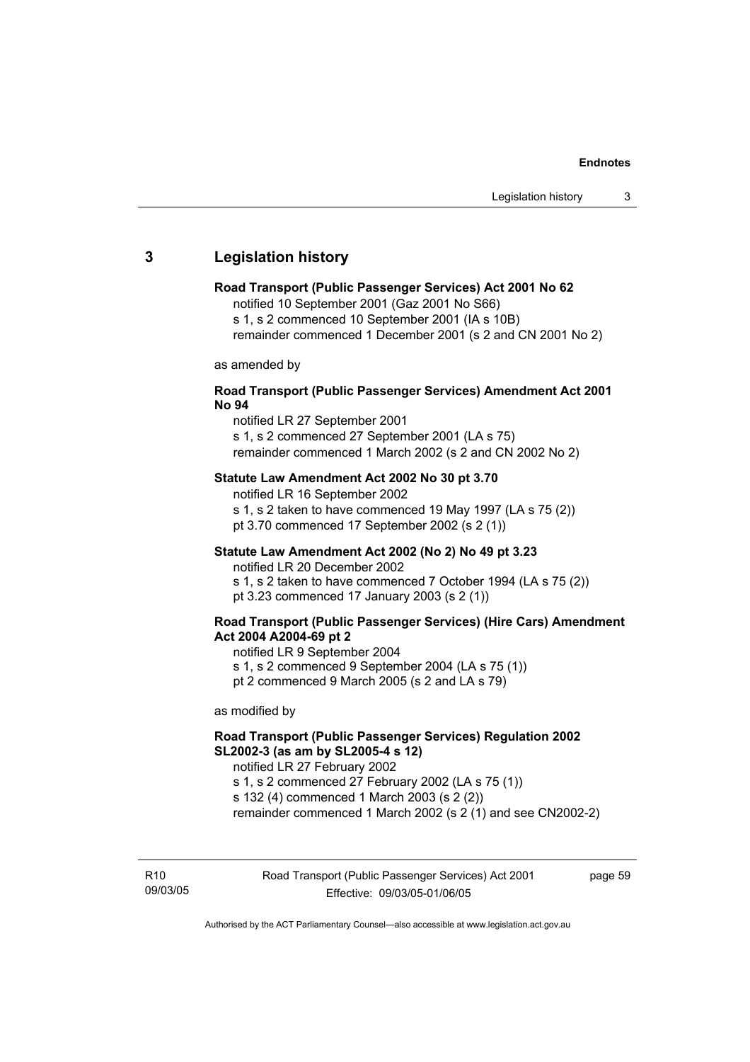## 3 Legislation history

**Road Transport (Public Passenger Services) Act 2001 No 62**

notified 10 September 2001 (Gaz 2001 No S66)
s 1, s 2 commenced 10 September 2001 (IA s 10B)
remainder commenced 1 December 2001 (s 2 and CN 2001 No 2)

as amended by

**Road Transport (Public Passenger Services) Amendment Act 2001 No 94**

notified LR 27 September 2001
s 1, s 2 commenced 27 September 2001 (LA s 75)
remainder commenced 1 March 2002 (s 2 and CN 2002 No 2)

**Statute Law Amendment Act 2002 No 30 pt 3.70**

notified LR 16 September 2002
s 1, s 2 taken to have commenced 19 May 1997 (LA s 75 (2))
pt 3.70 commenced 17 September 2002 (s 2 (1))

**Statute Law Amendment Act 2002 (No 2) No 49 pt 3.23**

notified LR 20 December 2002
s 1, s 2 taken to have commenced 7 October 1994 (LA s 75 (2))
pt 3.23 commenced 17 January 2003 (s 2 (1))

**Road Transport (Public Passenger Services) (Hire Cars) Amendment Act 2004 A2004-69 pt 2**

notified LR 9 September 2004
s 1, s 2 commenced 9 September 2004 (LA s 75 (1))
pt 2 commenced 9 March 2005 (s 2 and LA s 79)

as modified by

**Road Transport (Public Passenger Services) Regulation 2002 SL2002-3 (as am by SL2005-4 s 12)**

notified LR 27 February 2002
s 1, s 2 commenced 27 February 2002 (LA s 75 (1))
s 132 (4) commenced 1 March 2003 (s 2 (2))
remainder commenced 1 March 2002 (s 2 (1) and see CN2002-2)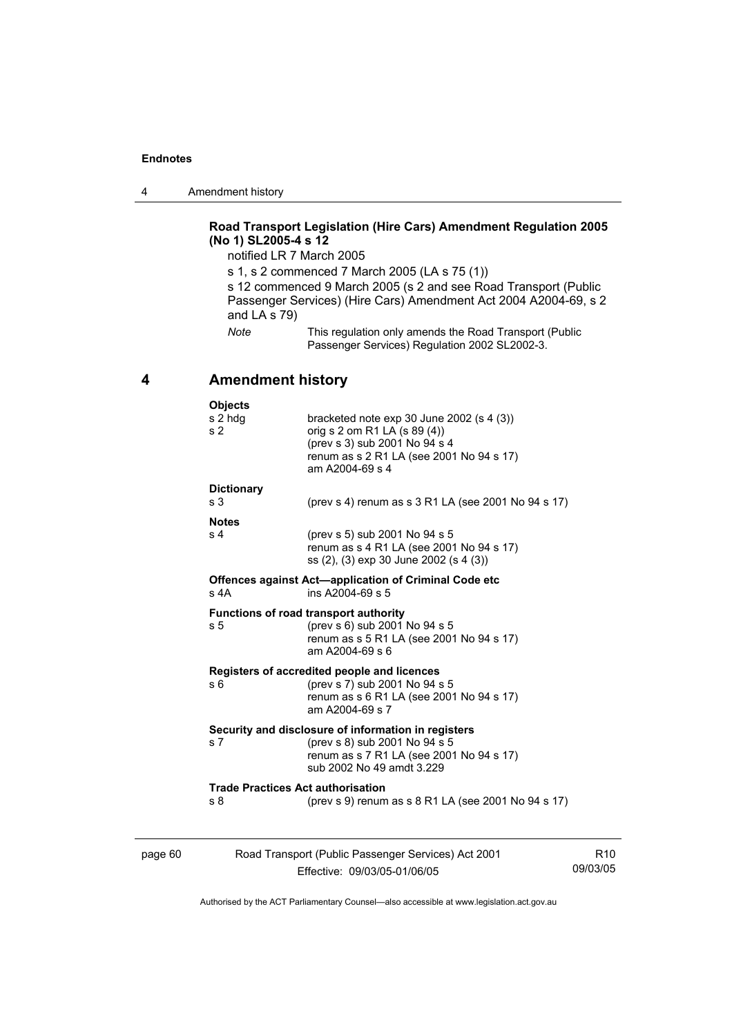**Road Transport Legislation (Hire Cars) Amendment Regulation 2005 (No 1) SL2005-4 s 12**

notified LR 7 March 2005

s 1, s 2 commenced 7 March 2005 (LA s 75 (1))

s 12 commenced 9 March 2005 (s 2 and see Road Transport (Public Passenger Services) (Hire Cars) Amendment Act 2004 A2004-69, s 2 and LA s 79)

*Note* This regulation only amends the Road Transport (Public Passenger Services) Regulation 2002 SL2002-3.

## 4 Amendment history

**Objects**

| | |
|---|---|
| s 2 hdg | bracketed note exp 30 June 2002 (s 4 (3)) |
| s 2 | orig s 2 om R1 LA (s 89 (4)) |
| | (prev s 3) sub 2001 No 94 s 4 |
| | renum as s 2 R1 LA (see 2001 No 94 s 17) |
| | am A2004-69 s 4 |

**Dictionary**

| | |
|---|---|
| s 3 | (prev s 4) renum as s 3 R1 LA (see 2001 No 94 s 17) |

**Notes**

| | |
|---|---|
| s 4 | (prev s 5) sub 2001 No 94 s 5 |
| | renum as s 4 R1 LA (see 2001 No 94 s 17) |
| | ss (2), (3) exp 30 June 2002 (s 4 (3)) |

**Offences against Act—application of Criminal Code etc**

| | |
|---|---|
| s 4A | ins A2004-69 s 5 |

**Functions of road transport authority**

| | |
|---|---|
| s 5 | (prev s 6) sub 2001 No 94 s 5 |
| | renum as s 5 R1 LA (see 2001 No 94 s 17) |
| | am A2004-69 s 6 |

**Registers of accredited people and licences**

| | |
|---|---|
| s 6 | (prev s 7) sub 2001 No 94 s 5 |
| | renum as s 6 R1 LA (see 2001 No 94 s 17) |
| | am A2004-69 s 7 |

**Security and disclosure of information in registers**

| | |
|---|---|
| s 7 | (prev s 8) sub 2001 No 94 s 5 |
| | renum as s 7 R1 LA (see 2001 No 94 s 17) |
| | sub 2002 No 49 amdt 3.229 |

**Trade Practices Act authorisation**

| | |
|---|---|
| s 8 | (prev s 9) renum as s 8 R1 LA (see 2001 No 94 s 17) |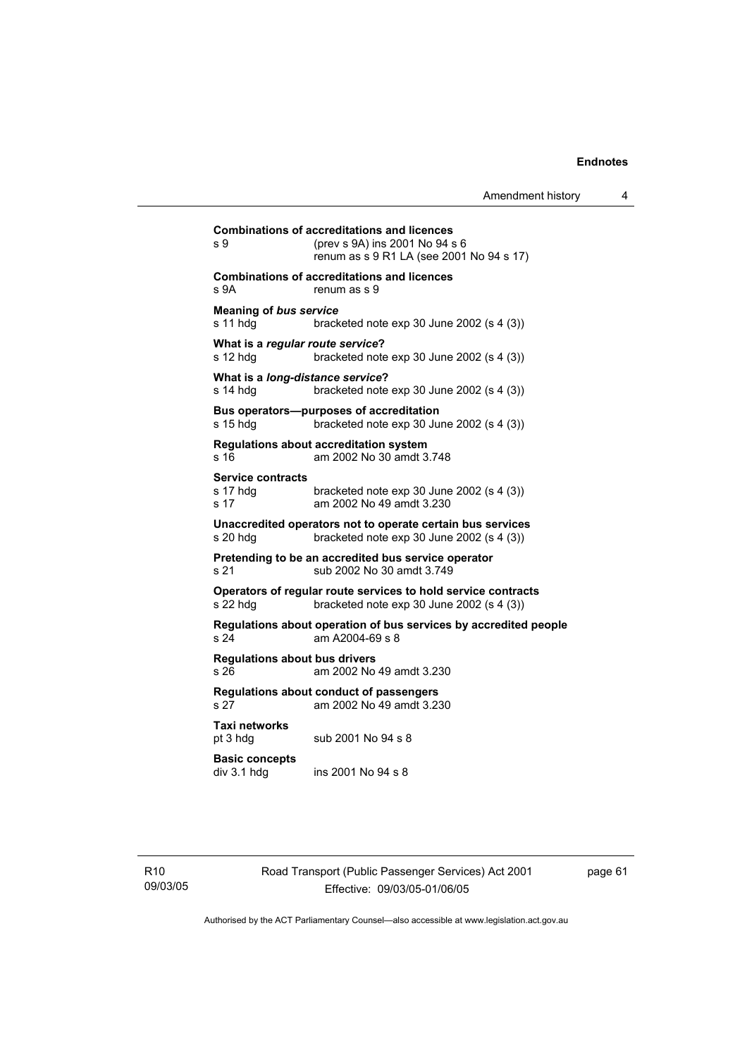**Combinations of accreditations and licences**
s 9 (prev s 9A) ins 2001 No 94 s 6
renum as s 9 R1 LA (see 2001 No 94 s 17)

**Combinations of accreditations and licences**
s 9A renum as s 9

**Meaning of *bus service***
s 11 hdg bracketed note exp 30 June 2002 (s 4 (3))

**What is a *regular route service*?**
s 12 hdg bracketed note exp 30 June 2002 (s 4 (3))

**What is a *long-distance service*?**
s 14 hdg bracketed note exp 30 June 2002 (s 4 (3))

**Bus operators—purposes of accreditation**
s 15 hdg bracketed note exp 30 June 2002 (s 4 (3))

**Regulations about accreditation system**
s 16 am 2002 No 30 amdt 3.748

**Service contracts**
s 17 hdg bracketed note exp 30 June 2002 (s 4 (3))
s 17 am 2002 No 49 amdt 3.230

**Unaccredited operators not to operate certain bus services**
s 20 hdg bracketed note exp 30 June 2002 (s 4 (3))

**Pretending to be an accredited bus service operator**
s 21 sub 2002 No 30 amdt 3.749

**Operators of regular route services to hold service contracts**
s 22 hdg bracketed note exp 30 June 2002 (s 4 (3))

**Regulations about operation of bus services by accredited people**
s 24 am A2004-69 s 8

**Regulations about bus drivers**
s 26 am 2002 No 49 amdt 3.230

**Regulations about conduct of passengers**
s 27 am 2002 No 49 amdt 3.230

**Taxi networks**
pt 3 hdg sub 2001 No 94 s 8

**Basic concepts**
div 3.1 hdg ins 2001 No 94 s 8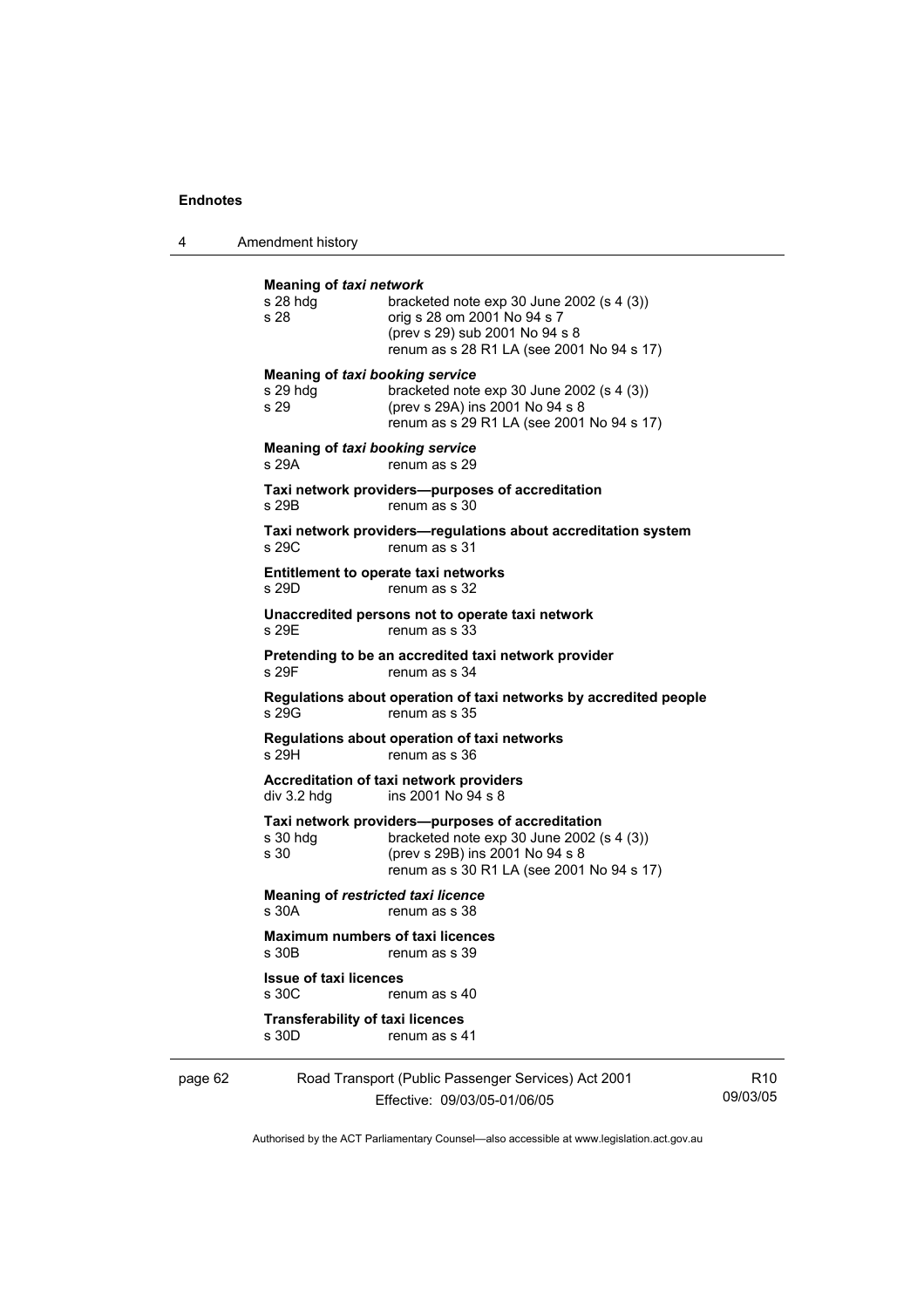**Meaning of *taxi network***

s 28 hdg bracketed note exp 30 June 2002 (s 4 (3))
s 28 orig s 28 om 2001 No 94 s 7
(prev s 29) sub 2001 No 94 s 8
renum as s 28 R1 LA (see 2001 No 94 s 17)

**Meaning of *taxi booking service***

s 29 hdg bracketed note exp 30 June 2002 (s 4 (3))
s 29 (prev s 29A) ins 2001 No 94 s 8
renum as s 29 R1 LA (see 2001 No 94 s 17)

**Meaning of *taxi booking service***

s 29A renum as s 29

**Taxi network providers—purposes of accreditation**

s 29B renum as s 30

**Taxi network providers—regulations about accreditation system**

s 29C renum as s 31

**Entitlement to operate taxi networks**

s 29D renum as s 32

**Unaccredited persons not to operate taxi network**

s 29E renum as s 33

**Pretending to be an accredited taxi network provider**

s 29F renum as s 34

**Regulations about operation of taxi networks by accredited people**

s 29G renum as s 35

**Regulations about operation of taxi networks**

s 29H renum as s 36

**Accreditation of taxi network providers**

div 3.2 hdg ins 2001 No 94 s 8

**Taxi network providers—purposes of accreditation**

s 30 hdg bracketed note exp 30 June 2002 (s 4 (3))
s 30 (prev s 29B) ins 2001 No 94 s 8
renum as s 30 R1 LA (see 2001 No 94 s 17)

**Meaning of *restricted taxi licence***

s 30A renum as s 38

**Maximum numbers of taxi licences**

s 30B renum as s 39

**Issue of taxi licences**

s 30C renum as s 40

**Transferability of taxi licences**

s 30D renum as s 41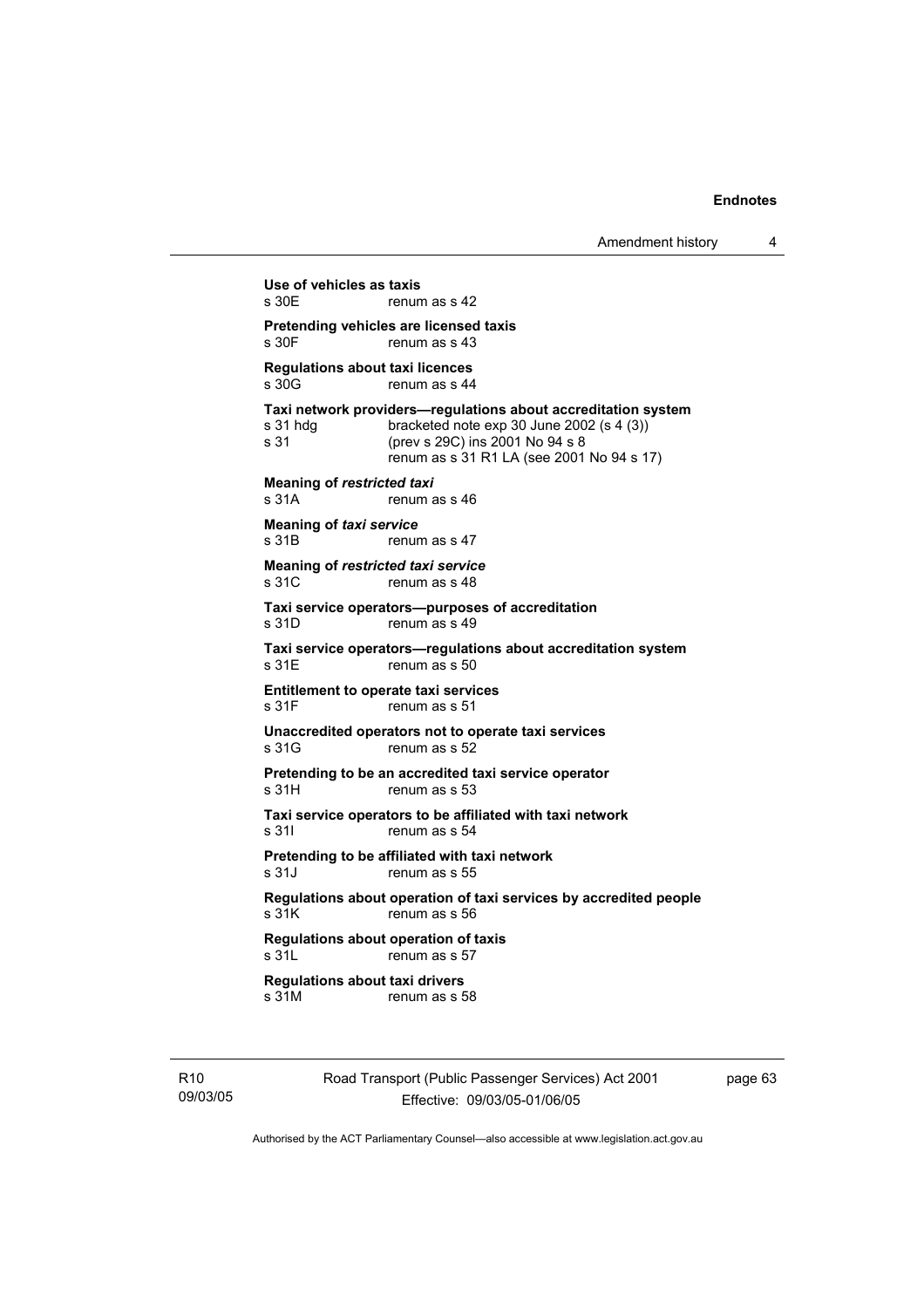**Use of vehicles as taxis**
s 30E renum as s 42

**Pretending vehicles are licensed taxis**
s 30F renum as s 43

**Regulations about taxi licences**
s 30G renum as s 44

**Taxi network providers—regulations about accreditation system**
s 31 hdg bracketed note exp 30 June 2002 (s 4 (3))
s 31 (prev s 29C) ins 2001 No 94 s 8
renum as s 31 R1 LA (see 2001 No 94 s 17)

**Meaning of *restricted taxi***
s 31A renum as s 46

**Meaning of *taxi service***
s 31B renum as s 47

**Meaning of *restricted taxi service***
s 31C renum as s 48

**Taxi service operators—purposes of accreditation**
s 31D renum as s 49

**Taxi service operators—regulations about accreditation system**
s 31E renum as s 50

**Entitlement to operate taxi services**
s 31F renum as s 51

**Unaccredited operators not to operate taxi services**
s 31G renum as s 52

**Pretending to be an accredited taxi service operator**
s 31H renum as s 53

**Taxi service operators to be affiliated with taxi network**
s 31I renum as s 54

**Pretending to be affiliated with taxi network**
s 31J renum as s 55

**Regulations about operation of taxi services by accredited people**
s 31K renum as s 56

**Regulations about operation of taxis**
s 31L renum as s 57

**Regulations about taxi drivers**
s 31M renum as s 58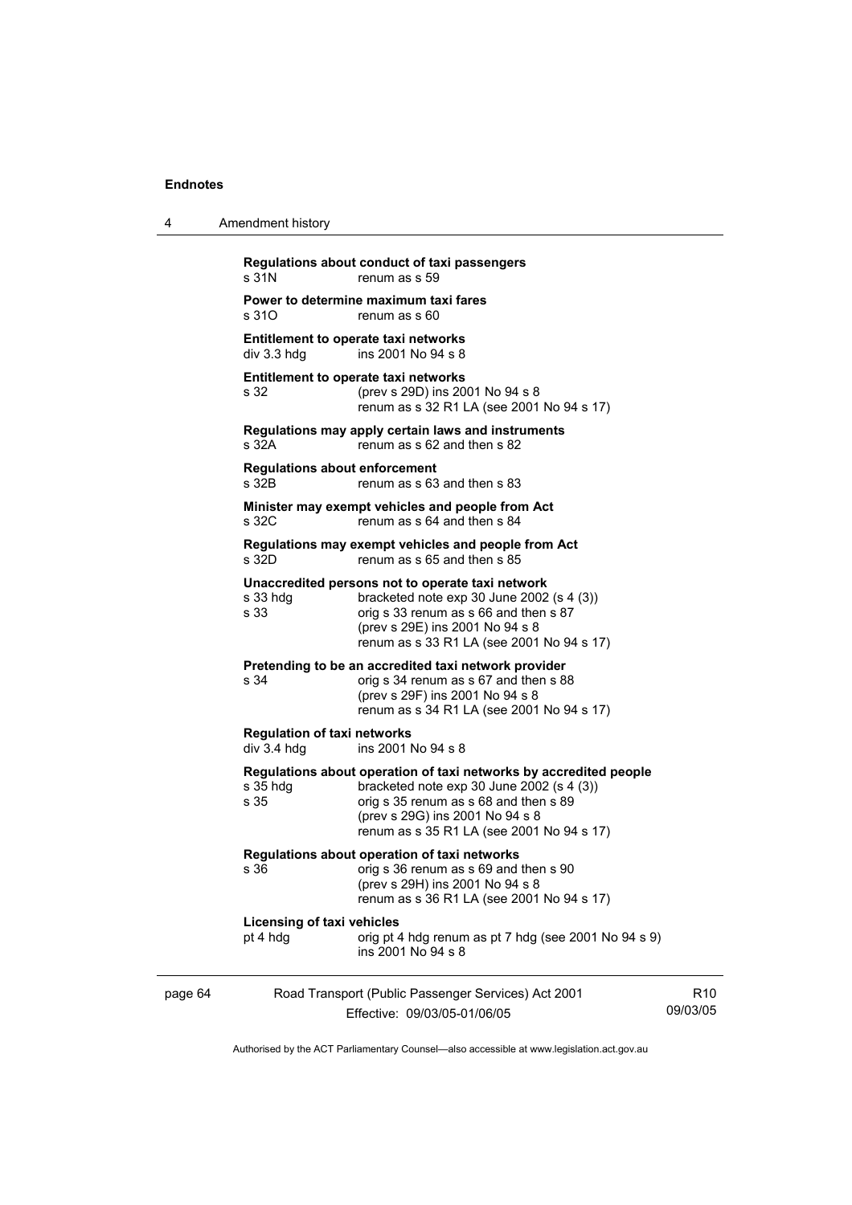**Regulations about conduct of taxi passengers**

s 31N renum as s 59

**Power to determine maximum taxi fares**

s 31O renum as s 60

**Entitlement to operate taxi networks**

div 3.3 hdg ins 2001 No 94 s 8

**Entitlement to operate taxi networks**

s 32 (prev s 29D) ins 2001 No 94 s 8
renum as s 32 R1 LA (see 2001 No 94 s 17)

**Regulations may apply certain laws and instruments**

s 32A renum as s 62 and then s 82

**Regulations about enforcement**

s 32B renum as s 63 and then s 83

**Minister may exempt vehicles and people from Act**

s 32C renum as s 64 and then s 84

**Regulations may exempt vehicles and people from Act**

s 32D renum as s 65 and then s 85

**Unaccredited persons not to operate taxi network**

s 33 hdg bracketed note exp 30 June 2002 (s 4 (3))
s 33 orig s 33 renum as s 66 and then s 87
(prev s 29E) ins 2001 No 94 s 8
renum as s 33 R1 LA (see 2001 No 94 s 17)

**Pretending to be an accredited taxi network provider**

s 34 orig s 34 renum as s 67 and then s 88
(prev s 29F) ins 2001 No 94 s 8
renum as s 34 R1 LA (see 2001 No 94 s 17)

**Regulation of taxi networks**

div 3.4 hdg ins 2001 No 94 s 8

**Regulations about operation of taxi networks by accredited people**

s 35 hdg bracketed note exp 30 June 2002 (s 4 (3))
s 35 orig s 35 renum as s 68 and then s 89
(prev s 29G) ins 2001 No 94 s 8
renum as s 35 R1 LA (see 2001 No 94 s 17)

**Regulations about operation of taxi networks**

s 36 orig s 36 renum as s 69 and then s 90
(prev s 29H) ins 2001 No 94 s 8
renum as s 36 R1 LA (see 2001 No 94 s 17)

**Licensing of taxi vehicles**

pt 4 hdg orig pt 4 hdg renum as pt 7 hdg (see 2001 No 94 s 9)
ins 2001 No 94 s 8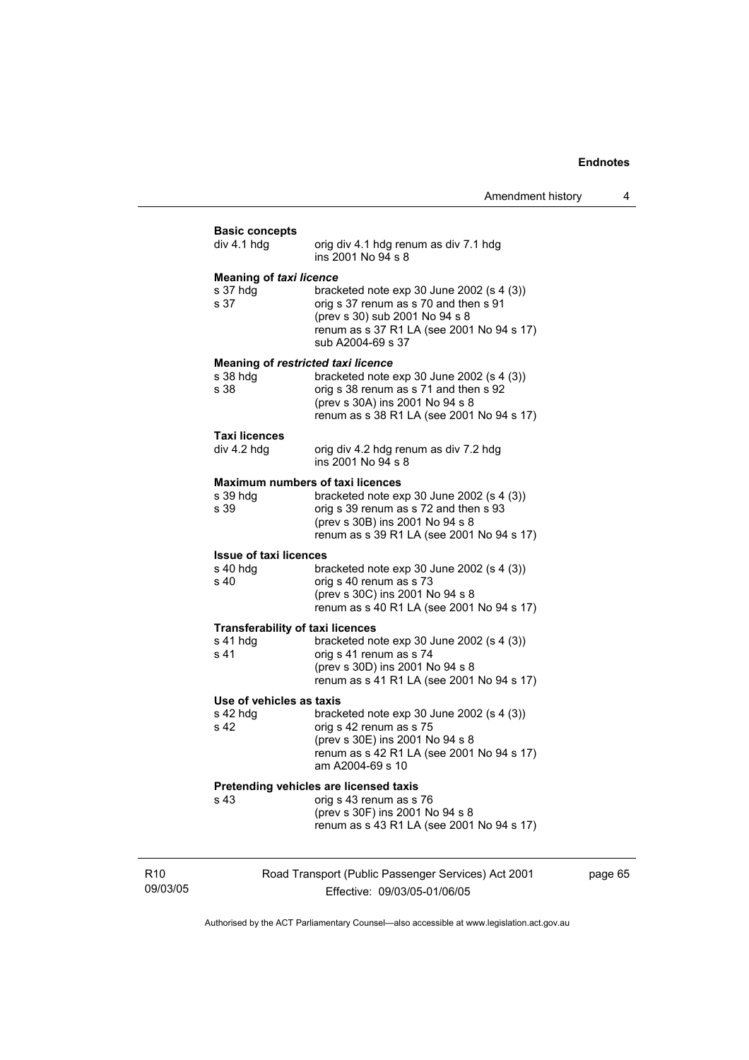**Basic concepts**

div 4.1 hdg	orig div 4.1 hdg renum as div 7.1 hdg
ins 2001 No 94 s 8

**Meaning of *taxi licence***

s 37 hdg	bracketed note exp 30 June 2002 (s 4 (3))
s 37	orig s 37 renum as s 70 and then s 91
(prev s 30) sub 2001 No 94 s 8
renum as s 37 R1 LA (see 2001 No 94 s 17)
sub A2004-69 s 37

**Meaning of *restricted taxi licence***

s 38 hdg	bracketed note exp 30 June 2002 (s 4 (3))
s 38	orig s 38 renum as s 71 and then s 92
(prev s 30A) ins 2001 No 94 s 8
renum as s 38 R1 LA (see 2001 No 94 s 17)

**Taxi licences**

div 4.2 hdg	orig div 4.2 hdg renum as div 7.2 hdg
ins 2001 No 94 s 8

**Maximum numbers of taxi licences**

s 39 hdg	bracketed note exp 30 June 2002 (s 4 (3))
s 39	orig s 39 renum as s 72 and then s 93
(prev s 30B) ins 2001 No 94 s 8
renum as s 39 R1 LA (see 2001 No 94 s 17)

**Issue of taxi licences**

s 40 hdg	bracketed note exp 30 June 2002 (s 4 (3))
s 40	orig s 40 renum as s 73
(prev s 30C) ins 2001 No 94 s 8
renum as s 40 R1 LA (see 2001 No 94 s 17)

**Transferability of taxi licences**

s 41 hdg	bracketed note exp 30 June 2002 (s 4 (3))
s 41	orig s 41 renum as s 74
(prev s 30D) ins 2001 No 94 s 8
renum as s 41 R1 LA (see 2001 No 94 s 17)

**Use of vehicles as taxis**

s 42 hdg	bracketed note exp 30 June 2002 (s 4 (3))
s 42	orig s 42 renum as s 75
(prev s 30E) ins 2001 No 94 s 8
renum as s 42 R1 LA (see 2001 No 94 s 17)
am A2004-69 s 10

**Pretending vehicles are licensed taxis**

s 43	orig s 43 renum as s 76
(prev s 30F) ins 2001 No 94 s 8
renum as s 43 R1 LA (see 2001 No 94 s 17)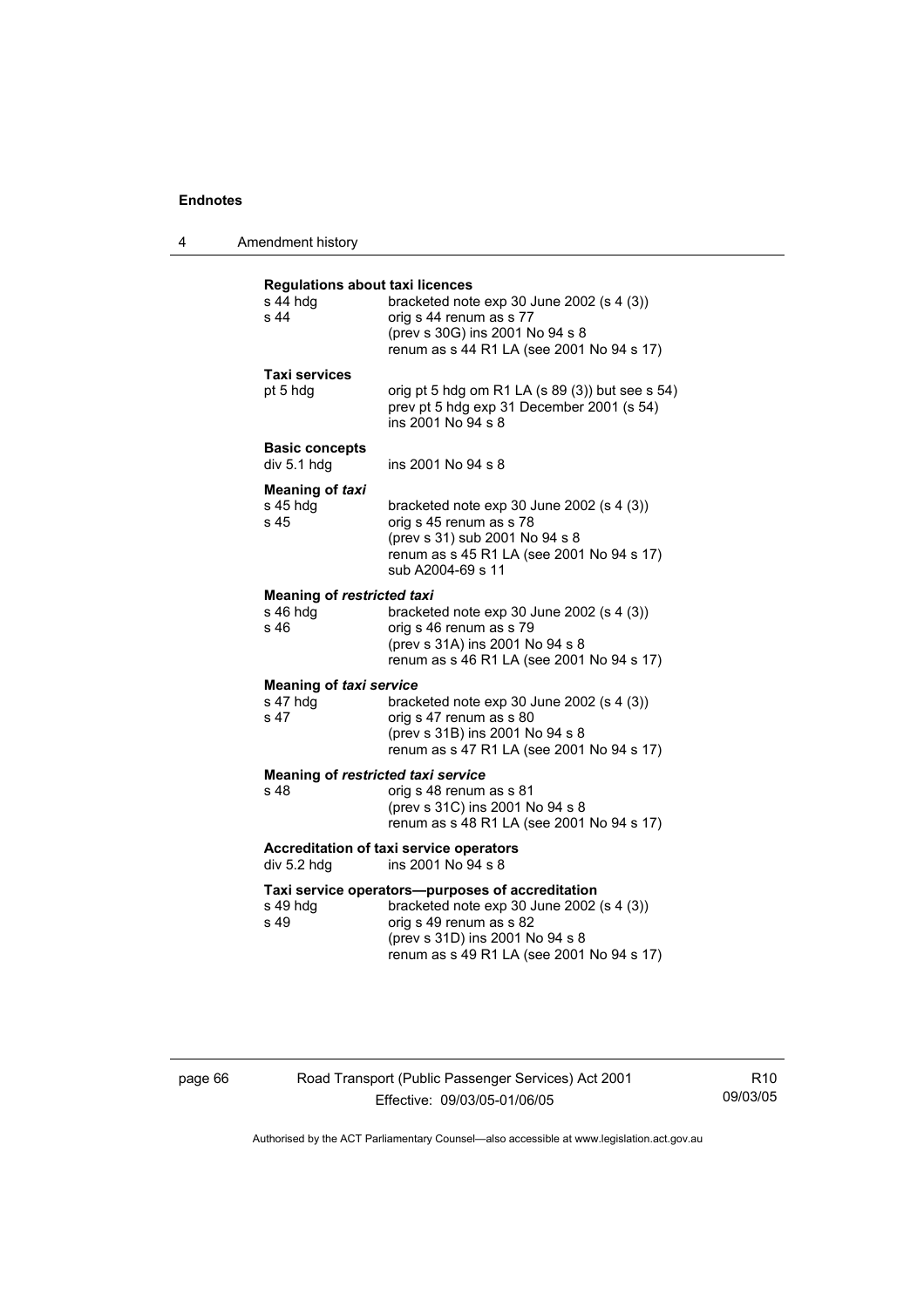**Regulations about taxi licences**

| | |
|---|---|
| s 44 hdg | bracketed note exp 30 June 2002 (s 4 (3)) |
| s 44 | orig s 44 renum as s 77<br>(prev s 30G) ins 2001 No 94 s 8<br>renum as s 44 R1 LA (see 2001 No 94 s 17) |

**Taxi services**

| | |
|---|---|
| pt 5 hdg | orig pt 5 hdg om R1 LA (s 89 (3)) but see s 54)<br>prev pt 5 hdg exp 31 December 2001 (s 54)<br>ins 2001 No 94 s 8 |

**Basic concepts**

| | |
|---|---|
| div 5.1 hdg | ins 2001 No 94 s 8 |

**Meaning of *taxi***

| | |
|---|---|
| s 45 hdg | bracketed note exp 30 June 2002 (s 4 (3)) |
| s 45 | orig s 45 renum as s 78<br>(prev s 31) sub 2001 No 94 s 8<br>renum as s 45 R1 LA (see 2001 No 94 s 17)<br>sub A2004-69 s 11 |

**Meaning of *restricted taxi***

| | |
|---|---|
| s 46 hdg | bracketed note exp 30 June 2002 (s 4 (3)) |
| s 46 | orig s 46 renum as s 79<br>(prev s 31A) ins 2001 No 94 s 8<br>renum as s 46 R1 LA (see 2001 No 94 s 17) |

**Meaning of *taxi service***

| | |
|---|---|
| s 47 hdg | bracketed note exp 30 June 2002 (s 4 (3)) |
| s 47 | orig s 47 renum as s 80<br>(prev s 31B) ins 2001 No 94 s 8<br>renum as s 47 R1 LA (see 2001 No 94 s 17) |

**Meaning of *restricted taxi service***

| | |
|---|---|
| s 48 | orig s 48 renum as s 81<br>(prev s 31C) ins 2001 No 94 s 8<br>renum as s 48 R1 LA (see 2001 No 94 s 17) |

**Accreditation of taxi service operators**

| | |
|---|---|
| div 5.2 hdg | ins 2001 No 94 s 8 |

**Taxi service operators—purposes of accreditation**

| | |
|---|---|
| s 49 hdg | bracketed note exp 30 June 2002 (s 4 (3)) |
| s 49 | orig s 49 renum as s 82<br>(prev s 31D) ins 2001 No 94 s 8<br>renum as s 49 R1 LA (see 2001 No 94 s 17) |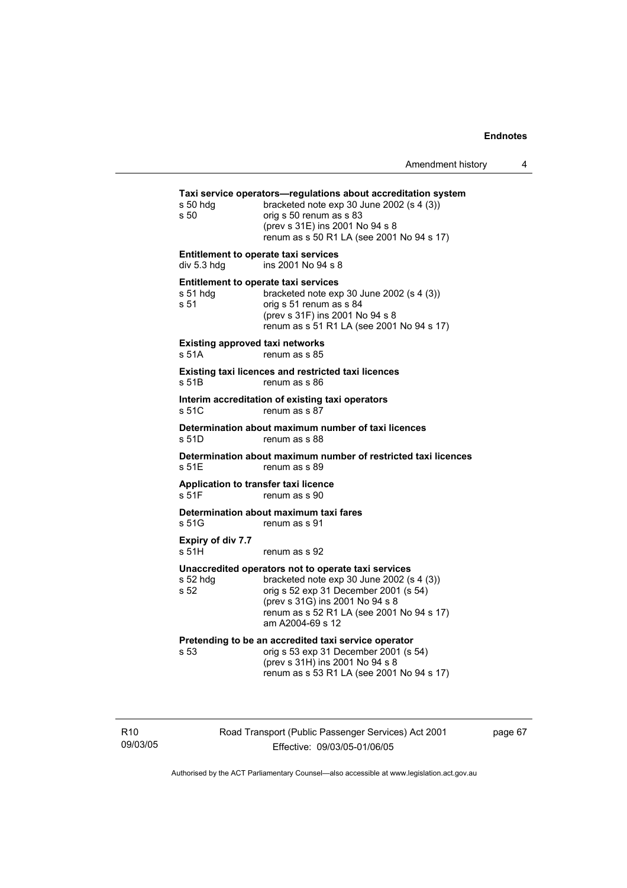**Taxi service operators—regulations about accreditation system**

s 50 hdg bracketed note exp 30 June 2002 (s 4 (3))
s 50 orig s 50 renum as s 83
(prev s 31E) ins 2001 No 94 s 8
renum as s 50 R1 LA (see 2001 No 94 s 17)

**Entitlement to operate taxi services**

div 5.3 hdg ins 2001 No 94 s 8

**Entitlement to operate taxi services**

s 51 hdg bracketed note exp 30 June 2002 (s 4 (3))
s 51 orig s 51 renum as s 84
(prev s 31F) ins 2001 No 94 s 8
renum as s 51 R1 LA (see 2001 No 94 s 17)

**Existing approved taxi networks**

s 51A renum as s 85

**Existing taxi licences and restricted taxi licences**

s 51B renum as s 86

**Interim accreditation of existing taxi operators**

s 51C renum as s 87

**Determination about maximum number of taxi licences**

s 51D renum as s 88

**Determination about maximum number of restricted taxi licences**

s 51E renum as s 89

**Application to transfer taxi licence**

s 51F renum as s 90

**Determination about maximum taxi fares**

s 51G renum as s 91

**Expiry of div 7.7**

s 51H renum as s 92

**Unaccredited operators not to operate taxi services**

s 52 hdg bracketed note exp 30 June 2002 (s 4 (3))
s 52 orig s 52 exp 31 December 2001 (s 54)
(prev s 31G) ins 2001 No 94 s 8
renum as s 52 R1 LA (see 2001 No 94 s 17)
am A2004-69 s 12

**Pretending to be an accredited taxi service operator**

s 53 orig s 53 exp 31 December 2001 (s 54)
(prev s 31H) ins 2001 No 94 s 8
renum as s 53 R1 LA (see 2001 No 94 s 17)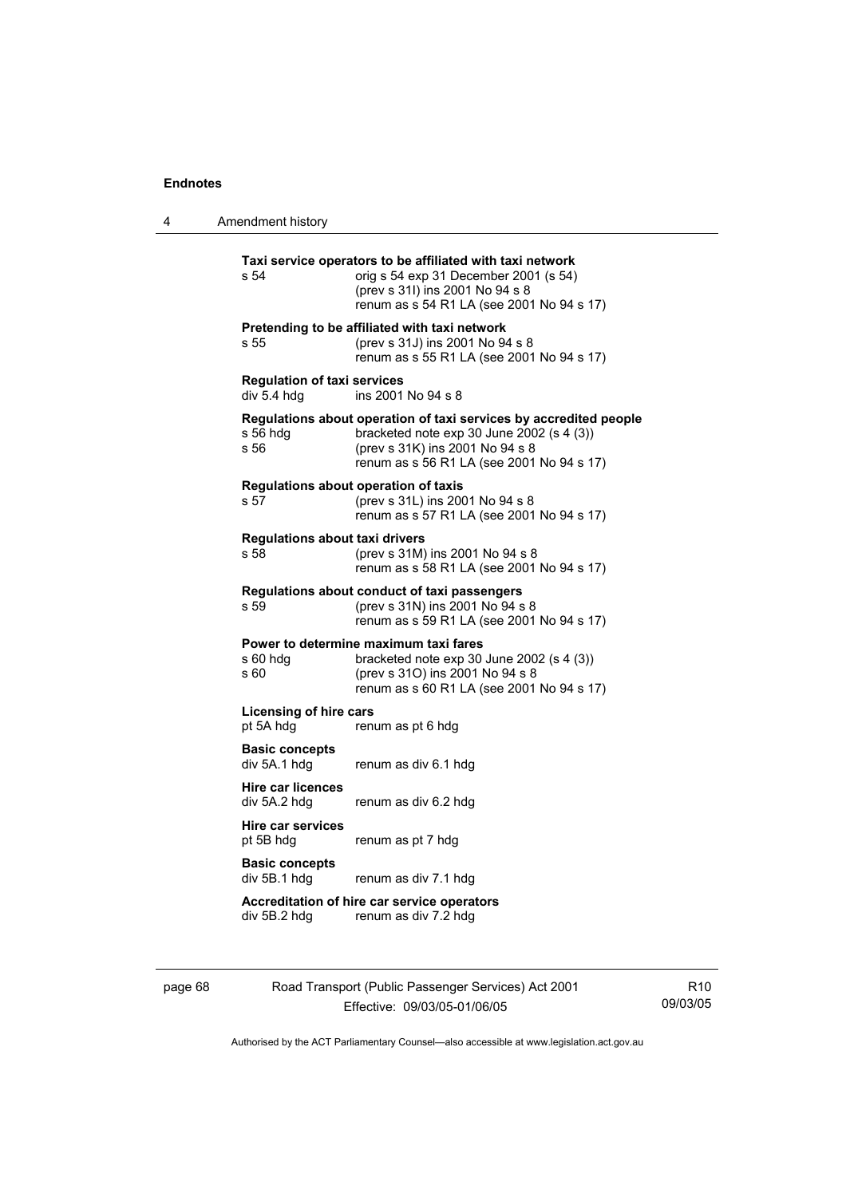**Taxi service operators to be affiliated with taxi network**

s 54 orig s 54 exp 31 December 2001 (s 54)
(prev s 31I) ins 2001 No 94 s 8
renum as s 54 R1 LA (see 2001 No 94 s 17)

**Pretending to be affiliated with taxi network**

s 55 (prev s 31J) ins 2001 No 94 s 8
renum as s 55 R1 LA (see 2001 No 94 s 17)

**Regulation of taxi services**

div 5.4 hdg ins 2001 No 94 s 8

**Regulations about operation of taxi services by accredited people**

s 56 hdg bracketed note exp 30 June 2002 (s 4 (3))
s 56 (prev s 31K) ins 2001 No 94 s 8
renum as s 56 R1 LA (see 2001 No 94 s 17)

**Regulations about operation of taxis**

s 57 (prev s 31L) ins 2001 No 94 s 8
renum as s 57 R1 LA (see 2001 No 94 s 17)

**Regulations about taxi drivers**

s 58 (prev s 31M) ins 2001 No 94 s 8
renum as s 58 R1 LA (see 2001 No 94 s 17)

**Regulations about conduct of taxi passengers**

s 59 (prev s 31N) ins 2001 No 94 s 8
renum as s 59 R1 LA (see 2001 No 94 s 17)

**Power to determine maximum taxi fares**

s 60 hdg bracketed note exp 30 June 2002 (s 4 (3))
s 60 (prev s 31O) ins 2001 No 94 s 8
renum as s 60 R1 LA (see 2001 No 94 s 17)

**Licensing of hire cars**

pt 5A hdg renum as pt 6 hdg

**Basic concepts**

div 5A.1 hdg renum as div 6.1 hdg

**Hire car licences**

div 5A.2 hdg renum as div 6.2 hdg

**Hire car services**

pt 5B hdg renum as pt 7 hdg

**Basic concepts**

div 5B.1 hdg renum as div 7.1 hdg

**Accreditation of hire car service operators**

div 5B.2 hdg renum as div 7.2 hdg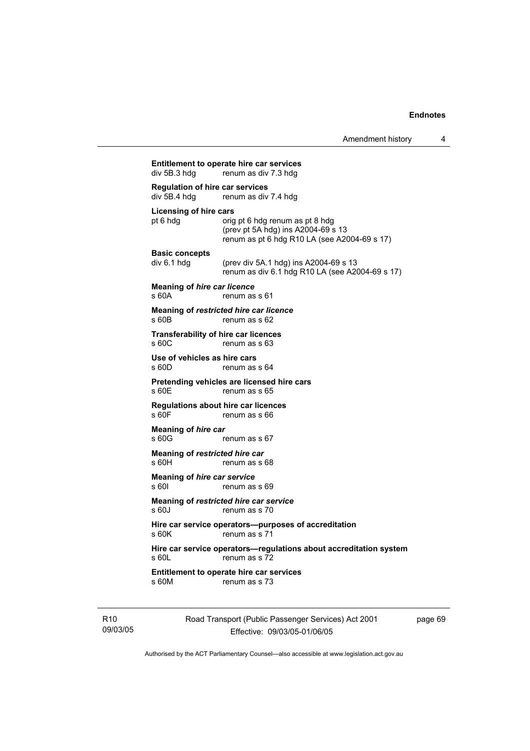**Entitlement to operate hire car services**
div 5B.3 hdg renum as div 7.3 hdg

**Regulation of hire car services**
div 5B.4 hdg renum as div 7.4 hdg

**Licensing of hire cars**
pt 6 hdg orig pt 6 hdg renum as pt 8 hdg
(prev pt 5A hdg) ins A2004-69 s 13
renum as pt 6 hdg R10 LA (see A2004-69 s 17)

**Basic concepts**
div 6.1 hdg (prev div 5A.1 hdg) ins A2004-69 s 13
renum as div 6.1 hdg R10 LA (see A2004-69 s 17)

**Meaning of *hire car licence***
s 60A renum as s 61

**Meaning of *restricted hire car licence***
s 60B renum as s 62

**Transferability of hire car licences**
s 60C renum as s 63

**Use of vehicles as hire cars**
s 60D renum as s 64

**Pretending vehicles are licensed hire cars**
s 60E renum as s 65

**Regulations about hire car licences**
s 60F renum as s 66

**Meaning of *hire car***
s 60G renum as s 67

**Meaning of *restricted hire car***
s 60H renum as s 68

**Meaning of *hire car service***
s 60I renum as s 69

**Meaning of *restricted hire car service***
s 60J renum as s 70

**Hire car service operators—purposes of accreditation**
s 60K renum as s 71

**Hire car service operators—regulations about accreditation system**
s 60L renum as s 72

**Entitlement to operate hire car services**
s 60M renum as s 73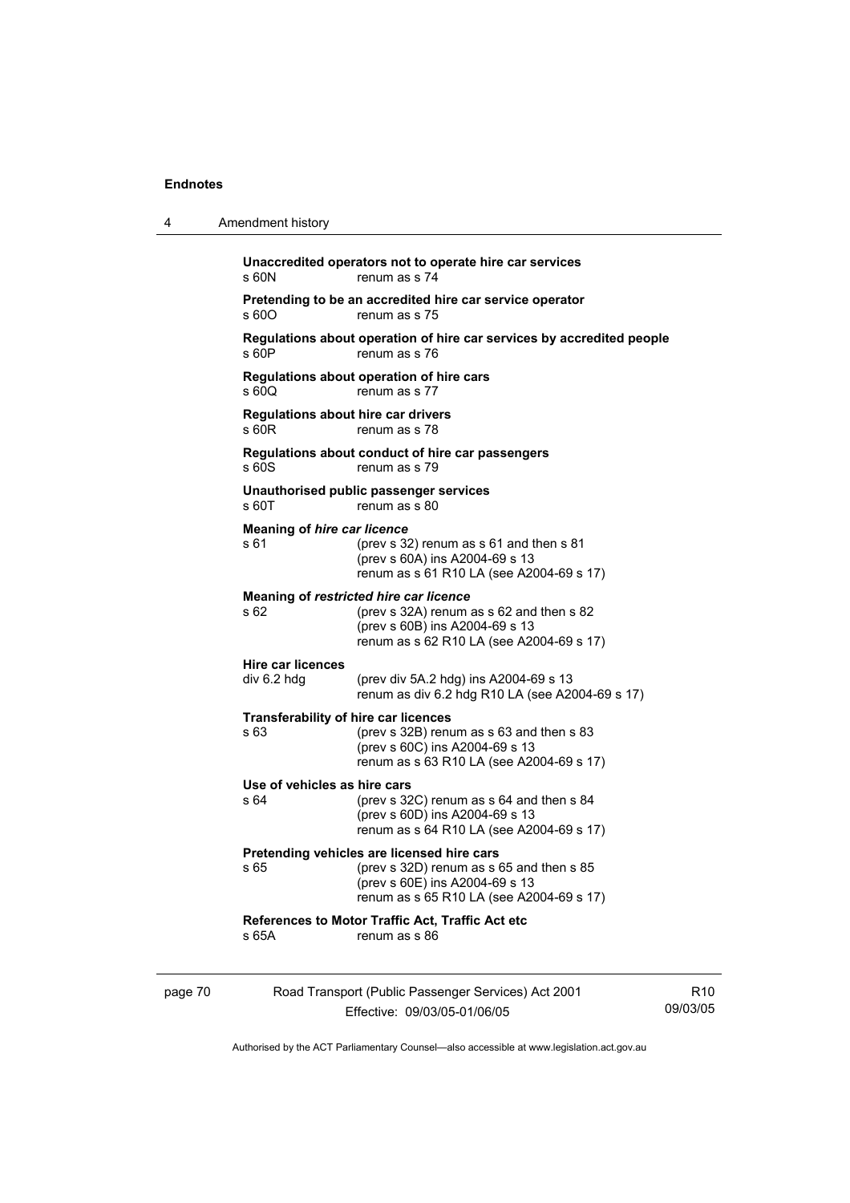**Unaccredited operators not to operate hire car services**
s 60N renum as s 74

**Pretending to be an accredited hire car service operator**
s 60O renum as s 75

**Regulations about operation of hire car services by accredited people**
s 60P renum as s 76

**Regulations about operation of hire cars**
s 60Q renum as s 77

**Regulations about hire car drivers**
s 60R renum as s 78

**Regulations about conduct of hire car passengers**
s 60S renum as s 79

**Unauthorised public passenger services**
s 60T renum as s 80

**Meaning of *hire car licence***
s 61 (prev s 32) renum as s 61 and then s 81
(prev s 60A) ins A2004-69 s 13
renum as s 61 R10 LA (see A2004-69 s 17)

**Meaning of *restricted hire car licence***
s 62 (prev s 32A) renum as s 62 and then s 82
(prev s 60B) ins A2004-69 s 13
renum as s 62 R10 LA (see A2004-69 s 17)

**Hire car licences**
div 6.2 hdg (prev div 5A.2 hdg) ins A2004-69 s 13
renum as div 6.2 hdg R10 LA (see A2004-69 s 17)

**Transferability of hire car licences**
s 63 (prev s 32B) renum as s 63 and then s 83
(prev s 60C) ins A2004-69 s 13
renum as s 63 R10 LA (see A2004-69 s 17)

**Use of vehicles as hire cars**
s 64 (prev s 32C) renum as s 64 and then s 84
(prev s 60D) ins A2004-69 s 13
renum as s 64 R10 LA (see A2004-69 s 17)

**Pretending vehicles are licensed hire cars**
s 65 (prev s 32D) renum as s 65 and then s 85
(prev s 60E) ins A2004-69 s 13
renum as s 65 R10 LA (see A2004-69 s 17)

**References to Motor Traffic Act, Traffic Act etc**
s 65A renum as s 86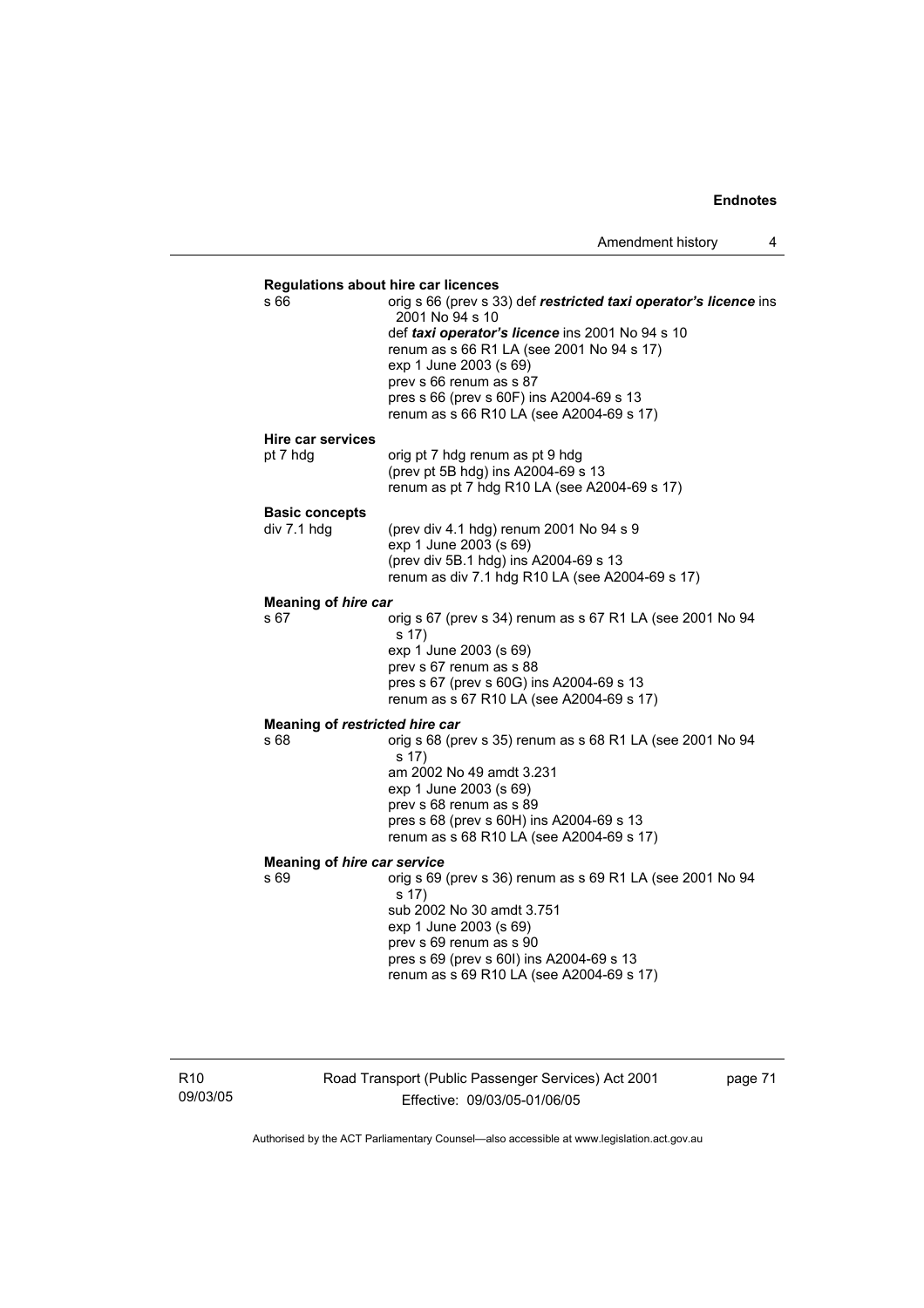**Regulations about hire car licences**

s 66 — orig s 66 (prev s 33) def ***restricted taxi operator's licence*** ins 2001 No 94 s 10
def ***taxi operator's licence*** ins 2001 No 94 s 10
renum as s 66 R1 LA (see 2001 No 94 s 17)
exp 1 June 2003 (s 69)
prev s 66 renum as s 87
pres s 66 (prev s 60F) ins A2004-69 s 13
renum as s 66 R10 LA (see A2004-69 s 17)

**Hire car services**

pt 7 hdg — orig pt 7 hdg renum as pt 9 hdg
(prev pt 5B hdg) ins A2004-69 s 13
renum as pt 7 hdg R10 LA (see A2004-69 s 17)

**Basic concepts**

div 7.1 hdg — (prev div 4.1 hdg) renum 2001 No 94 s 9
exp 1 June 2003 (s 69)
(prev div 5B.1 hdg) ins A2004-69 s 13
renum as div 7.1 hdg R10 LA (see A2004-69 s 17)

**Meaning of *hire car***

s 67 — orig s 67 (prev s 34) renum as s 67 R1 LA (see 2001 No 94 s 17)
exp 1 June 2003 (s 69)
prev s 67 renum as s 88
pres s 67 (prev s 60G) ins A2004-69 s 13
renum as s 67 R10 LA (see A2004-69 s 17)

**Meaning of *restricted hire car***

s 68 — orig s 68 (prev s 35) renum as s 68 R1 LA (see 2001 No 94 s 17)
am 2002 No 49 amdt 3.231
exp 1 June 2003 (s 69)
prev s 68 renum as s 89
pres s 68 (prev s 60H) ins A2004-69 s 13
renum as s 68 R10 LA (see A2004-69 s 17)

**Meaning of *hire car service***

s 69 — orig s 69 (prev s 36) renum as s 69 R1 LA (see 2001 No 94 s 17)
sub 2002 No 30 amdt 3.751
exp 1 June 2003 (s 69)
prev s 69 renum as s 90
pres s 69 (prev s 60I) ins A2004-69 s 13
renum as s 69 R10 LA (see A2004-69 s 17)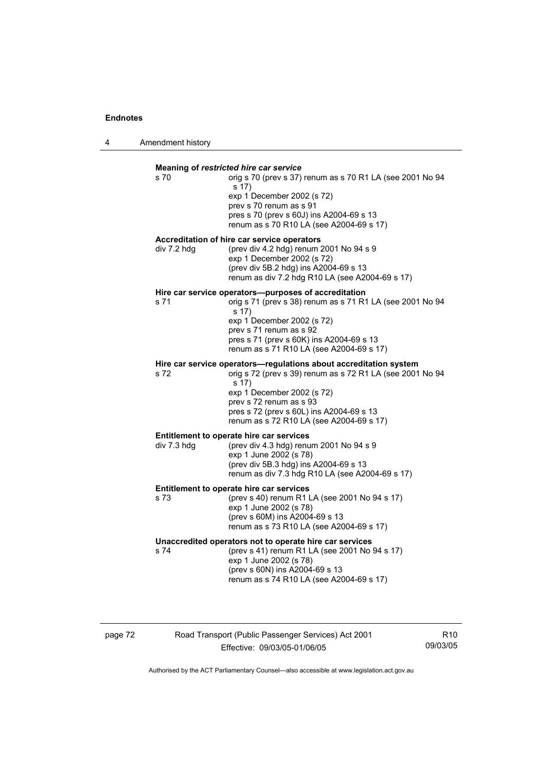**Meaning of *restricted hire car service***

s 70 — orig s 70 (prev s 37) renum as s 70 R1 LA (see 2001 No 94 s 17)
exp 1 December 2002 (s 72)
prev s 70 renum as s 91
pres s 70 (prev s 60J) ins A2004-69 s 13
renum as s 70 R10 LA (see A2004-69 s 17)

**Accreditation of hire car service operators**

div 7.2 hdg — (prev div 4.2 hdg) renum 2001 No 94 s 9
exp 1 December 2002 (s 72)
(prev div 5B.2 hdg) ins A2004-69 s 13
renum as div 7.2 hdg R10 LA (see A2004-69 s 17)

**Hire car service operators—purposes of accreditation**

s 71 — orig s 71 (prev s 38) renum as s 71 R1 LA (see 2001 No 94 s 17)
exp 1 December 2002 (s 72)
prev s 71 renum as s 92
pres s 71 (prev s 60K) ins A2004-69 s 13
renum as s 71 R10 LA (see A2004-69 s 17)

**Hire car service operators—regulations about accreditation system**

s 72 — orig s 72 (prev s 39) renum as s 72 R1 LA (see 2001 No 94 s 17)
exp 1 December 2002 (s 72)
prev s 72 renum as s 93
pres s 72 (prev s 60L) ins A2004-69 s 13
renum as s 72 R10 LA (see A2004-69 s 17)

**Entitlement to operate hire car services**

div 7.3 hdg — (prev div 4.3 hdg) renum 2001 No 94 s 9
exp 1 June 2002 (s 78)
(prev div 5B.3 hdg) ins A2004-69 s 13
renum as div 7.3 hdg R10 LA (see A2004-69 s 17)

**Entitlement to operate hire car services**

s 73 — (prev s 40) renum R1 LA (see 2001 No 94 s 17)
exp 1 June 2002 (s 78)
(prev s 60M) ins A2004-69 s 13
renum as s 73 R10 LA (see A2004-69 s 17)

**Unaccredited operators not to operate hire car services**

s 74 — (prev s 41) renum R1 LA (see 2001 No 94 s 17)
exp 1 June 2002 (s 78)
(prev s 60N) ins A2004-69 s 13
renum as s 74 R10 LA (see A2004-69 s 17)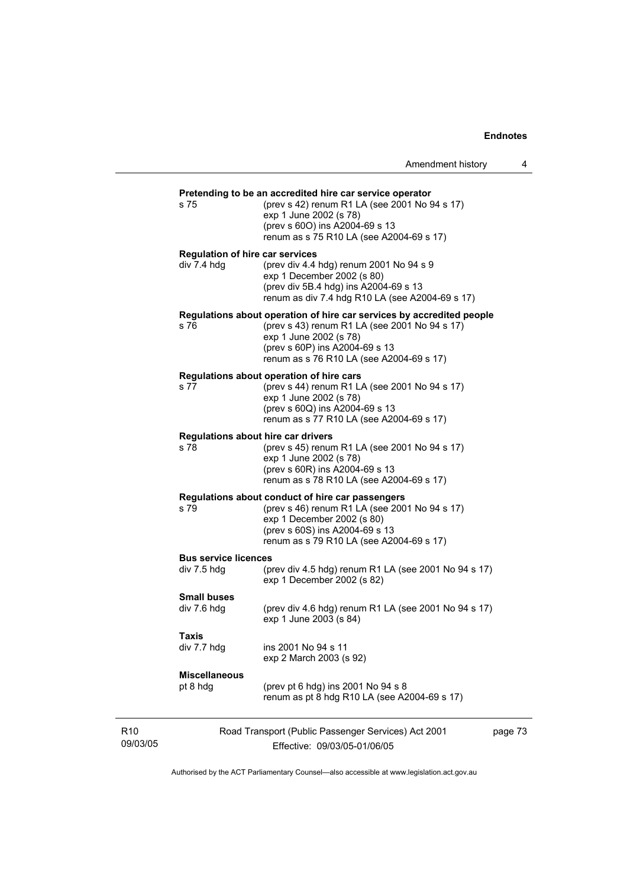**Pretending to be an accredited hire car service operator**

s 75 (prev s 42) renum R1 LA (see 2001 No 94 s 17)
exp 1 June 2002 (s 78)
(prev s 60O) ins A2004-69 s 13
renum as s 75 R10 LA (see A2004-69 s 17)

**Regulation of hire car services**

div 7.4 hdg (prev div 4.4 hdg) renum 2001 No 94 s 9
exp 1 December 2002 (s 80)
(prev div 5B.4 hdg) ins A2004-69 s 13
renum as div 7.4 hdg R10 LA (see A2004-69 s 17)

**Regulations about operation of hire car services by accredited people**

s 76 (prev s 43) renum R1 LA (see 2001 No 94 s 17)
exp 1 June 2002 (s 78)
(prev s 60P) ins A2004-69 s 13
renum as s 76 R10 LA (see A2004-69 s 17)

**Regulations about operation of hire cars**

s 77 (prev s 44) renum R1 LA (see 2001 No 94 s 17)
exp 1 June 2002 (s 78)
(prev s 60Q) ins A2004-69 s 13
renum as s 77 R10 LA (see A2004-69 s 17)

**Regulations about hire car drivers**

s 78 (prev s 45) renum R1 LA (see 2001 No 94 s 17)
exp 1 June 2002 (s 78)
(prev s 60R) ins A2004-69 s 13
renum as s 78 R10 LA (see A2004-69 s 17)

**Regulations about conduct of hire car passengers**

s 79 (prev s 46) renum R1 LA (see 2001 No 94 s 17)
exp 1 December 2002 (s 80)
(prev s 60S) ins A2004-69 s 13
renum as s 79 R10 LA (see A2004-69 s 17)

**Bus service licences**

div 7.5 hdg (prev div 4.5 hdg) renum R1 LA (see 2001 No 94 s 17)
exp 1 December 2002 (s 82)

**Small buses**

div 7.6 hdg (prev div 4.6 hdg) renum R1 LA (see 2001 No 94 s 17)
exp 1 June 2003 (s 84)

**Taxis**

div 7.7 hdg ins 2001 No 94 s 11
exp 2 March 2003 (s 92)

**Miscellaneous**

pt 8 hdg (prev pt 6 hdg) ins 2001 No 94 s 8
renum as pt 8 hdg R10 LA (see A2004-69 s 17)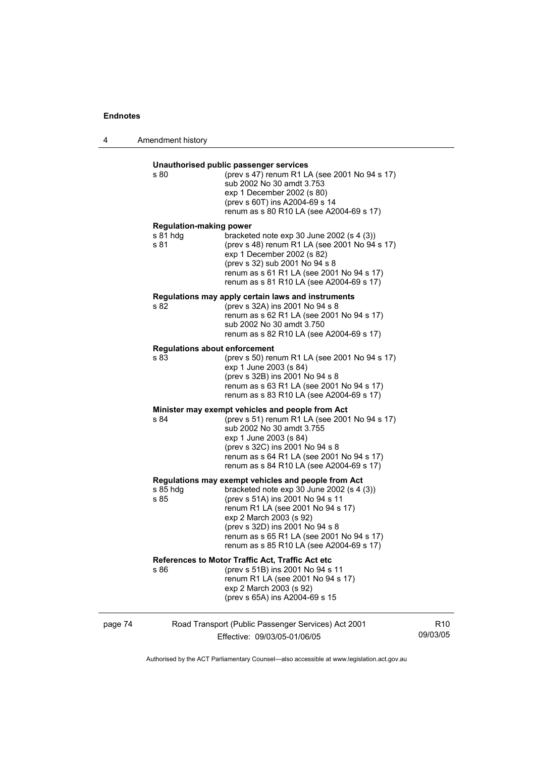**Unauthorised public passenger services**

s 80 (prev s 47) renum R1 LA (see 2001 No 94 s 17)
sub 2002 No 30 amdt 3.753
exp 1 December 2002 (s 80)
(prev s 60T) ins A2004-69 s 14
renum as s 80 R10 LA (see A2004-69 s 17)

**Regulation-making power**

s 81 hdg bracketed note exp 30 June 2002 (s 4 (3))
s 81 (prev s 48) renum R1 LA (see 2001 No 94 s 17)
exp 1 December 2002 (s 82)
(prev s 32) sub 2001 No 94 s 8
renum as s 61 R1 LA (see 2001 No 94 s 17)
renum as s 81 R10 LA (see A2004-69 s 17)

**Regulations may apply certain laws and instruments**

s 82 (prev s 32A) ins 2001 No 94 s 8
renum as s 62 R1 LA (see 2001 No 94 s 17)
sub 2002 No 30 amdt 3.750
renum as s 82 R10 LA (see A2004-69 s 17)

**Regulations about enforcement**

s 83 (prev s 50) renum R1 LA (see 2001 No 94 s 17)
exp 1 June 2003 (s 84)
(prev s 32B) ins 2001 No 94 s 8
renum as s 63 R1 LA (see 2001 No 94 s 17)
renum as s 83 R10 LA (see A2004-69 s 17)

**Minister may exempt vehicles and people from Act**

s 84 (prev s 51) renum R1 LA (see 2001 No 94 s 17)
sub 2002 No 30 amdt 3.755
exp 1 June 2003 (s 84)
(prev s 32C) ins 2001 No 94 s 8
renum as s 64 R1 LA (see 2001 No 94 s 17)
renum as s 84 R10 LA (see A2004-69 s 17)

**Regulations may exempt vehicles and people from Act**

s 85 hdg bracketed note exp 30 June 2002 (s 4 (3))
s 85 (prev s 51A) ins 2001 No 94 s 11
renum R1 LA (see 2001 No 94 s 17)
exp 2 March 2003 (s 92)
(prev s 32D) ins 2001 No 94 s 8
renum as s 65 R1 LA (see 2001 No 94 s 17)
renum as s 85 R10 LA (see A2004-69 s 17)

**References to Motor Traffic Act, Traffic Act etc**

s 86 (prev s 51B) ins 2001 No 94 s 11
renum R1 LA (see 2001 No 94 s 17)
exp 2 March 2003 (s 92)
(prev s 65A) ins A2004-69 s 15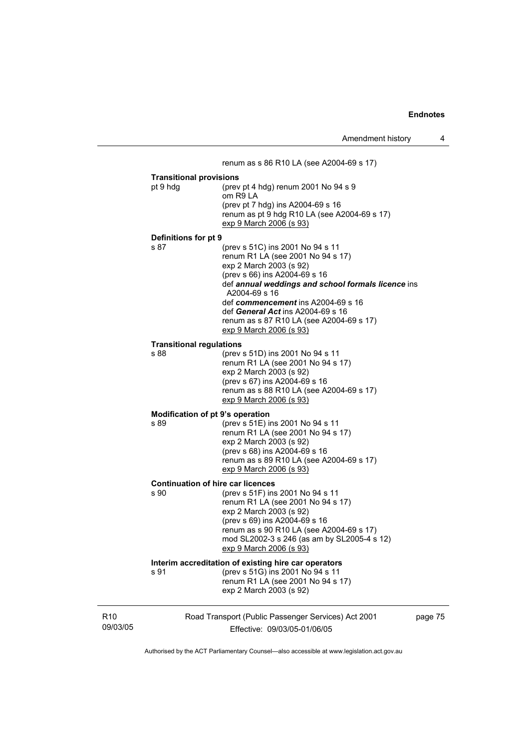renum as s 86 R10 LA (see A2004-69 s 17)

**Transitional provisions**

pt 9 hdg (prev pt 4 hdg) renum 2001 No 94 s 9
om R9 LA
(prev pt 7 hdg) ins A2004-69 s 16
renum as pt 9 hdg R10 LA (see A2004-69 s 17)
exp 9 March 2006 (s 93)

**Definitions for pt 9**

s 87 (prev s 51C) ins 2001 No 94 s 11
renum R1 LA (see 2001 No 94 s 17)
exp 2 March 2003 (s 92)
(prev s 66) ins A2004-69 s 16
def ***annual weddings and school formals licence*** ins A2004-69 s 16
def ***commencement*** ins A2004-69 s 16
def ***General Act*** ins A2004-69 s 16
renum as s 87 R10 LA (see A2004-69 s 17)
exp 9 March 2006 (s 93)

**Transitional regulations**

s 88 (prev s 51D) ins 2001 No 94 s 11
renum R1 LA (see 2001 No 94 s 17)
exp 2 March 2003 (s 92)
(prev s 67) ins A2004-69 s 16
renum as s 88 R10 LA (see A2004-69 s 17)
exp 9 March 2006 (s 93)

**Modification of pt 9's operation**

s 89 (prev s 51E) ins 2001 No 94 s 11
renum R1 LA (see 2001 No 94 s 17)
exp 2 March 2003 (s 92)
(prev s 68) ins A2004-69 s 16
renum as s 89 R10 LA (see A2004-69 s 17)
exp 9 March 2006 (s 93)

**Continuation of hire car licences**

s 90 (prev s 51F) ins 2001 No 94 s 11
renum R1 LA (see 2001 No 94 s 17)
exp 2 March 2003 (s 92)
(prev s 69) ins A2004-69 s 16
renum as s 90 R10 LA (see A2004-69 s 17)
mod SL2002-3 s 246 (as am by SL2005-4 s 12)
exp 9 March 2006 (s 93)

**Interim accreditation of existing hire car operators**

s 91 (prev s 51G) ins 2001 No 94 s 11
renum R1 LA (see 2001 No 94 s 17)
exp 2 March 2003 (s 92)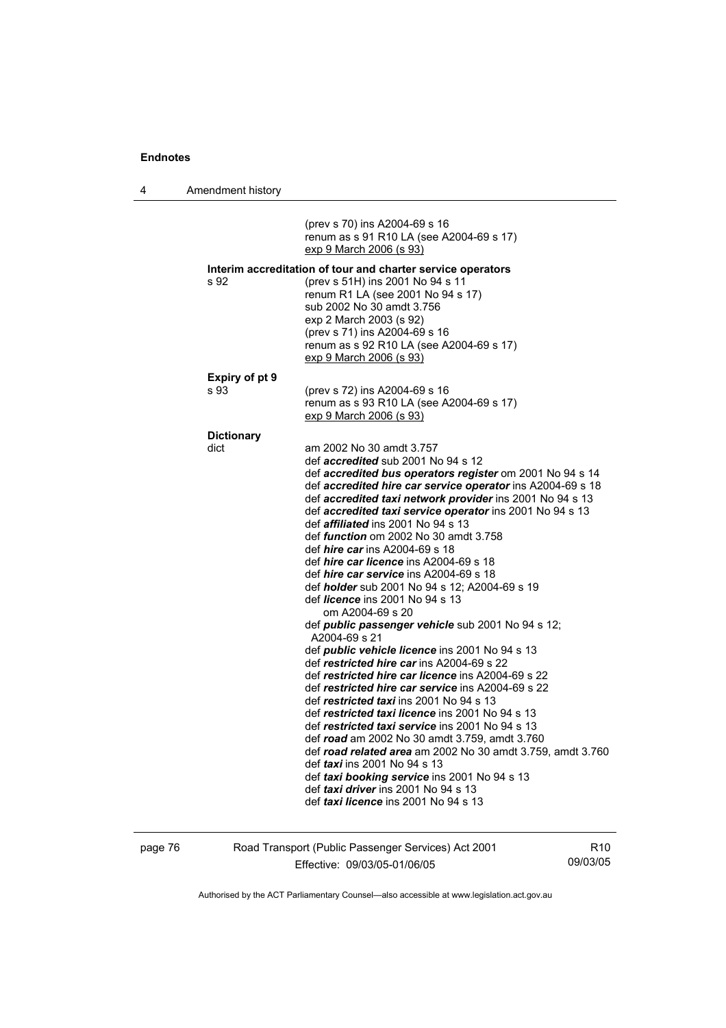(prev s 70) ins A2004-69 s 16
renum as s 91 R10 LA (see A2004-69 s 17)
exp 9 March 2006 (s 93)

**Interim accreditation of tour and charter service operators**

s 92 (prev s 51H) ins 2001 No 94 s 11
renum R1 LA (see 2001 No 94 s 17)
sub 2002 No 30 amdt 3.756
exp 2 March 2003 (s 92)
(prev s 71) ins A2004-69 s 16
renum as s 92 R10 LA (see A2004-69 s 17)
exp 9 March 2006 (s 93)

**Expiry of pt 9**

s 93 (prev s 72) ins A2004-69 s 16
renum as s 93 R10 LA (see A2004-69 s 17)
exp 9 March 2006 (s 93)

**Dictionary**

dict am 2002 No 30 amdt 3.757
def ***accredited*** sub 2001 No 94 s 12
def ***accredited bus operators register*** om 2001 No 94 s 14
def ***accredited hire car service operator*** ins A2004-69 s 18
def ***accredited taxi network provider*** ins 2001 No 94 s 13
def ***accredited taxi service operator*** ins 2001 No 94 s 13
def ***affiliated*** ins 2001 No 94 s 13
def ***function*** om 2002 No 30 amdt 3.758
def ***hire car*** ins A2004-69 s 18
def ***hire car licence*** ins A2004-69 s 18
def ***hire car service*** ins A2004-69 s 18
def ***holder*** sub 2001 No 94 s 12; A2004-69 s 19
def ***licence*** ins 2001 No 94 s 13
om A2004-69 s 20
def ***public passenger vehicle*** sub 2001 No 94 s 12; A2004-69 s 21
def ***public vehicle licence*** ins 2001 No 94 s 13
def ***restricted hire car*** ins A2004-69 s 22
def ***restricted hire car licence*** ins A2004-69 s 22
def ***restricted hire car service*** ins A2004-69 s 22
def ***restricted taxi*** ins 2001 No 94 s 13
def ***restricted taxi licence*** ins 2001 No 94 s 13
def ***restricted taxi service*** ins 2001 No 94 s 13
def ***road*** am 2002 No 30 amdt 3.759, amdt 3.760
def ***road related area*** am 2002 No 30 amdt 3.759, amdt 3.760
def ***taxi*** ins 2001 No 94 s 13
def ***taxi booking service*** ins 2001 No 94 s 13
def ***taxi driver*** ins 2001 No 94 s 13
def ***taxi licence*** ins 2001 No 94 s 13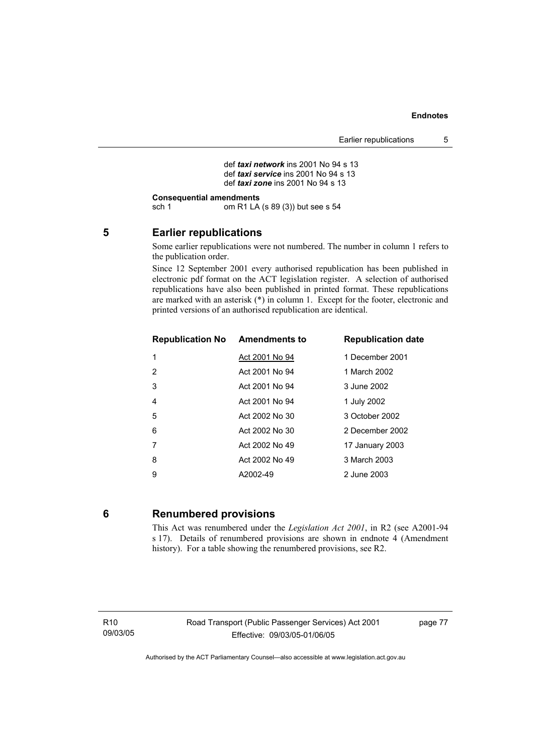def ***taxi network*** ins 2001 No 94 s 13
def ***taxi service*** ins 2001 No 94 s 13
def ***taxi zone*** ins 2001 No 94 s 13

**Consequential amendments**
sch 1 om R1 LA (s 89 (3)) but see s 54

## 5 Earlier republications

Some earlier republications were not numbered. The number in column 1 refers to the publication order.

Since 12 September 2001 every authorised republication has been published in electronic pdf format on the ACT legislation register. A selection of authorised republications have also been published in printed format. These republications are marked with an asterisk (*) in column 1. Except for the footer, electronic and printed versions of an authorised republication are identical.

| Republication No | Amendments to | Republication date |
|---|---|---|
| 1 | Act 2001 No 94 | 1 December 2001 |
| 2 | Act 2001 No 94 | 1 March 2002 |
| 3 | Act 2001 No 94 | 3 June 2002 |
| 4 | Act 2001 No 94 | 1 July 2002 |
| 5 | Act 2002 No 30 | 3 October 2002 |
| 6 | Act 2002 No 30 | 2 December 2002 |
| 7 | Act 2002 No 49 | 17 January 2003 |
| 8 | Act 2002 No 49 | 3 March 2003 |
| 9 | A2002-49 | 2 June 2003 |

## 6 Renumbered provisions

This Act was renumbered under the *Legislation Act 2001*, in R2 (see A2001-94 s 17). Details of renumbered provisions are shown in endnote 4 (Amendment history). For a table showing the renumbered provisions, see R2.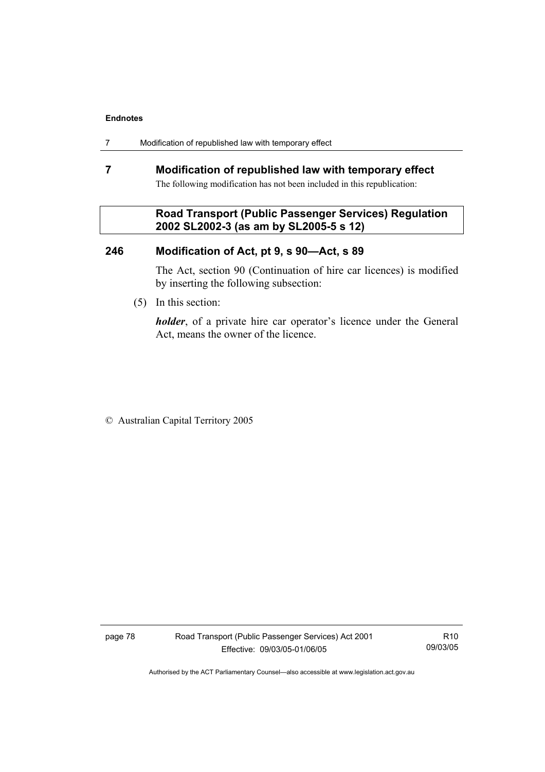## 7 Modification of republished law with temporary effect

The following modification has not been included in this republication:

**Road Transport (Public Passenger Services) Regulation 2002 SL2002-3 (as am by SL2005-5 s 12)**

### 246 Modification of Act, pt 9, s 90—Act, s 89

The Act, section 90 (Continuation of hire car licences) is modified by inserting the following subsection:

(5) In this section:

***holder***, of a private hire car operator's licence under the General Act, means the owner of the licence.

© Australian Capital Territory 2005